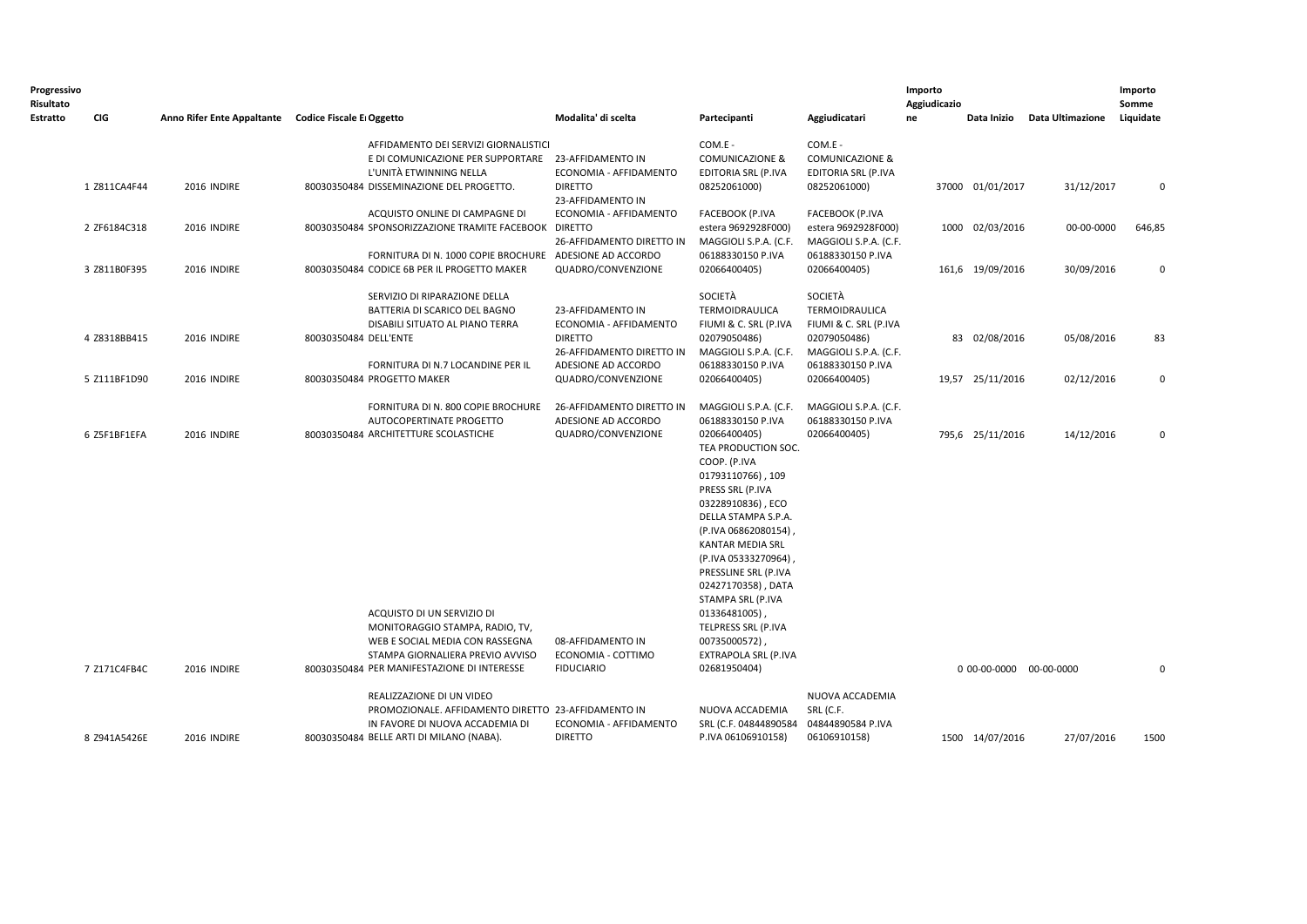| Progressivo Risultato Estratto | CIG | Anno Rifer Ente Appaltante | Codice Fiscale E Oggetto | | Modalita' di scelta | Partecipanti | Aggiudicatari | Importo Aggiudicazione | Data Inizio | Data Ultimazione | Importo Somme Liquidate |
|---|---|---|---|---|---|---|---|---|---|---|---|
| 1 | Z811CA4F44 | 2016 | INDIRE 80030350484 | AFFIDAMENTO DEI SERVIZI GIORNALISTICI E DI COMUNICAZIONE PER SUPPORTARE L'UNITÀ ETWINNING NELLA DISSEMINAZIONE DEL PROGETTO. | 23-AFFIDAMENTO IN ECONOMIA - AFFIDAMENTO DIRETTO | COM.E - COMUNICAZIONE & EDITORIA SRL (P.IVA 08252061000) | COM.E - COMUNICAZIONE & EDITORIA SRL (P.IVA 08252061000) | 37000 | 01/01/2017 | 31/12/2017 | 0 |
| 2 | ZF6184C318 | 2016 | INDIRE 80030350484 | ACQUISTO ONLINE DI CAMPAGNE DI SPONSORIZZAZIONE TRAMITE FACEBOOK | 23-AFFIDAMENTO IN ECONOMIA - AFFIDAMENTO DIRETTO | FACEBOOK (P.IVA estera 9692928F000) | FACEBOOK (P.IVA estera 9692928F000) | 1000 | 02/03/2016 | 00-00-0000 | 646,85 |
| 3 | Z811B0F395 | 2016 | INDIRE 80030350484 | FORNITURA DI N. 1000 COPIE BROCHURE CODICE 6B PER IL PROGETTO MAKER | 26-AFFIDAMENTO DIRETTO IN ADESIONE AD ACCORDO QUADRO/CONVENZIONE | MAGGIOLI S.P.A. (C.F. 06188330150 P.IVA 02066400405) | MAGGIOLI S.P.A. (C.F. 06188330150 P.IVA 02066400405) | 161,6 | 19/09/2016 | 30/09/2016 | 0 |
| 4 | Z8318BB415 | 2016 | INDIRE 80030350484 | SERVIZIO DI RIPARAZIONE DELLA BATTERIA DI SCARICO DEL BAGNO DISABILI SITUATO AL PIANO TERRA DELL'ENTE | 23-AFFIDAMENTO IN ECONOMIA - AFFIDAMENTO DIRETTO | SOCIETÀ TERMOIDRAULICA FIUMI & C. SRL (P.IVA 02079050486) | SOCIETÀ TERMOIDRAULICA FIUMI & C. SRL (P.IVA 02079050486) | 83 | 02/08/2016 | 05/08/2016 | 83 |
| 5 | Z111BF1D90 | 2016 | INDIRE 80030350484 | FORNITURA DI N.7 LOCANDINE PER IL PROGETTO MAKER | 26-AFFIDAMENTO DIRETTO IN ADESIONE AD ACCORDO QUADRO/CONVENZIONE | MAGGIOLI S.P.A. (C.F. 06188330150 P.IVA 02066400405) | MAGGIOLI S.P.A. (C.F. 06188330150 P.IVA 02066400405) | 19,57 | 25/11/2016 | 02/12/2016 | 0 |
| 6 | Z5F1BF1EFA | 2016 | INDIRE 80030350484 | FORNITURA DI N. 800 COPIE BROCHURE AUTOCOPERTINATE PROGETTO ARCHITETTURE SCOLASTICHE | 26-AFFIDAMENTO DIRETTO IN ADESIONE AD ACCORDO QUADRO/CONVENZIONE | MAGGIOLI S.P.A. (C.F. 06188330150 P.IVA 02066400405) | MAGGIOLI S.P.A. (C.F. 06188330150 P.IVA 02066400405) | 795,6 | 25/11/2016 | 14/12/2016 | 0 |
| 7 | Z171C4FB4C | 2016 | INDIRE 80030350484 | ACQUISTO DI UN SERVIZIO DI MONITORAGGIO STAMPA, RADIO, TV, WEB E SOCIAL MEDIA CON RASSEGNA STAMPA GIORNALIERA PREVIO AVVISO PER MANIFESTAZIONE DI INTERESSE | 08-AFFIDAMENTO IN ECONOMIA - COTTIMO FIDUCIARIO | TEA PRODUCTION SOC. COOP. (P.IVA 01793110766) , 109 PRESS SRL (P.IVA 03228910836) , ECO DELLA STAMPA S.P.A. (P.IVA 06862080154) , KANTAR MEDIA SRL (P.IVA 05333270964) , PRESSLINE SRL (P.IVA 02427170358) , DATA STAMPA SRL (P.IVA 01336481005) , TELPRESS SRL (P.IVA 00735000572) , EXTRAPOLA SRL (P.IVA 02681950404) | | 0 | 00-00-0000 | 00-00-0000 | 0 |
| 8 | Z941A5426E | 2016 | INDIRE 80030350484 | REALIZZAZIONE DI UN VIDEO PROMOZIONALE. AFFIDAMENTO DIRETTO IN FAVORE DI NUOVA ACCADEMIA DI BELLE ARTI DI MILANO (NABA). | 23-AFFIDAMENTO IN ECONOMIA - AFFIDAMENTO DIRETTO | NUOVA ACCADEMIA SRL (C.F. 04844890584 P.IVA 06106910158) | NUOVA ACCADEMIA SRL (C.F. 04844890584 P.IVA 06106910158) | 1500 | 14/07/2016 | 27/07/2016 | 1500 |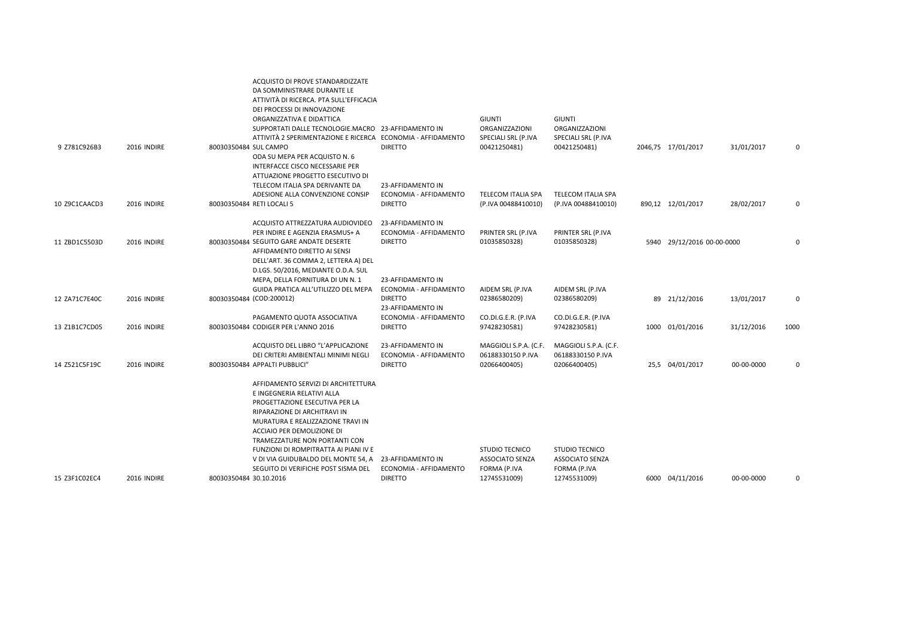| | | | | | | | | | | | |
|---|---|---|---|---|---|---|---|---|---|---|---|
| 9 | Z781C926B3 | 2016 | INDIRE | 80030350484 | ACQUISTO DI PROVE STANDARDIZZATE DA SOMMINISTRARE DURANTE LE ATTIVITÀ DI RICERCA. PTA SULL'EFFICACIA DEI PROCESSI DI INNOVAZIONE ORGANIZZATIVA E DIDATTICA SUPPORTATI DALLE TECNOLOGIE.MACRO ATTIVITÀ 2 SPERIMENTAZIONE E RICERCA SUL CAMPO | 23-AFFIDAMENTO IN ECONOMIA - AFFIDAMENTO DIRETTO | GIUNTI ORGANIZZAZIONI SPECIALI SRL (P.IVA 00421250481) | GIUNTI ORGANIZZAZIONI SPECIALI SRL (P.IVA 00421250481) | 2046,75 | 17/01/2017 | 31/01/2017 | 0 |
| 10 | Z9C1CAACD3 | 2016 | INDIRE | 80030350484 | ODA SU MEPA PER ACQUISTO N. 6 INTERFACCE CISCO NECESSARIE PER ATTUAZIONE PROGETTO ESECUTIVO DI TELECOM ITALIA SPA DERIVANTE DA ADESIONE ALLA CONVENZIONE CONSIP RETI LOCALI 5 | 23-AFFIDAMENTO IN ECONOMIA - AFFIDAMENTO DIRETTO | TELECOM ITALIA SPA (P.IVA 00488410010) | TELECOM ITALIA SPA (P.IVA 00488410010) | 890,12 | 12/01/2017 | 28/02/2017 | 0 |
| 11 | ZBD1C5503D | 2016 | INDIRE | 80030350484 | ACQUISTO ATTREZZATURA AUDIOVIDEO PER INDIRE E AGENZIA ERASMUS+ A SEGUITO GARE ANDATE DESERTE | 23-AFFIDAMENTO IN ECONOMIA - AFFIDAMENTO DIRETTO | PRINTER SRL (P.IVA 01035850328) | PRINTER SRL (P.IVA 01035850328) | 5940 | 29/12/2016 | 00-00-0000 | 0 |
| 12 | ZA71C7E40C | 2016 | INDIRE | 80030350484 | AFFIDAMENTO DIRETTO AI SENSI DELL'ART. 36 COMMA 2, LETTERA A) DEL D.LGS. 50/2016, MEDIANTE O.D.A. SUL MEPA, DELLA FORNITURA DI UN N. 1 GUIDA PRATICA ALL'UTILIZZO DEL MEPA (COD:200012) | 23-AFFIDAMENTO IN ECONOMIA - AFFIDAMENTO DIRETTO | AIDEM SRL (P.IVA 02386580209) | AIDEM SRL (P.IVA 02386580209) | 89 | 21/12/2016 | 13/01/2017 | 0 |
| 13 | Z1B1C7CD05 | 2016 | INDIRE | 80030350484 | PAGAMENTO QUOTA ASSOCIATIVA CODIGER PER L'ANNO 2016 | 23-AFFIDAMENTO IN ECONOMIA - AFFIDAMENTO DIRETTO | CO.DI.G.E.R. (P.IVA 97428230581) | CO.DI.G.E.R. (P.IVA 97428230581) | 1000 | 01/01/2016 | 31/12/2016 | 1000 |
| 14 | Z521C5F19C | 2016 | INDIRE | 80030350484 | ACQUISTO DEL LIBRO "L'APPLICAZIONE DEI CRITERI AMBIENTALI MINIMI NEGLI APPALTI PUBBLICI" | 23-AFFIDAMENTO IN ECONOMIA - AFFIDAMENTO DIRETTO | MAGGIOLI S.P.A. (C.F. 06188330150 P.IVA 02066400405) | MAGGIOLI S.P.A. (C.F. 06188330150 P.IVA 02066400405) | 25,5 | 04/01/2017 | 00-00-0000 | 0 |
| 15 | Z3F1C02EC4 | 2016 | INDIRE | 80030350484 | AFFIDAMENTO SERVIZI DI ARCHITETTURA E INGEGNERIA RELATIVI ALLA PROGETTAZIONE ESECUTIVA PER LA RIPARAZIONE DI ARCHITRAVI IN MURATURA E REALIZZAZIONE TRAVI IN ACCIAIO PER DEMOLIZIONE DI TRAMEZZATURE NON PORTANTI CON FUNZIONI DI ROMPITRATTA AI PIANI IV E V DI VIA GUIDUBALDO DEL MONTE 54, A SEGUITO DI VERIFICHE POST SISMA DEL 30.10.2016 | 23-AFFIDAMENTO IN ECONOMIA - AFFIDAMENTO DIRETTO | STUDIO TECNICO ASSOCIATO SENZA FORMA (P.IVA 12745531009) | STUDIO TECNICO ASSOCIATO SENZA FORMA (P.IVA 12745531009) | 6000 | 04/11/2016 | 00-00-0000 | 0 |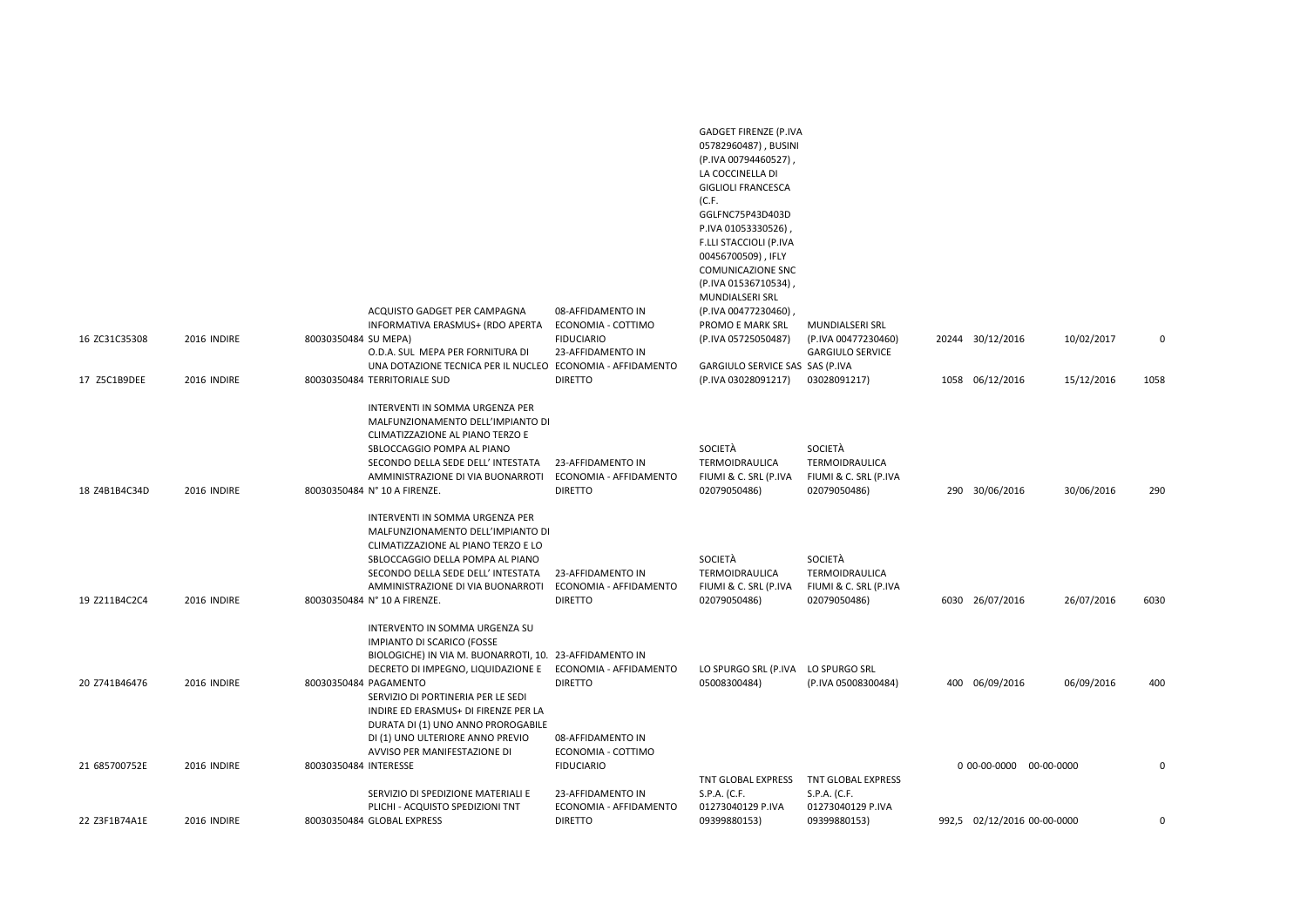| | | | | | | | | | | | | |
|---|---|---|---|---|---|---|---|---|---|---|---|---|
| 16 | ZC31C35308 | 2016 | INDIRE | 80030350484 | ACQUISTO GADGET PER CAMPAGNA INFORMATIVA ERASMUS+ (RDO APERTA SU MEPA) | 08-AFFIDAMENTO IN ECONOMIA - COTTIMO FIDUCIARIO | GADGET FIRENZE (P.IVA 05782960487) , BUSINI (P.IVA 00794460527) , LA COCCINELLA DI GIGLIOLI FRANCESCA (C.F. GGLFNC75P43D403D P.IVA 01053330526) , F.LLI STACCIOLI (P.IVA 00456700509) , IFLY COMUNICAZIONE SNC (P.IVA 01536710534) , MUNDIALSERI SRL (P.IVA 00477230460) , PROMO E MARK SRL (P.IVA 05725050487) | MUNDIALSERI SRL (P.IVA 00477230460) | 20244 | 30/12/2016 | 10/02/2017 | 0 |
| 17 | Z5C1B9DEE | 2016 | INDIRE | 80030350484 | O.D.A. SUL MEPA PER FORNITURA DI UNA DOTAZIONE TECNICA PER IL NUCLEO TERRITORIALE SUD | 23-AFFIDAMENTO IN ECONOMIA - AFFIDAMENTO DIRETTO | GARGIULO SERVICE SAS (P.IVA 03028091217) | GARGIULO SERVICE SAS (P.IVA 03028091217) | 1058 | 06/12/2016 | 15/12/2016 | 1058 |
| 18 | Z4B1B4C34D | 2016 | INDIRE | 80030350484 | INTERVENTI IN SOMMA URGENZA PER MALFUNZIONAMENTO DELL'IMPIANTO DI CLIMATIZZAZIONE AL PIANO TERZO E SBLOCCAGGIO POMPA AL PIANO SECONDO DELLA SEDE DELL' INTESTATA AMMINISTRAZIONE DI VIA BUONARROTI N° 10 A FIRENZE. | 23-AFFIDAMENTO IN ECONOMIA - AFFIDAMENTO DIRETTO | SOCIETÀ TERMOIDRAULICA FIUMI & C. SRL (P.IVA 02079050486) | SOCIETÀ TERMOIDRAULICA FIUMI & C. SRL (P.IVA 02079050486) | 290 | 30/06/2016 | 30/06/2016 | 290 |
| 19 | Z211B4C2C4 | 2016 | INDIRE | 80030350484 | INTERVENTI IN SOMMA URGENZA PER MALFUNZIONAMENTO DELL'IMPIANTO DI CLIMATIZZAZIONE AL PIANO TERZO E LO SBLOCCAGGIO DELLA POMPA AL PIANO SECONDO DELLA SEDE DELL' INTESTATA AMMINISTRAZIONE DI VIA BUONARROTI N° 10 A FIRENZE. | 23-AFFIDAMENTO IN ECONOMIA - AFFIDAMENTO DIRETTO | SOCIETÀ TERMOIDRAULICA FIUMI & C. SRL (P.IVA 02079050486) | SOCIETÀ TERMOIDRAULICA FIUMI & C. SRL (P.IVA 02079050486) | 6030 | 26/07/2016 | 26/07/2016 | 6030 |
| 20 | Z741B46476 | 2016 | INDIRE | 80030350484 | INTERVENTO IN SOMMA URGENZA SU IMPIANTO DI SCARICO (FOSSE BIOLOGICHE) IN VIA M. BUONARROTI, 10. DECRETO DI IMPEGNO, LIQUIDAZIONE E PAGAMENTO | 23-AFFIDAMENTO IN ECONOMIA - AFFIDAMENTO DIRETTO | LO SPURGO SRL (P.IVA 05008300484) | LO SPURGO SRL (P.IVA 05008300484) | 400 | 06/09/2016 | 06/09/2016 | 400 |
| 21 | 685700752E | 2016 | INDIRE | 80030350484 | SERVIZIO DI PORTINERIA PER LE SEDI INDIRE ED ERASMUS+ DI FIRENZE PER LA DURATA DI (1) UNO ANNO PROROGABILE DI (1) UNO ULTERIORE ANNO PREVIO AVVISO PER MANIFESTAZIONE DI INTERESSE | 08-AFFIDAMENTO IN ECONOMIA - COTTIMO FIDUCIARIO | | | 0 | 00-00-0000 | 00-00-0000 | 0 |
| 22 | Z3F1B74A1E | 2016 | INDIRE | 80030350484 | SERVIZIO DI SPEDIZIONE MATERIALI E PLICHI - ACQUISTO SPEDIZIONI TNT GLOBAL EXPRESS | 23-AFFIDAMENTO IN ECONOMIA - AFFIDAMENTO DIRETTO | TNT GLOBAL EXPRESS S.P.A. (C.F. 01273040129 P.IVA 09399880153) | TNT GLOBAL EXPRESS S.P.A. (C.F. 01273040129 P.IVA 09399880153) | 992,5 | 02/12/2016 | 00-00-0000 | 0 |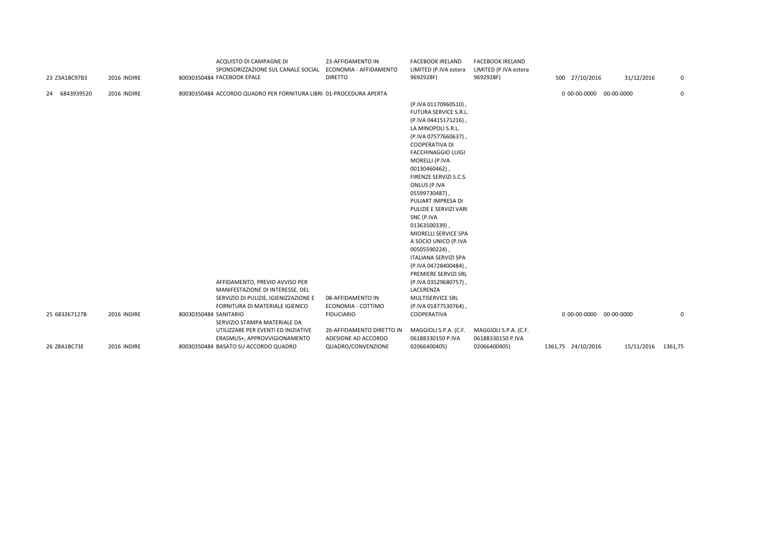| | | | | | | | | | | | |
|---|---|---|---|---|---|---|---|---|---|---|---|
| 23 | Z3A1BC97B3 | 2016 | INDIRE | 80030350484 | ACQUISTO DI CAMPAGNE DI SPONSORIZZAZIONE SUL CANALE SOCIAL FACEBOOK EPALE | 23-AFFIDAMENTO IN ECONOMIA - AFFIDAMENTO DIRETTO | FACEBOOK IRELAND LIMITED (P.IVA estera 9692928F) | FACEBOOK IRELAND LIMITED (P.IVA estera 9692928F) | 500 | 27/10/2016 | 31/12/2016 | 0 |
| 24 | 6843939520 | 2016 | INDIRE | 80030350484 | ACCORDO QUADRO PER FORNITURA LIBRI | 01-PROCEDURA APERTA | | | 0 | 00-00-0000 | 00-00-0000 | 0 |
| 25 | 683267127B | 2016 | INDIRE | 80030350484 | AFFIDAMENTO, PREVIO AVVISO PER MANIFESTAZIONE DI INTERESSE, DEL SERVIZIO DI PULIZIE, IGIENIZZAZIONE E FORNITURA DI MATERIALE IGIENICO SANITARIO | 08-AFFIDAMENTO IN ECONOMIA - COTTIMO FIDUCIARIO | (P.IVA 01170960510) , FUTURA SERVICE S.R.L. (P.IVA 04415171216) , LA MINOPOLI S.R.L. (P.IVA 07577660637) , COOPERATIVA DI FACCHINAGGIO LUIGI MORELLI (P.IVA 00130460462) , FIRENZE SERVIZI S.C.S. ONLUS (P.IVA 05599730487) , PULIART IMPRESA DI PULIZIE E SERVIZI VARI SNC (P.IVA 01363500339) , MIORELLI SERVICE SPA A SOCIO UNICO (P.IVA 00505590224) , ITALIANA SERVIZI SPA (P.IVA 04728400484) , PREMIERE SERVIZI SRL (P.IVA 03529680757) , LACERENZA MULTISERVICE SRL (P.IVA 01877530764) , COOPERATIVA | | 0 | 00-00-0000 | 00-00-0000 | 0 |
| 26 | Z8A1BC73E | 2016 | INDIRE | 80030350484 | SERVIZIO STAMPA MATERIALE DA UTILIZZARE PER EVENTI ED INIZIATIVE ERASMUS+, APPROVVIGIONAMENTO BASATO SU ACCORDO QUADRO | 26-AFFIDAMENTO DIRETTO IN ADESIONE AD ACCORDO QUADRO/CONVENZIONE | MAGGIOLI S.P.A. (C.F. 06188330150 P.IVA 02066400405) | MAGGIOLI S.P.A. (C.F. 06188330150 P.IVA 02066400405) | 1361,75 | 24/10/2016 | 15/11/2016 | 1361,75 |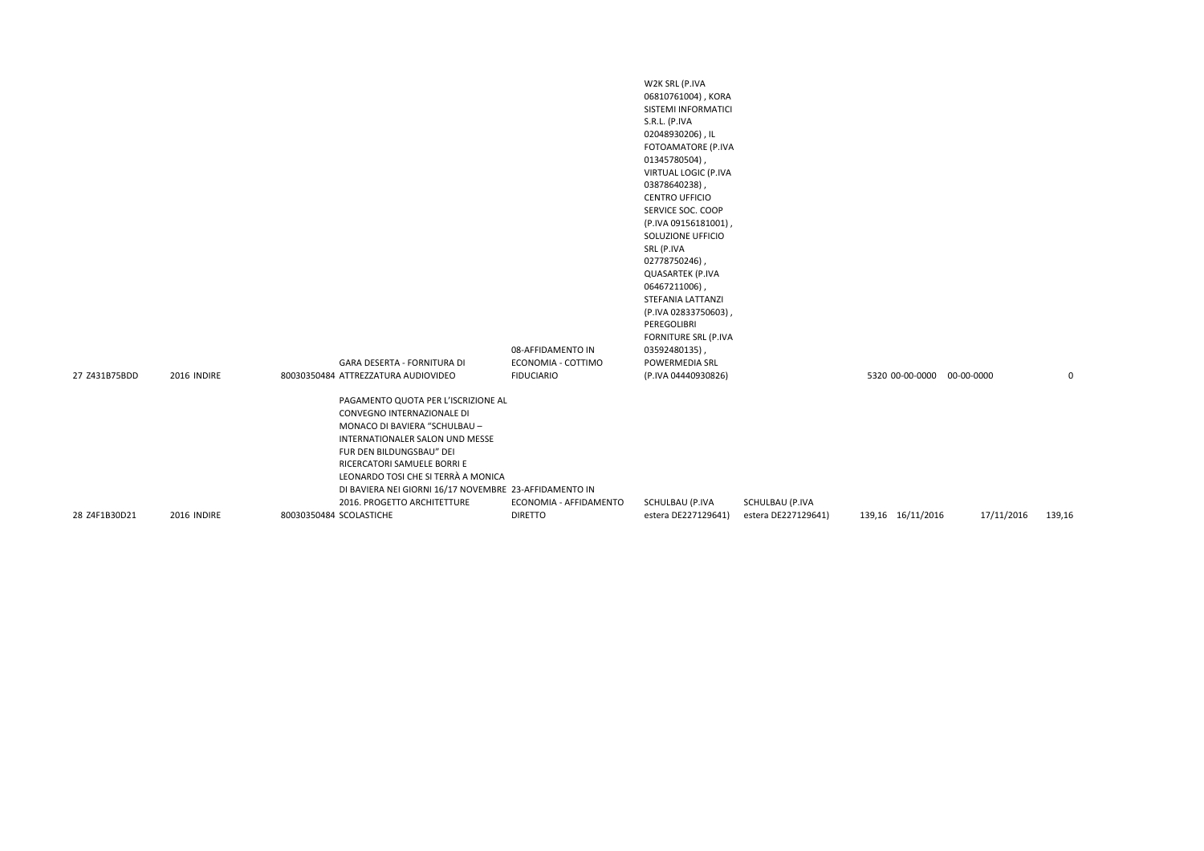| | | | | | | | | | | | |
|---|---|---|---|---|---|---|---|---|---|---|---|
| 27 | Z431B75BDD | 2016 | INDIRE | 80030350484 | GARA DESERTA - FORNITURA DI ATTREZZATURA AUDIOVIDEO | 08-AFFIDAMENTO IN ECONOMIA - COTTIMO FIDUCIARIO | W2K SRL (P.IVA 06810761004) , KORA SISTEMI INFORMATICI S.R.L. (P.IVA 02048930206) , IL FOTOAMATORE (P.IVA 01345780504) , VIRTUAL LOGIC (P.IVA 03878640238) , CENTRO UFFICIO SERVICE SOC. COOP (P.IVA 09156181001) , SOLUZIONE UFFICIO SRL (P.IVA 02778750246) , QUASARTEK (P.IVA 06467211006) , STEFANIA LATTANZI (P.IVA 02833750603) , PEREGOLIBRI FORNITURE SRL (P.IVA 03592480135) , POWERMEDIA SRL (P.IVA 04440930826) | | 5320 | 00-00-0000 | 00-00-0000 | 0 |
| 28 | Z4F1B30D21 | 2016 | INDIRE | 80030350484 | PAGAMENTO QUOTA PER L'ISCRIZIONE AL CONVEGNO INTERNAZIONALE DI MONACO DI BAVIERA "SCHULBAU – INTERNATIONALER SALON UND MESSE FUR DEN BILDUNGSBAU" DEI RICERCATORI SAMUELE BORRI E LEONARDO TOSI CHE SI TERRÀ A MONICA DI BAVIERA NEI GIORNI 16/17 NOVEMBRE 2016. PROGETTO ARCHITETTURE SCOLASTICHE | 23-AFFIDAMENTO IN ECONOMIA - AFFIDAMENTO DIRETTO | SCHULBAU (P.IVA estera DE227129641) | SCHULBAU (P.IVA estera DE227129641) | 139,16 | 16/11/2016 | 17/11/2016 | 139,16 |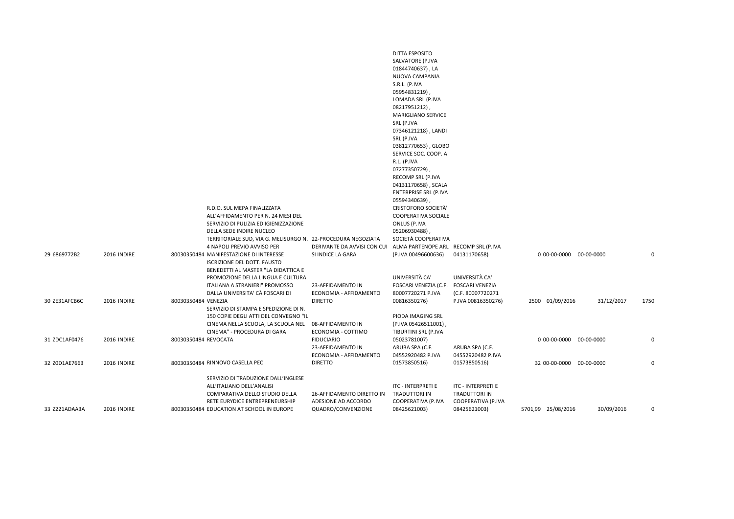| | | | | | | | | | | | |
|---|---|---|---|---|---|---|---|---|---|---|---|
| 29 | 6869772B2 | 2016 | INDIRE | 80030350484 | R.D.O. SUL MEPA FINALIZZATA ALL'AFFIDAMENTO PER N. 24 MESI DEL SERVIZIO DI PULIZIA ED IGIENIZZAZIONE DELLA SEDE INDIRE NUCLEO TERRITORIALE SUD, VIA G. MELISURGO N. 4 NAPOLI PREVIO AVVISO PER MANIFESTAZIONE DI INTERESSE | 22-PROCEDURA NEGOZIATA DERIVANTE DA AVVISI CON CUI SI INDICE LA GARA | DITTA ESPOSITO SALVATORE (P.IVA 01844740637) , LA NUOVA CAMPANIA S.R.L. (P.IVA 05954831219) , LOMADA SRL (P.IVA 08217951212) , MARIGLIANO SERVICE SRL (P.IVA 07346121218) , LANDI SRL (P.IVA 03812770653) , GLOBO SERVICE SOC. COOP. A R.L. (P.IVA 07277350729) , RECOMP SRL (P.IVA 04131170658) , SCALA ENTERPRISE SRL (P.IVA 05594340639) , CRISTOFORO SOCIETÀ' COOPERATIVA SOCIALE ONLUS (P.IVA 05206930488) , SOCIETÀ COOPERATIVA ALMA PARTENOPE ARL (P.IVA 00496600636) | RECOMP SRL (P.IVA 04131170658) | 0 | 00-00-0000 | 00-00-0000 | 0 |
| 30 | ZE31AFCB6C | 2016 | INDIRE | 80030350484 | ISCRIZIONE DEL DOTT. FAUSTO BENEDETTI AL MASTER "LA DIDATTICA E PROMOZIONE DELLA LINGUA E CULTURA ITALIANA A STRANIERI" PROMOSSO DALLA UNIVERSITA' CÀ FOSCARI DI VENEZIA | 23-AFFIDAMENTO IN ECONOMIA - AFFIDAMENTO DIRETTO | UNIVERSITÀ CA' FOSCARI VENEZIA (C.F. 80007720271 P.IVA 00816350276) | UNIVERSITÀ CA' FOSCARI VENEZIA (C.F. 80007720271 P.IVA 00816350276) | 2500 | 01/09/2016 | 31/12/2017 | 1750 |
| 31 | ZDC1AF0476 | 2016 | INDIRE | 80030350484 | SERVIZIO DI STAMPA E SPEDIZIONE DI N. 150 COPIE DEGLI ATTI DEL CONVEGNO "IL CINEMA NELLA SCUOLA, LA SCUOLA NEL CINEMA" - PROCEDURA DI GARA REVOCATA | 08-AFFIDAMENTO IN ECONOMIA - COTTIMO FIDUCIARIO | PIODA IMAGING SRL (P.IVA 05426511001) , TIBURTINI SRL (P.IVA 05023781007) | | 0 | 00-00-0000 | 00-00-0000 | 0 |
| 32 | Z0D1AE7663 | 2016 | INDIRE | 80030350484 | RINNOVO CASELLA PEC | 23-AFFIDAMENTO IN ECONOMIA - AFFIDAMENTO DIRETTO | ARUBA SPA (C.F. 04552920482 P.IVA 01573850516) | ARUBA SPA (C.F. 04552920482 P.IVA 01573850516) | 32 | 00-00-0000 | 00-00-0000 | 0 |
| 33 | Z221ADAA3A | 2016 | INDIRE | 80030350484 | SERVIZIO DI TRADUZIONE DALL'INGLESE ALL'ITALIANO DELL'ANALISI COMPARATIVA DELLO STUDIO DELLA RETE EURYDICE ENTREPRENEURSHIP EDUCATION AT SCHOOL IN EUROPE | 26-AFFIDAMENTO DIRETTO IN ADESIONE AD ACCORDO QUADRO/CONVENZIONE | ITC - INTERPRETI E TRADUTTORI IN COOPERATIVA (P.IVA 08425621003) | ITC - INTERPRETI E TRADUTTORI IN COOPERATIVA (P.IVA 08425621003) | 5701,99 | 25/08/2016 | 30/09/2016 | 0 |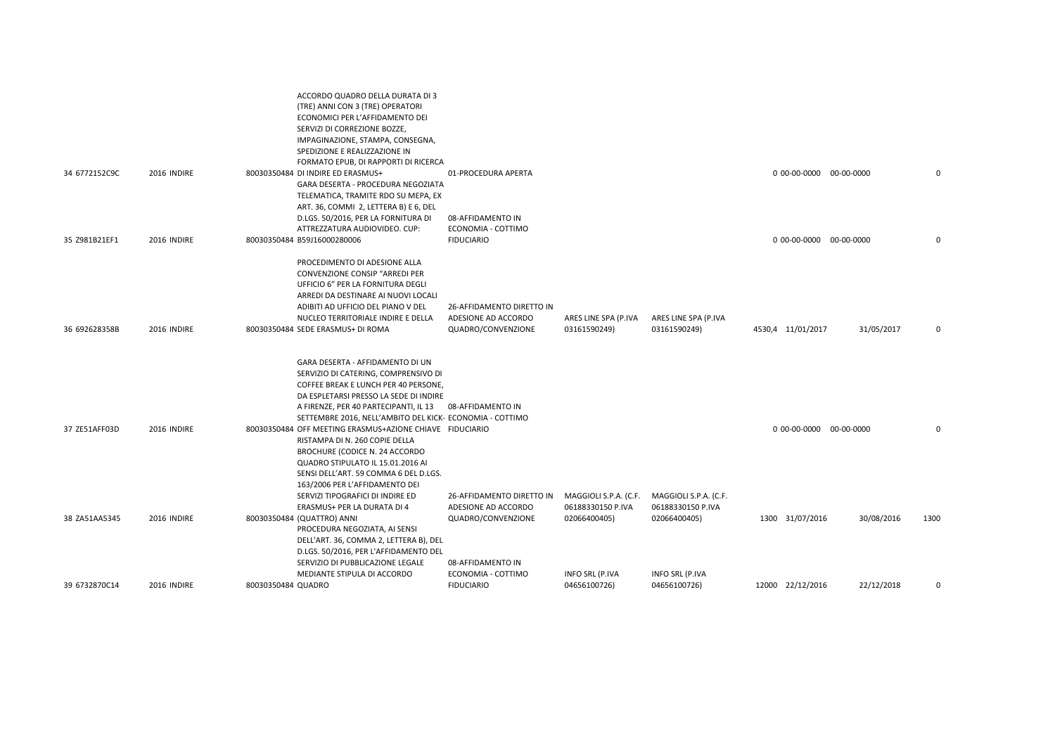| | | | | | | | | | | | |
|---|---|---|---|---|---|---|---|---|---|---|---|
| 34 | 6772152C9C | 2016 | INDIRE | 80030350484 | ACCORDO QUADRO DELLA DURATA DI 3 (TRE) ANNI CON 3 (TRE) OPERATORI ECONOMICI PER L'AFFIDAMENTO DEI SERVIZI DI CORREZIONE BOZZE, IMPAGINAZIONE, STAMPA, CONSEGNA, SPEDIZIONE E REALIZZAZIONE IN FORMATO EPUB, DI RAPPORTI DI RICERCA DI INDIRE ED ERASMUS+ | 01-PROCEDURA APERTA | | | 0 | 00-00-0000 | 00-00-0000 | 0 |
| 35 | Z981B21EF1 | 2016 | INDIRE | 80030350484 | GARA DESERTA - PROCEDURA NEGOZIATA TELEMATICA, TRAMITE RDO SU MEPA, EX ART. 36, COMMI 2, LETTERA B) E 6, DEL D.LGS. 50/2016, PER LA FORNITURA DI ATTREZZATURA AUDIOVIDEO. CUP: B59J16000280006 | 08-AFFIDAMENTO IN ECONOMIA - COTTIMO FIDUCIARIO | | | 0 | 00-00-0000 | 00-00-0000 | 0 |
| 36 | 692628358B | 2016 | INDIRE | 80030350484 | PROCEDIMENTO DI ADESIONE ALLA CONVENZIONE CONSIP "ARREDI PER UFFICIO 6" PER LA FORNITURA DEGLI ARREDI DA DESTINARE AI NUOVI LOCALI ADIBITI AD UFFICIO DEL PIANO V DEL NUCLEO TERRITORIALE INDIRE E DELLA SEDE ERASMUS+ DI ROMA | 26-AFFIDAMENTO DIRETTO IN ADESIONE AD ACCORDO QUADRO/CONVENZIONE | ARES LINE SPA (P.IVA 03161590249) | ARES LINE SPA (P.IVA 03161590249) | 4530,4 | 11/01/2017 | 31/05/2017 | 0 |
| 37 | ZE51AFF03D | 2016 | INDIRE | 80030350484 | GARA DESERTA - AFFIDAMENTO DI UN SERVIZIO DI CATERING, COMPRENSIVO DI COFFEE BREAK E LUNCH PER 40 PERSONE, DA ESPLETARSI PRESSO LA SEDE DI INDIRE A FIRENZE, PER 40 PARTECIPANTI, IL 13 SETTEMBRE 2016, NELL'AMBITO DEL KICK-OFF MEETING ERASMUS+AZIONE CHIAVE | 08-AFFIDAMENTO IN ECONOMIA - COTTIMO FIDUCIARIO | | | 0 | 00-00-0000 | 00-00-0000 | 0 |
| 38 | ZA51AA5345 | 2016 | INDIRE | 80030350484 | RISTAMPA DI N. 260 COPIE DELLA BROCHURE (CODICE N. 24 ACCORDO QUADRO STIPULATO IL 15.01.2016 AI SENSI DELL'ART. 59 COMMA 6 DEL D.LGS. 163/2006 PER L'AFFIDAMENTO DEI SERVIZI TIPOGRAFICI DI INDIRE ED ERASMUS+ PER LA DURATA DI 4 (QUATTRO) ANNI | 26-AFFIDAMENTO DIRETTO IN ADESIONE AD ACCORDO QUADRO/CONVENZIONE | MAGGIOLI S.P.A. (C.F. 06188330150 P.IVA 02066400405) | MAGGIOLI S.P.A. (C.F. 06188330150 P.IVA 02066400405) | 1300 | 31/07/2016 | 30/08/2016 | 1300 |
| 39 | 6732870C14 | 2016 | INDIRE | 80030350484 | PROCEDURA NEGOZIATA, AI SENSI DELL'ART. 36, COMMA 2, LETTERA B), DEL D.LGS. 50/2016, PER L'AFFIDAMENTO DEL SERVIZIO DI PUBBLICAZIONE LEGALE MEDIANTE STIPULA DI ACCORDO QUADRO | 08-AFFIDAMENTO IN ECONOMIA - COTTIMO FIDUCIARIO | INFO SRL (P.IVA 04656100726) | INFO SRL (P.IVA 04656100726) | 12000 | 22/12/2016 | 22/12/2018 | 0 |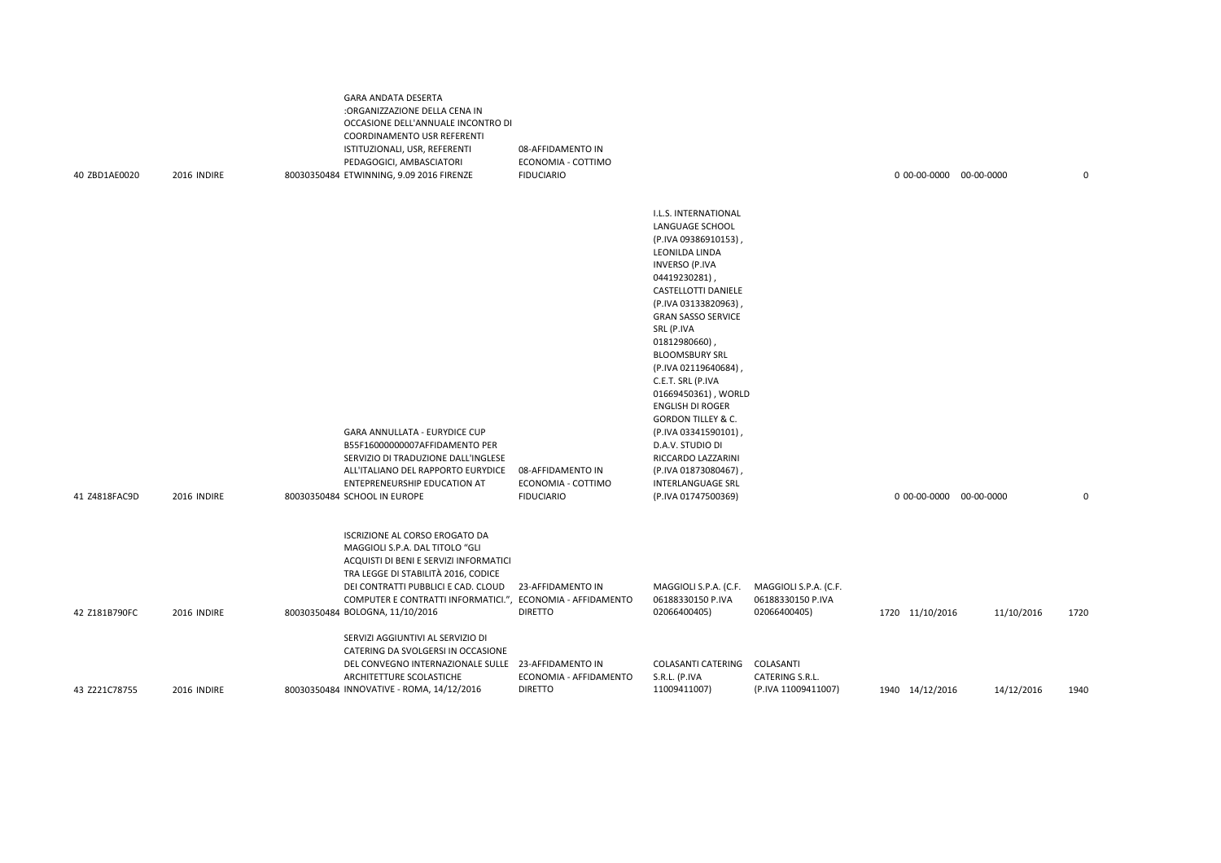| | | | | | | | | | | | |
|---|---|---|---|---|---|---|---|---|---|---|---|
| 40 | ZBD1AE0020 | 2016 | INDIRE | 80030350484 | GARA ANDATA DESERTA :ORGANIZZAZIONE DELLA CENA IN OCCASIONE DELL'ANNUALE INCONTRO DI COORDINAMENTO USR REFERENTI ISTITUZIONALI, USR, REFERENTI PEDAGOGICI, AMBASCIATORI ETWINNING, 9.09 2016 FIRENZE | 08-AFFIDAMENTO IN ECONOMIA - COTTIMO FIDUCIARIO | | | 0 | 00-00-0000 | 00-00-0000 | 0 |
| 41 | Z4818FAC9D | 2016 | INDIRE | 80030350484 | GARA ANNULLATA - EURYDICE CUP B55F16000000007AFFIDAMENTO PER SERVIZIO DI TRADUZIONE DALL'INGLESE ALL'ITALIANO DEL RAPPORTO EURYDICE ENTEPRENEURSHIP EDUCATION AT SCHOOL IN EUROPE | 08-AFFIDAMENTO IN ECONOMIA - COTTIMO FIDUCIARIO | I.L.S. INTERNATIONAL LANGUAGE SCHOOL (P.IVA 09386910153) , LEONILDA LINDA INVERSO (P.IVA 04419230281) , CASTELLOTTI DANIELE (P.IVA 03133820963) , GRAN SASSO SERVICE SRL (P.IVA 01812980660) , BLOOMSBURY SRL (P.IVA 02119640684) , C.E.T. SRL (P.IVA 01669450361) , WORLD ENGLISH DI ROGER GORDON TILLEY & C. (P.IVA 03341590101) , D.A.V. STUDIO DI RICCARDO LAZZARINI (P.IVA 01873080467) , INTERLANGUAGE SRL (P.IVA 01747500369) | | 0 | 00-00-0000 | 00-00-0000 | 0 |
| 42 | Z181B790FC | 2016 | INDIRE | 80030350484 | ISCRIZIONE AL CORSO EROGATO DA MAGGIOLI S.P.A. DAL TITOLO "GLI ACQUISTI DI BENI E SERVIZI INFORMATICI TRA LEGGE DI STABILITÀ 2016, CODICE DEI CONTRATTI PUBBLICI E CAD. CLOUD COMPUTER E CONTRATTI INFORMATICI.", BOLOGNA, 11/10/2016 | 23-AFFIDAMENTO IN ECONOMIA - AFFIDAMENTO DIRETTO | MAGGIOLI S.P.A. (C.F. 06188330150 P.IVA 02066400405) | MAGGIOLI S.P.A. (C.F. 06188330150 P.IVA 02066400405) | 1720 | 11/10/2016 | 11/10/2016 | 1720 |
| 43 | Z221C78755 | 2016 | INDIRE | 80030350484 | SERVIZI AGGIUNTIVI AL SERVIZIO DI CATERING DA SVOLGERSI IN OCCASIONE DEL CONVEGNO INTERNAZIONALE SULLE ARCHITETTURE SCOLASTICHE INNOVATIVE - ROMA, 14/12/2016 | 23-AFFIDAMENTO IN ECONOMIA - AFFIDAMENTO DIRETTO | COLASANTI CATERING S.R.L. (P.IVA 11009411007) | COLASANTI CATERING S.R.L. (P.IVA 11009411007) | 1940 | 14/12/2016 | 14/12/2016 | 1940 |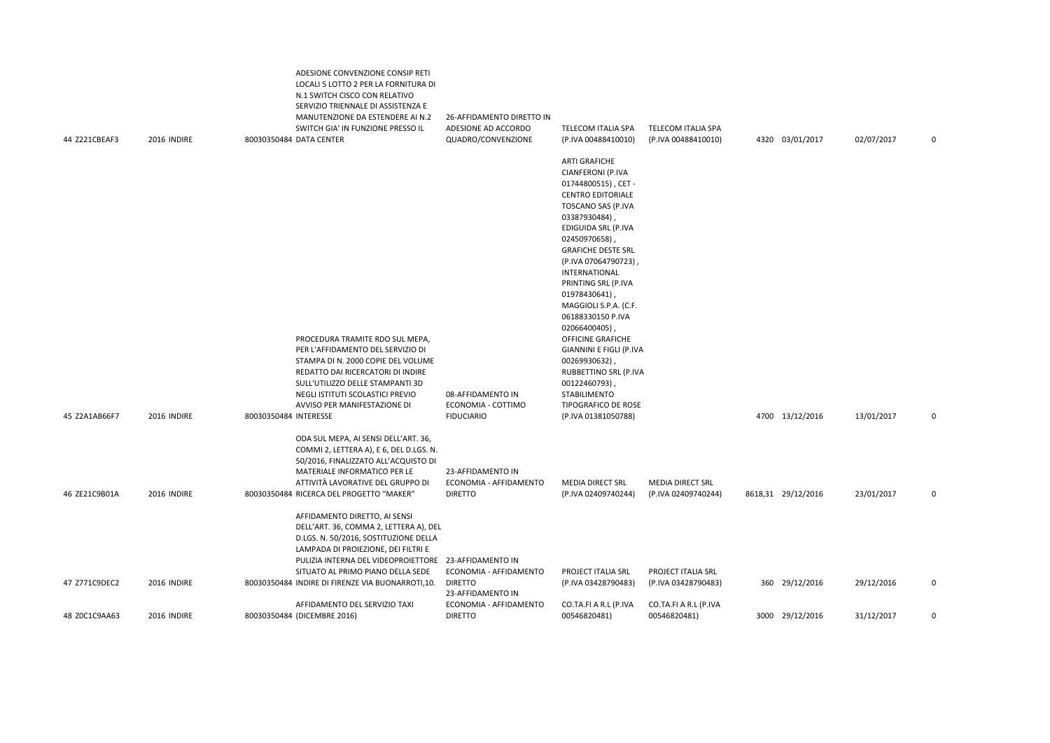| 44 | Z221CBEAF3 | 2016 | INDIRE | 80030350484 | ADESIONE CONVENZIONE CONSIP RETI LOCALI 5 LOTTO 2 PER LA FORNITURA DI N.1 SWITCH CISCO CON RELATIVO SERVIZIO TRIENNALE DI ASSISTENZA E MANUTENZIONE DA ESTENDERE AI N.2 SWITCH GIA' IN FUNZIONE PRESSO IL DATA CENTER | 26-AFFIDAMENTO DIRETTO IN ADESIONE AD ACCORDO QUADRO/CONVENZIONE | TELECOM ITALIA SPA (P.IVA 00488410010) | TELECOM ITALIA SPA (P.IVA 00488410010) | 4320 | 03/01/2017 | 02/07/2017 | 0 |
|---|---|---|---|---|---|---|---|---|---|---|---|---|
| 45 | Z2A1AB66F7 | 2016 | INDIRE | 80030350484 | PROCEDURA TRAMITE RDO SUL MEPA, PER L'AFFIDAMENTO DEL SERVIZIO DI STAMPA DI N. 2000 COPIE DEL VOLUME REDATTO DAI RICERCATORI DI INDIRE SULL'UTILIZZO DELLE STAMPANTI 3D NEGLI ISTITUTI SCOLASTICI PREVIO AVVISO PER MANIFESTAZIONE DI INTERESSE | 08-AFFIDAMENTO IN ECONOMIA - COTTIMO FIDUCIARIO | ARTI GRAFICHE CIANFERONI (P.IVA 01744800515) , CET - CENTRO EDITORIALE TOSCANO SAS (P.IVA 03387930484) , EDIGUIDA SRL (P.IVA 02450970658) , GRAFICHE DESTE SRL (P.IVA 07064790723) , INTERNATIONAL PRINTING SRL (P.IVA 01978430641) , MAGGIOLI S.P.A. (C.F. 06188330150 P.IVA 02066400405) , OFFICINE GRAFICHE GIANNINI E FIGLI (P.IVA 00269930632) , RUBBETTINO SRL (P.IVA 00122460793) , STABILIMENTO TIPOGRAFICO DE ROSE (P.IVA 01381050788) | | 4700 | 13/12/2016 | 13/01/2017 | 0 |
| 46 | ZE21C9B01A | 2016 | INDIRE | 80030350484 | ODA SUL MEPA, AI SENSI DELL'ART. 36, COMMI 2, LETTERA A), E 6, DEL D.LGS. N. 50/2016, FINALIZZATO ALL'ACQUISTO DI MATERIALE INFORMATICO PER LE ATTIVITÀ LAVORATIVE DEL GRUPPO DI RICERCA DEL PROGETTO "MAKER" | 23-AFFIDAMENTO IN ECONOMIA - AFFIDAMENTO DIRETTO | MEDIA DIRECT SRL (P.IVA 02409740244) | MEDIA DIRECT SRL (P.IVA 02409740244) | 8618,31 | 29/12/2016 | 23/01/2017 | 0 |
| 47 | Z771C9DEC2 | 2016 | INDIRE | 80030350484 | AFFIDAMENTO DIRETTO, AI SENSI DELL'ART. 36, COMMA 2, LETTERA A), DEL D.LGS. N. 50/2016, SOSTITUZIONE DELLA LAMPADA DI PROIEZIONE, DEI FILTRI E PULIZIA INTERNA DEL VIDEOPROIETTORE SITUATO AL PRIMO PIANO DELLA SEDE INDIRE DI FIRENZE VIA BUONARROTI,10. | 23-AFFIDAMENTO IN ECONOMIA - AFFIDAMENTO DIRETTO | PROJECT ITALIA SRL (P.IVA 03428790483) | PROJECT ITALIA SRL (P.IVA 03428790483) | 360 | 29/12/2016 | 29/12/2016 | 0 |
| 48 | Z0C1C9AA63 | 2016 | INDIRE | 80030350484 | AFFIDAMENTO DEL SERVIZIO TAXI (DICEMBRE 2016) | 23-AFFIDAMENTO IN ECONOMIA - AFFIDAMENTO DIRETTO | CO.TA.FI A R.L (P.IVA 00546820481) | CO.TA.FI A R.L (P.IVA 00546820481) | 3000 | 29/12/2016 | 31/12/2017 | 0 |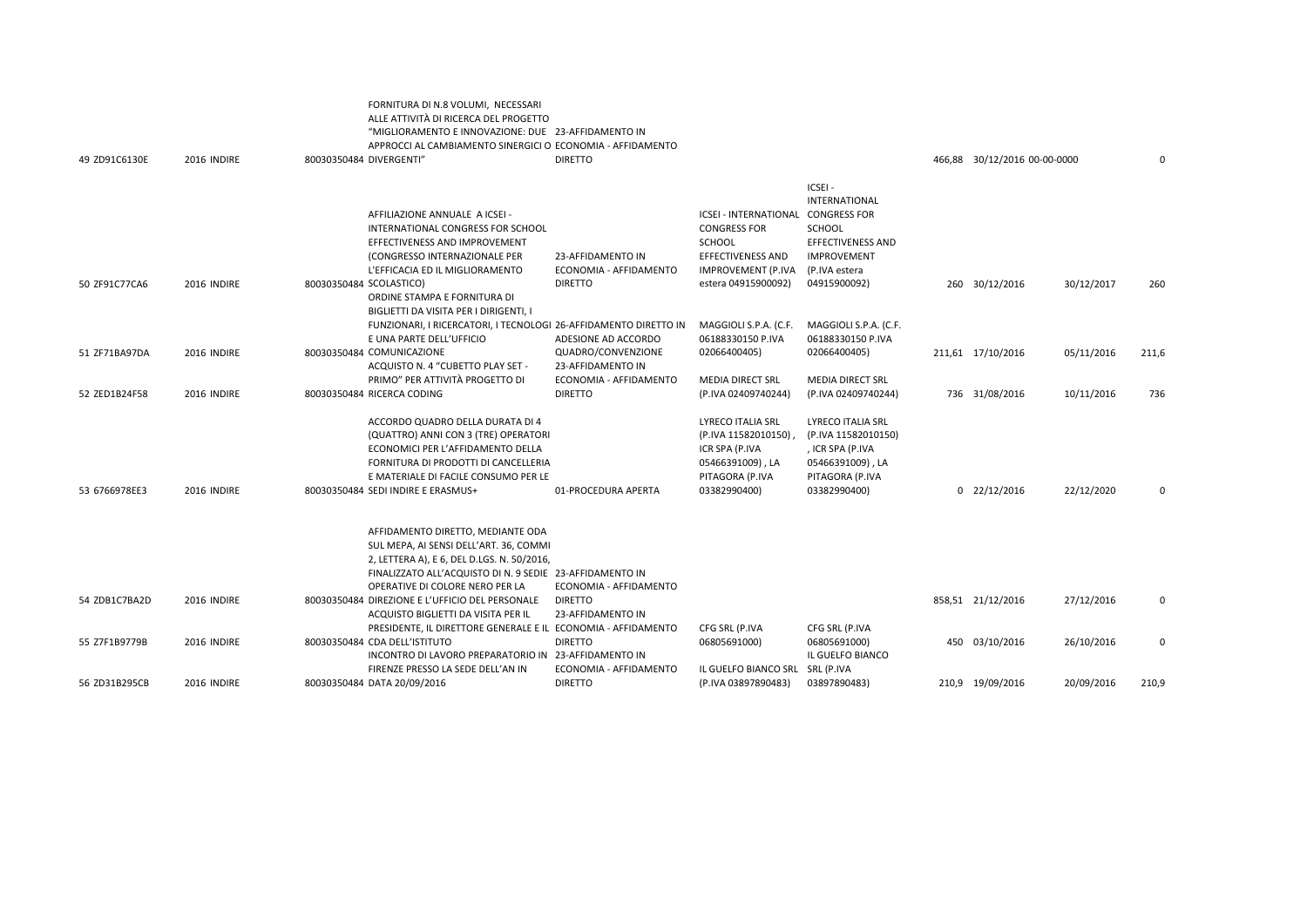| 49 | ZD91C6130E | 2016 | INDIRE | 80030350484 | FORNITURA DI N.8 VOLUMI, NECESSARI ALLE ATTIVITÀ DI RICERCA DEL PROGETTO "MIGLIORAMENTO E INNOVAZIONE: DUE APPROCCI AL CAMBIAMENTO SINERGICI O DIVERGENTI" | 23-AFFIDAMENTO IN ECONOMIA - AFFIDAMENTO DIRETTO | | | 466,88 | 30/12/2016 | 00-00-0000 | 0 |
|---|---|---|---|---|---|---|---|---|---|---|---|---|
| 50 | ZF91C77CA6 | 2016 | INDIRE | 80030350484 | AFFILIAZIONE ANNUALE A ICSEI - INTERNATIONAL CONGRESS FOR SCHOOL EFFECTIVENESS AND IMPROVEMENT (CONGRESSO INTERNAZIONALE PER L'EFFICACIA ED IL MIGLIORAMENTO SCOLASTICO) | 23-AFFIDAMENTO IN ECONOMIA - AFFIDAMENTO DIRETTO | ICSEI - INTERNATIONAL CONGRESS FOR SCHOOL EFFECTIVENESS AND IMPROVEMENT (P.IVA estera 04915900092) | ICSEI - INTERNATIONAL CONGRESS FOR SCHOOL EFFECTIVENESS AND IMPROVEMENT (P.IVA estera 04915900092) | 260 | 30/12/2016 | 30/12/2017 | 260 |
| 51 | ZF71BA97DA | 2016 | INDIRE | 80030350484 | ORDINE STAMPA E FORNITURA DI BIGLIETTI DA VISITA PER I DIRIGENTI, I FUNZIONARI, I RICERCATORI, I TECNOLOGI E UNA PARTE DELL'UFFICIO COMUNICAZIONE | 26-AFFIDAMENTO DIRETTO IN ADESIONE AD ACCORDO QUADRO/CONVENZIONE | MAGGIOLI S.P.A. (C.F. 06188330150 P.IVA 02066400405) | MAGGIOLI S.P.A. (C.F. 06188330150 P.IVA 02066400405) | 211,61 | 17/10/2016 | 05/11/2016 | 211,6 |
| 52 | ZED1B24F58 | 2016 | INDIRE | 80030350484 | ACQUISTO N. 4 "CUBETTO PLAY SET - PRIMO" PER ATTIVITÀ PROGETTO DI RICERCA CODING | 23-AFFIDAMENTO IN ECONOMIA - AFFIDAMENTO DIRETTO | MEDIA DIRECT SRL (P.IVA 02409740244) | MEDIA DIRECT SRL (P.IVA 02409740244) | 736 | 31/08/2016 | 10/11/2016 | 736 |
| 53 | 6766978EE3 | 2016 | INDIRE | 80030350484 | ACCORDO QUADRO DELLA DURATA DI 4 (QUATTRO) ANNI CON 3 (TRE) OPERATORI ECONOMICI PER L'AFFIDAMENTO DELLA FORNITURA DI PRODOTTI DI CANCELLERIA E MATERIALE DI FACILE CONSUMO PER LE SEDI INDIRE E ERASMUS+ | 01-PROCEDURA APERTA | LYRECO ITALIA SRL (P.IVA 11582010150) , ICR SPA (P.IVA 05466391009) , LA PITAGORA (P.IVA 03382990400) | LYRECO ITALIA SRL (P.IVA 11582010150) , ICR SPA (P.IVA 05466391009) , LA PITAGORA (P.IVA 03382990400) | 0 | 22/12/2016 | 22/12/2020 | 0 |
| 54 | ZDB1C7BA2D | 2016 | INDIRE | 80030350484 | AFFIDAMENTO DIRETTO, MEDIANTE ODA SUL MEPA, AI SENSI DELL'ART. 36, COMMI 2, LETTERA A), E 6, DEL D.LGS. N. 50/2016, FINALIZZATO ALL'ACQUISTO DI N. 9 SEDIE OPERATIVE DI COLORE NERO PER LA DIREZIONE E L'UFFICIO DEL PERSONALE | 23-AFFIDAMENTO IN ECONOMIA - AFFIDAMENTO DIRETTO | | | 858,51 | 21/12/2016 | 27/12/2016 | 0 |
| 55 | Z7F1B9779B | 2016 | INDIRE | 80030350484 | ACQUISTO BIGLIETTI DA VISITA PER IL PRESIDENTE, IL DIRETTORE GENERALE E IL CDA DELL'ISTITUTO | 23-AFFIDAMENTO IN ECONOMIA - AFFIDAMENTO DIRETTO | CFG SRL (P.IVA 06805691000) | CFG SRL (P.IVA 06805691000) | 450 | 03/10/2016 | 26/10/2016 | 0 |
| 56 | ZD31B295CB | 2016 | INDIRE | 80030350484 | INCONTRO DI LAVORO PREPARATORIO IN FIRENZE PRESSO LA SEDE DELL'AN IN DATA 20/09/2016 | 23-AFFIDAMENTO IN ECONOMIA - AFFIDAMENTO DIRETTO | IL GUELFO BIANCO SRL (P.IVA 03897890483) | IL GUELFO BIANCO SRL (P.IVA 03897890483) | 210,9 | 19/09/2016 | 20/09/2016 | 210,9 |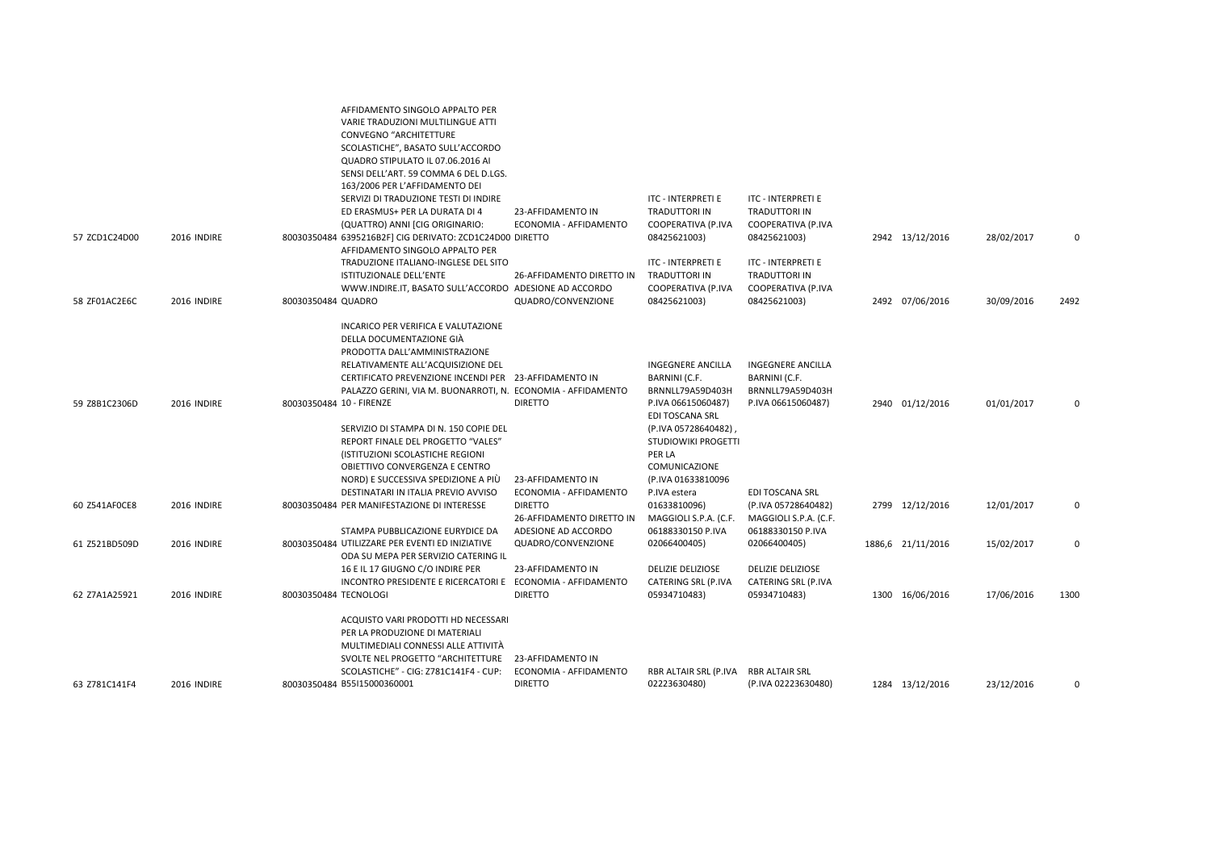| | | | | | | | | | | | |
|---|---|---|---|---|---|---|---|---|---|---|---|
| 57 | ZCD1C24D00 | 2016 | INDIRE | 80030350484 | AFFIDAMENTO SINGOLO APPALTO PER VARIE TRADUZIONI MULTILINGUE ATTI CONVEGNO "ARCHITETTURE SCOLASTICHE", BASATO SULL'ACCORDO QUADRO STIPULATO IL 07.06.2016 AI SENSI DELL'ART. 59 COMMA 6 DEL D.LGS. 163/2006 PER L'AFFIDAMENTO DEI SERVIZI DI TRADUZIONE TESTI DI INDIRE ED ERASMUS+ PER LA DURATA DI 4 (QUATTRO) ANNI [CIG ORIGINARIO: 6395216B2F] CIG DERIVATO: ZCD1C24D00 | 23-AFFIDAMENTO IN ECONOMIA - AFFIDAMENTO DIRETTO | ITC - INTERPRETI E TRADUTTORI IN COOPERATIVA (P.IVA 08425621003) | ITC - INTERPRETI E TRADUTTORI IN COOPERATIVA (P.IVA 08425621003) | 2942 | 13/12/2016 | 28/02/2017 | 0 |
| 58 | ZF01AC2E6C | 2016 | INDIRE | 80030350484 | AFFIDAMENTO SINGOLO APPALTO PER TRADUZIONE ITALIANO-INGLESE DEL SITO ISTITUZIONALE DELL'ENTE WWW.INDIRE.IT, BASATO SULL'ACCORDO QUADRO | 26-AFFIDAMENTO DIRETTO IN ADESIONE AD ACCORDO QUADRO/CONVENZIONE | ITC - INTERPRETI E TRADUTTORI IN COOPERATIVA (P.IVA 08425621003) | ITC - INTERPRETI E TRADUTTORI IN COOPERATIVA (P.IVA 08425621003) | 2492 | 07/06/2016 | 30/09/2016 | 2492 |
| 59 | Z8B1C2306D | 2016 | INDIRE | 80030350484 | INCARICO PER VERIFICA E VALUTAZIONE DELLA DOCUMENTAZIONE GIÀ PRODOTTA DALL'AMMINISTRAZIONE RELATIVAMENTE ALL'ACQUISIZIONE DEL CERTIFICATO PREVENZIONE INCENDI PER PALAZZO GERINI, VIA M. BUONARROTI, N. 10 - FIRENZE | 23-AFFIDAMENTO IN ECONOMIA - AFFIDAMENTO DIRETTO | INGEGNERE ANCILLA BARNINI (C.F. BRNNLL79A59D403H P.IVA 06615060487) | INGEGNERE ANCILLA BARNINI (C.F. BRNNLL79A59D403H P.IVA 06615060487) | 2940 | 01/12/2016 | 01/01/2017 | 0 |
| 60 | Z541AF0CE8 | 2016 | INDIRE | 80030350484 | SERVIZIO DI STAMPA DI N. 150 COPIE DEL REPORT FINALE DEL PROGETTO "VALES" (ISTITUZIONI SCOLASTICHE REGIONI OBIETTIVO CONVERGENZA E CENTRO NORD) E SUCCESSIVA SPEDIZIONE A PIÙ DESTINATARI IN ITALIA PREVIO AVVISO PER MANIFESTAZIONE DI INTERESSE | 23-AFFIDAMENTO IN ECONOMIA - AFFIDAMENTO DIRETTO | EDI TOSCANA SRL (P.IVA 05728640482) , STUDIOWIKI PROGETTI PER LA COMUNICAZIONE (P.IVA 01633810096 P.IVA estera 01633810096) | EDI TOSCANA SRL (P.IVA 05728640482) | 2799 | 12/12/2016 | 12/01/2017 | 0 |
| 61 | Z521BD509D | 2016 | INDIRE | 80030350484 | STAMPA PUBBLICAZIONE EURYDICE DA UTILIZZARE PER EVENTI ED INIZIATIVE | 26-AFFIDAMENTO DIRETTO IN ADESIONE AD ACCORDO QUADRO/CONVENZIONE | MAGGIOLI S.P.A. (C.F. 06188330150 P.IVA 02066400405) | MAGGIOLI S.P.A. (C.F. 06188330150 P.IVA 02066400405) | 1886,6 | 21/11/2016 | 15/02/2017 | 0 |
| 62 | Z7A1A25921 | 2016 | INDIRE | 80030350484 | ODA SU MEPA PER SERVIZIO CATERING IL 16 E IL 17 GIUGNO C/O INDIRE PER INCONTRO PRESIDENTE E RICERCATORI E TECNOLOGI | 23-AFFIDAMENTO IN ECONOMIA - AFFIDAMENTO DIRETTO | DELIZIE DELIZIOSE CATERING SRL (P.IVA 05934710483) | DELIZIE DELIZIOSE CATERING SRL (P.IVA 05934710483) | 1300 | 16/06/2016 | 17/06/2016 | 1300 |
| 63 | Z781C141F4 | 2016 | INDIRE | 80030350484 | ACQUISTO VARI PRODOTTI HD NECESSARI PER LA PRODUZIONE DI MATERIALI MULTIMEDIALI CONNESSI ALLE ATTIVITÀ SVOLTE NEL PROGETTO "ARCHITETTURE SCOLASTICHE" - CIG: Z781C141F4 - CUP: B55I15000360001 | 23-AFFIDAMENTO IN ECONOMIA - AFFIDAMENTO DIRETTO | RBR ALTAIR SRL (P.IVA 02223630480) | RBR ALTAIR SRL (P.IVA 02223630480) | 1284 | 13/12/2016 | 23/12/2016 | 0 |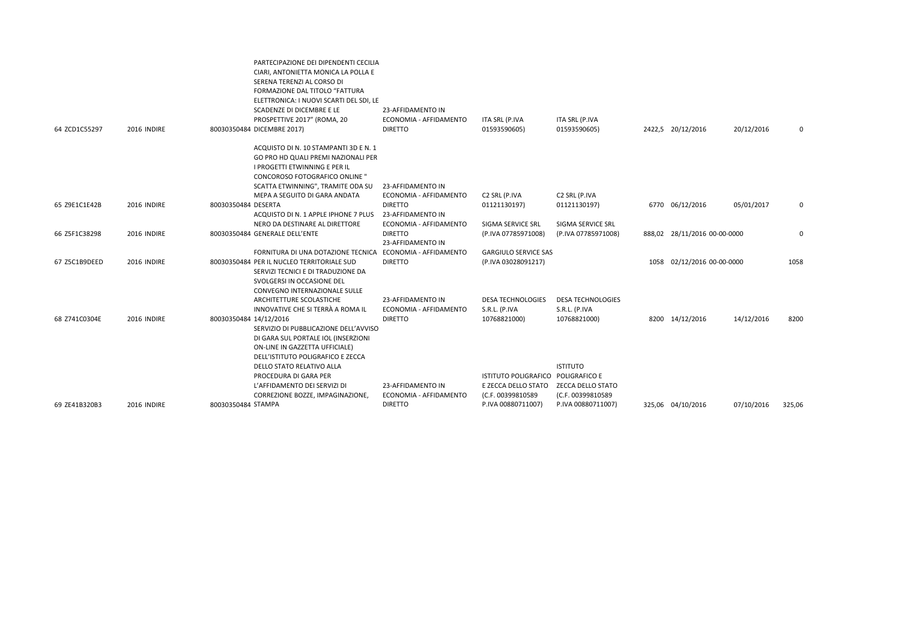| | | | | | | | | | | | |
|---|---|---|---|---|---|---|---|---|---|---|---|
| 64 | ZCD1C55297 | 2016 INDIRE | 80030350484 | PARTECIPAZIONE DEI DIPENDENTI CECILIA CIARI, ANTONIETTA MONICA LA POLLA E SERENA TERENZI AL CORSO DI FORMAZIONE DAL TITOLO "FATTURA ELETTRONICA: I NUOVI SCARTI DEL SDI, LE SCADENZE DI DICEMBRE E LE PROSPETTIVE 2017" (ROMA, 20 DICEMBRE 2017) | 23-AFFIDAMENTO IN ECONOMIA - AFFIDAMENTO DIRETTO | ITA SRL (P.IVA 01593590605) | ITA SRL (P.IVA 01593590605) | 2422,5 | 20/12/2016 | 20/12/2016 | 0 |
| 65 | Z9E1C1E42B | 2016 INDIRE | 80030350484 | ACQUISTO DI N. 10 STAMPANTI 3D E N. 1 GO PRO HD QUALI PREMI NAZIONALI PER I PROGETTI ETWINNING E PER IL CONCOROSO FOTOGRAFICO ONLINE " SCATTA ETWINNING", TRAMITE ODA SU MEPA A SEGUITO DI GARA ANDATA DESERTA | 23-AFFIDAMENTO IN ECONOMIA - AFFIDAMENTO DIRETTO | C2 SRL (P.IVA 01121130197) | C2 SRL (P.IVA 01121130197) | 6770 | 06/12/2016 | 05/01/2017 | 0 |
| 66 | Z5F1C38298 | 2016 INDIRE | 80030350484 | ACQUISTO DI N. 1 APPLE IPHONE 7 PLUS NERO DA DESTINARE AL DIRETTORE GENERALE DELL'ENTE | 23-AFFIDAMENTO IN ECONOMIA - AFFIDAMENTO DIRETTO | SIGMA SERVICE SRL (P.IVA 07785971008) | SIGMA SERVICE SRL (P.IVA 07785971008) | 888,02 | 28/11/2016 00-00-0000 | | 0 |
| 67 | Z5C1B9DEED | 2016 INDIRE | 80030350484 | FORNITURA DI UNA DOTAZIONE TECNICA PER IL NUCLEO TERRITORIALE SUD | 23-AFFIDAMENTO IN ECONOMIA - AFFIDAMENTO DIRETTO | GARGIULO SERVICE SAS (P.IVA 03028091217) | | 1058 | 02/12/2016 00-00-0000 | | 1058 |
| 68 | Z741C0304E | 2016 INDIRE | 80030350484 | SERVIZI TECNICI E DI TRADUZIONE DA SVOLGERSI IN OCCASIONE DEL CONVEGNO INTERNAZIONALE SULLE ARCHITETTURE SCOLASTICHE INNOVATIVE CHE SI TERRÀ A ROMA IL 14/12/2016 | 23-AFFIDAMENTO IN ECONOMIA - AFFIDAMENTO DIRETTO | DESA TECHNOLOGIES S.R.L. (P.IVA 10768821000) | DESA TECHNOLOGIES S.R.L. (P.IVA 10768821000) | 8200 | 14/12/2016 | 14/12/2016 | 8200 |
| 69 | ZE41B320B3 | 2016 INDIRE | 80030350484 | SERVIZIO DI PUBBLICAZIONE DELL'AVVISO DI GARA SUL PORTALE IOL (INSERZIONI ON-LINE IN GAZZETTA UFFICIALE) DELL'ISTITUTO POLIGRAFICO E ZECCA DELLO STATO RELATIVO ALLA PROCEDURA DI GARA PER L'AFFIDAMENTO DEI SERVIZI DI CORREZIONE BOZZE, IMPAGINAZIONE, STAMPA | 23-AFFIDAMENTO IN ECONOMIA - AFFIDAMENTO DIRETTO | ISTITUTO POLIGRAFICO E ZECCA DELLO STATO (C.F. 00399810589 P.IVA 00880711007) | ISTITUTO POLIGRAFICO E ZECCA DELLO STATO (C.F. 00399810589 P.IVA 00880711007) | 325,06 | 04/10/2016 | 07/10/2016 | 325,06 |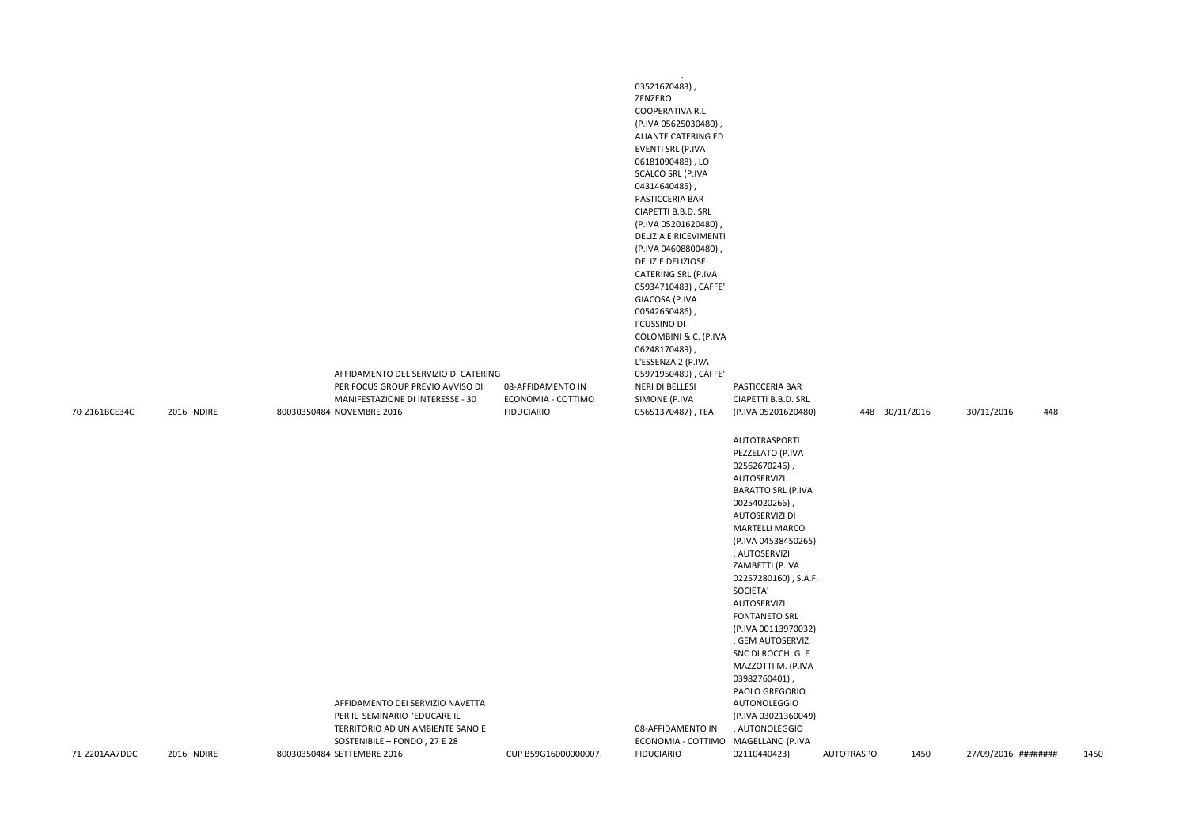| | | | | | | | | | | | | | |
|---|---|---|---|---|---|---|---|---|---|---|---|---|---|
| 70 | Z161BCE34C | 2016 | INDIRE | 80030350484 | AFFIDAMENTO DEL SERVIZIO DI CATERING PER FOCUS GROUP PREVIO AVVISO DI MANIFESTAZIONE DI INTERESSE - 30 NOVEMBRE 2016 | 08-AFFIDAMENTO IN ECONOMIA - COTTIMO FIDUCIARIO | 03521670483) , ZENZERO COOPERATIVA R.L. (P.IVA 05625030480) , ALIANTE CATERING ED EVENTI SRL (P.IVA 06181090488) , LO SCALCO SRL (P.IVA 04314640485) , PASTICCERIA BAR CIAPETTI B.B.D. SRL (P.IVA 05201620480) , DELIZIA E RICEVIMENTI (P.IVA 04608800480) , DELIZIE DELIZIOSE CATERING SRL (P.IVA 05934710483) , CAFFE' GIACOSA (P.IVA 00542650486) , I'CUSSINO DI COLOMBINI & C. (P.IVA 06248170489) , L'ESSENZA 2 (P.IVA 05971950489) , CAFFE' NERI DI BELLESI SIMONE (P.IVA 05651370487) , TEA | PASTICCERIA BAR CIAPETTI B.B.D. SRL (P.IVA 05201620480) | 448 | 30/11/2016 | 30/11/2016 | 448 | |
| 71 | Z201AA7DDC | 2016 | INDIRE | 80030350484 | AFFIDAMENTO DEI SERVIZIO NAVETTA PER IL SEMINARIO "EDUCARE IL TERRITORIO AD UN AMBIENTE SANO E SOSTENIBILE – FONDO , 27 E 28 SETTEMBRE 2016 | CUP B59G16000000007. | 08-AFFIDAMENTO IN ECONOMIA - COTTIMO FIDUCIARIO | AUTOTRASPORTI PEZZELATO (P.IVA 02562670246) , AUTOSERVIZI BARATTO SRL (P.IVA 00254020266) , AUTOSERVIZI DI MARTELLI MARCO (P.IVA 04538450265) , AUTOSERVIZI ZAMBETTI (P.IVA 02257280160) , S.A.F. SOCIETA' AUTOSERVIZI FONTANETO SRL (P.IVA 00113970032) , GEM AUTOSERVIZI SNC DI ROCCHI G. E MAZZOTTI M. (P.IVA 03982760401) , PAOLO GREGORIO AUTONOLEGGIO (P.IVA 03021360049) , AUTONOLEGGIO MAGELLANO (P.IVA 02110440423) | AUTOTRASPO | 1450 | 27/09/2016 | ######## | 1450 |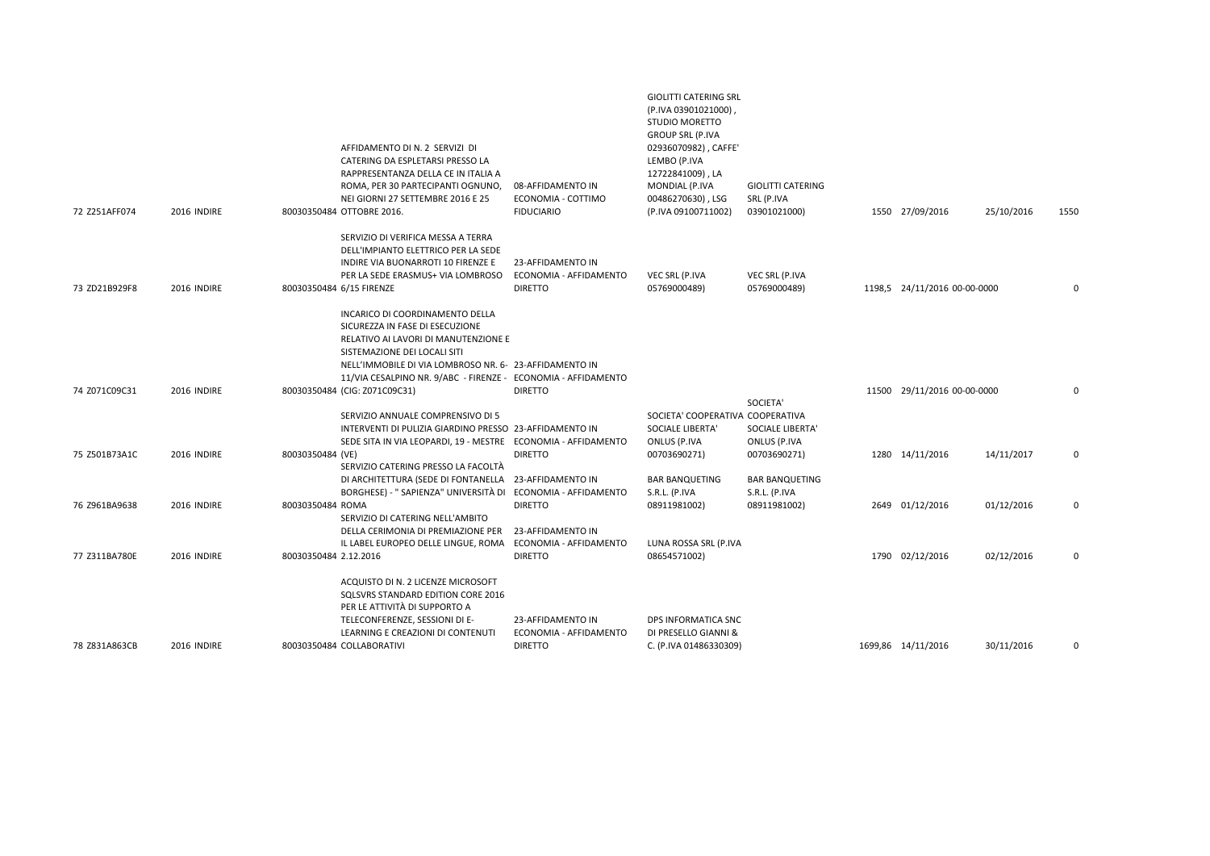| 72 | Z251AFF074 | 2016 | INDIRE | 80030350484 | AFFIDAMENTO DI N. 2 SERVIZI DI CATERING DA ESPLETARSI PRESSO LA RAPPRESENTANZA DELLA CE IN ITALIA A ROMA, PER 30 PARTECIPANTI OGNUNO, NEI GIORNI 27 SETTEMBRE 2016 E 25 OTTOBRE 2016. | 08-AFFIDAMENTO IN ECONOMIA - COTTIMO FIDUCIARIO | GIOLITTI CATERING SRL (P.IVA 03901021000) , STUDIO MORETTO GROUP SRL (P.IVA 02936070982) , CAFFE' LEMBO (P.IVA 12722841009) , LA MONDIAL (P.IVA 00486270630) , LSG (P.IVA 09100711002) | GIOLITTI CATERING SRL (P.IVA 03901021000) | 1550 | 27/09/2016 | 25/10/2016 | 1550 |
|---|---|---|---|---|---|---|---|---|---|---|---|---|
| 73 | ZD21B929F8 | 2016 | INDIRE | 80030350484 | SERVIZIO DI VERIFICA MESSA A TERRA DELL'IMPIANTO ELETTRICO PER LA SEDE INDIRE VIA BUONARROTI 10 FIRENZE E PER LA SEDE ERASMUS+ VIA LOMBROSO 6/15 FIRENZE | 23-AFFIDAMENTO IN ECONOMIA - AFFIDAMENTO DIRETTO | VEC SRL (P.IVA 05769000489) | VEC SRL (P.IVA 05769000489) | 1198,5 | 24/11/2016 | 00-00-0000 | 0 |
| 74 | Z071C09C31 | 2016 | INDIRE | 80030350484 | INCARICO DI COORDINAMENTO DELLA SICUREZZA IN FASE DI ESECUZIONE RELATIVO AI LAVORI DI MANUTENZIONE E SISTEMAZIONE DEI LOCALI SITI NELL'IMMOBILE DI VIA LOMBROSO NR. 6-11/VIA CESALPINO NR. 9/ABC - FIRENZE - (CIG: Z071C09C31) | 23-AFFIDAMENTO IN ECONOMIA - AFFIDAMENTO DIRETTO | | | 11500 | 29/11/2016 | 00-00-0000 | 0 |
| 75 | Z501B73A1C | 2016 | INDIRE | 80030350484 | SERVIZIO ANNUALE COMPRENSIVO DI 5 INTERVENTI DI PULIZIA GIARDINO PRESSO SEDE SITA IN VIA LEOPARDI, 19 - MESTRE (VE) | 23-AFFIDAMENTO IN ECONOMIA - AFFIDAMENTO DIRETTO | SOCIETA' COOPERATIVA SOCIALE LIBERTA' ONLUS (P.IVA 00703690271) | SOCIETA' COOPERATIVA SOCIALE LIBERTA' ONLUS (P.IVA 00703690271) | 1280 | 14/11/2016 | 14/11/2017 | 0 |
| 76 | Z961BA9638 | 2016 | INDIRE | 80030350484 | SERVIZIO CATERING PRESSO LA FACOLTÀ DI ARCHITETTURA (SEDE DI FONTANELLA BORGHESE) - " SAPIENZA" UNIVERSITÀ DI ROMA | 23-AFFIDAMENTO IN ECONOMIA - AFFIDAMENTO DIRETTO | BAR BANQUETING S.R.L. (P.IVA 08911981002) | BAR BANQUETING S.R.L. (P.IVA 08911981002) | 2649 | 01/12/2016 | 01/12/2016 | 0 |
| 77 | Z311BA780E | 2016 | INDIRE | 80030350484 | SERVIZIO DI CATERING NELL'AMBITO DELLA CERIMONIA DI PREMIAZIONE PER IL LABEL EUROPEO DELLE LINGUE, ROMA 2.12.2016 | 23-AFFIDAMENTO IN ECONOMIA - AFFIDAMENTO DIRETTO | LUNA ROSSA SRL (P.IVA 08654571002) | | 1790 | 02/12/2016 | 02/12/2016 | 0 |
| 78 | Z831A863CB | 2016 | INDIRE | 80030350484 | ACQUISTO DI N. 2 LICENZE MICROSOFT SQLSVRS STANDARD EDITION CORE 2016 PER LE ATTIVITÀ DI SUPPORTO A TELECONFERENZE, SESSIONI DI E-LEARNING E CREAZIONI DI CONTENUTI COLLABORATIVI | 23-AFFIDAMENTO IN ECONOMIA - AFFIDAMENTO DIRETTO | DPS INFORMATICA SNC DI PRESELLO GIANNI & C. (P.IVA 01486330309) | | 1699,86 | 14/11/2016 | 30/11/2016 | 0 |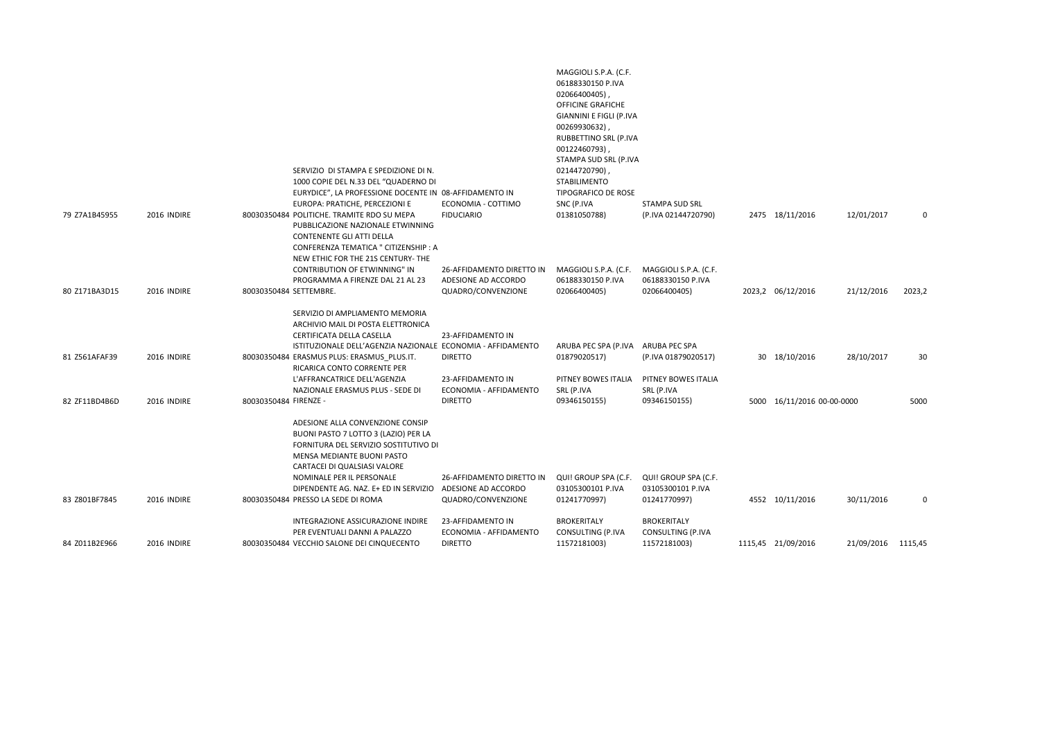| 79 | Z7A1B45955 | 2016 | INDIRE | 80030350484 | SERVIZIO DI STAMPA E SPEDIZIONE DI N. 1000 COPIE DEL N.33 DEL "QUADERNO DI EURYDICE", LA PROFESSIONE DOCENTE IN EUROPA: PRATICHE, PERCEZIONI E POLITICHE. TRAMITE RDO SU MEPA | 08-AFFIDAMENTO IN ECONOMIA - COTTIMO FIDUCIARIO | MAGGIOLI S.P.A. (C.F. 06188330150 P.IVA 02066400405), OFFICINE GRAFICHE GIANNINI E FIGLI (P.IVA 00269930632), RUBBETTINO SRL (P.IVA 00122460793), STAMPA SUD SRL (P.IVA 02144720790), STABILIMENTO TIPOGRAFICO DE ROSE SNC (P.IVA 01381050788) | STAMPA SUD SRL (P.IVA 02144720790) | 2475 | 18/11/2016 | 12/01/2017 | 0 |
|---|---|---|---|---|---|---|---|---|---|---|---|---|
| 80 | Z171BA3D15 | 2016 | INDIRE | 80030350484 | PUBBLICAZIONE NAZIONALE ETWINNING CONTENENTE GLI ATTI DELLA CONFERENZA TEMATICA " CITIZENSHIP : A NEW ETHIC FOR THE 21S CENTURY- THE CONTRIBUTION OF ETWINNING" IN PROGRAMMA A FIRENZE DAL 21 AL 23 SETTEMBRE. | 26-AFFIDAMENTO DIRETTO IN ADESIONE AD ACCORDO QUADRO/CONVENZIONE | MAGGIOLI S.P.A. (C.F. 06188330150 P.IVA 02066400405) | MAGGIOLI S.P.A. (C.F. 06188330150 P.IVA 02066400405) | 2023,2 | 06/12/2016 | 21/12/2016 | 2023,2 |
| 81 | Z561AFAF39 | 2016 | INDIRE | 80030350484 | SERVIZIO DI AMPLIAMENTO MEMORIA ARCHIVIO MAIL DI POSTA ELETTRONICA CERTIFICATA DELLA CASELLA ISTITUZIONALE DELL'AGENZIA NAZIONALE ERASMUS PLUS: ERASMUS_PLUS.IT. | 23-AFFIDAMENTO IN ECONOMIA - AFFIDAMENTO DIRETTO | ARUBA PEC SPA (P.IVA 01879020517) | ARUBA PEC SPA (P.IVA 01879020517) | 30 | 18/10/2016 | 28/10/2017 | 30 |
| 82 | ZF11BD4B6D | 2016 | INDIRE | 80030350484 | RICARICA CONTO CORRENTE PER L'AFFRANCATRICE DELL'AGENZIA NAZIONALE ERASMUS PLUS - SEDE DI FIRENZE - | 23-AFFIDAMENTO IN ECONOMIA - AFFIDAMENTO DIRETTO | PITNEY BOWES ITALIA SRL (P.IVA 09346150155) | PITNEY BOWES ITALIA SRL (P.IVA 09346150155) | 5000 | 16/11/2016 | 00-00-0000 | 5000 |
| 83 | Z801BF7845 | 2016 | INDIRE | 80030350484 | ADESIONE ALLA CONVENZIONE CONSIP BUONI PASTO 7 LOTTO 3 (LAZIO) PER LA FORNITURA DEL SERVIZIO SOSTITUTIVO DI MENSA MEDIANTE BUONI PASTO CARTACEI DI QUALSIASI VALORE NOMINALE PER IL PERSONALE DIPENDENTE AG. NAZ. E+ ED IN SERVIZIO PRESSO LA SEDE DI ROMA | 26-AFFIDAMENTO DIRETTO IN ADESIONE AD ACCORDO QUADRO/CONVENZIONE | QUI! GROUP SPA (C.F. 03105300101 P.IVA 01241770997) | QUI! GROUP SPA (C.F. 03105300101 P.IVA 01241770997) | 4552 | 10/11/2016 | 30/11/2016 | 0 |
| 84 | Z011B2E966 | 2016 | INDIRE | 80030350484 | INTEGRAZIONE ASSICURAZIONE INDIRE PER EVENTUALI DANNI A PALAZZO VECCHIO SALONE DEI CINQUECENTO | 23-AFFIDAMENTO IN ECONOMIA - AFFIDAMENTO DIRETTO | BROKERITALY CONSULTING (P.IVA 11572181003) | BROKERITALY CONSULTING (P.IVA 11572181003) | 1115,45 | 21/09/2016 | 21/09/2016 | 1115,45 |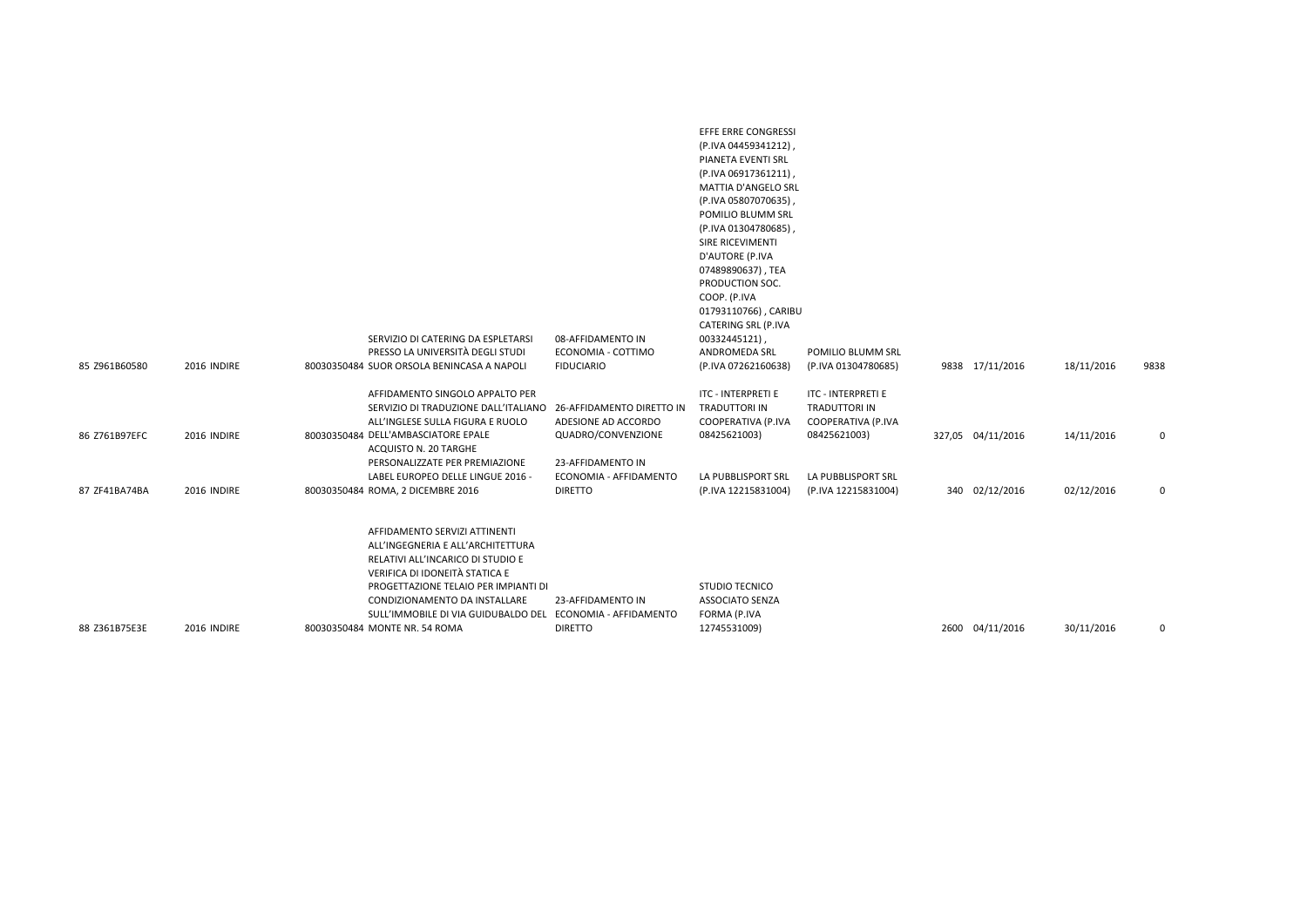| | | | | | | | | | | | |
|---|---|---|---|---|---|---|---|---|---|---|---|
| 85 | Z961B60580 | 2016 | INDIRE | 80030350484 | SERVIZIO DI CATERING DA ESPLETARSI PRESSO LA UNIVERSITÀ DEGLI STUDI SUOR ORSOLA BENINCASA A NAPOLI | 08-AFFIDAMENTO IN ECONOMIA - COTTIMO FIDUCIARIO | EFFE ERRE CONGRESSI (P.IVA 04459341212) , PIANETA EVENTI SRL (P.IVA 06917361211) , MATTIA D'ANGELO SRL (P.IVA 05807070635) , POMILIO BLUMM SRL (P.IVA 01304780685) , SIRE RICEVIMENTI D'AUTORE (P.IVA 07489890637) , TEA PRODUCTION SOC. COOP. (P.IVA 01793110766) , CARIBU CATERING SRL (P.IVA 00332445121) , ANDROMEDA SRL (P.IVA 07262160638) | POMILIO BLUMM SRL (P.IVA 01304780685) | 9838 | 17/11/2016 | 18/11/2016 | 9838 |
| 86 | Z761B97EFC | 2016 | INDIRE | 80030350484 | AFFIDAMENTO SINGOLO APPALTO PER SERVIZIO DI TRADUZIONE DALL'ITALIANO ALL'INGLESE SULLA FIGURA E RUOLO DELL'AMBASCIATORE EPALE | 26-AFFIDAMENTO DIRETTO IN ADESIONE AD ACCORDO QUADRO/CONVENZIONE | ITC - INTERPRETI E TRADUTTORI IN COOPERATIVA (P.IVA 08425621003) | ITC - INTERPRETI E TRADUTTORI IN COOPERATIVA (P.IVA 08425621003) | 327,05 | 04/11/2016 | 14/11/2016 | 0 |
| 87 | ZF41BA74BA | 2016 | INDIRE | 80030350484 | ACQUISTO N. 20 TARGHE PERSONALIZZATE PER PREMIAZIONE LABEL EUROPEO DELLE LINGUE 2016 - ROMA, 2 DICEMBRE 2016 | 23-AFFIDAMENTO IN ECONOMIA - AFFIDAMENTO DIRETTO | LA PUBBLISPORT SRL (P.IVA 12215831004) | LA PUBBLISPORT SRL (P.IVA 12215831004) | 340 | 02/12/2016 | 02/12/2016 | 0 |
| 88 | Z361B75E3E | 2016 | INDIRE | 80030350484 | AFFIDAMENTO SERVIZI ATTINENTI ALL'INGEGNERIA E ALL'ARCHITETTURA RELATIVI ALL'INCARICO DI STUDIO E VERIFICA DI IDONEITÀ STATICA E PROGETTAZIONE TELAIO PER IMPIANTI DI CONDIZIONAMENTO DA INSTALLARE SULL'IMMOBILE DI VIA GUIDUBALDO DEL MONTE NR. 54 ROMA | 23-AFFIDAMENTO IN ECONOMIA - AFFIDAMENTO DIRETTO | STUDIO TECNICO ASSOCIATO SENZA FORMA (P.IVA 12745531009) | | 2600 | 04/11/2016 | 30/11/2016 | 0 |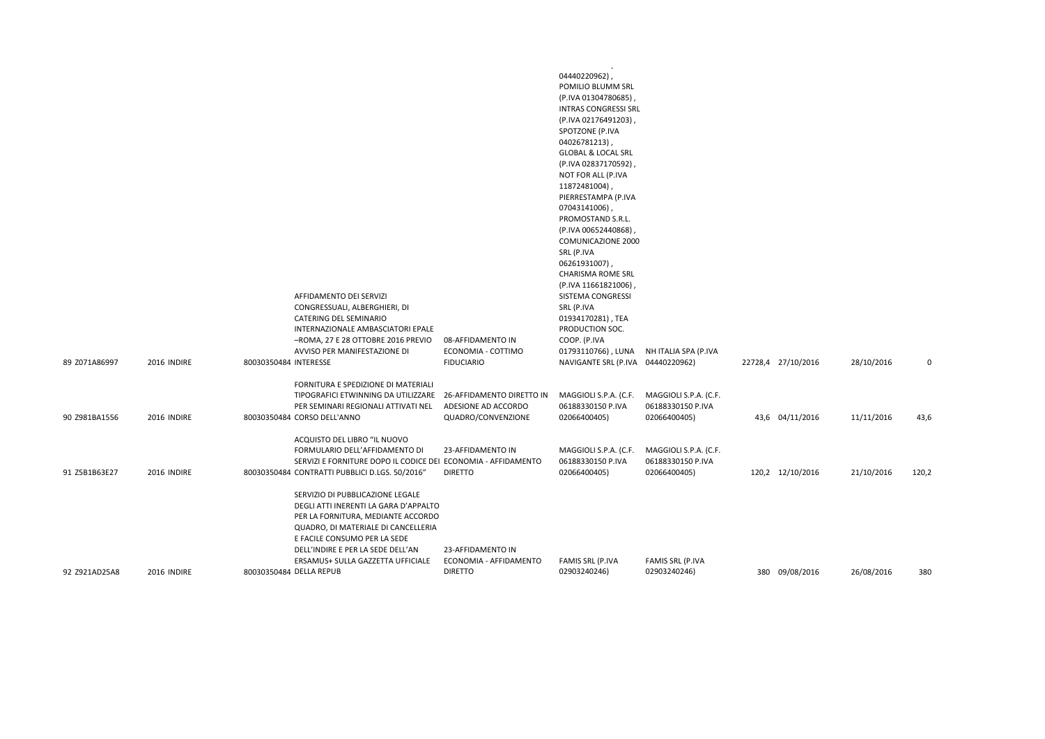| | | | | | | | | | | | | |
|---|---|---|---|---|---|---|---|---|---|---|---|---|
| 89 | Z071A86997 | 2016 | INDIRE | 80030350484 | AFFIDAMENTO DEI SERVIZI CONGRESSUALI, ALBERGHIERI, DI CATERING DEL SEMINARIO INTERNAZIONALE AMBASCIATORI EPALE –ROMA, 27 E 28 OTTOBRE 2016 PREVIO AVVISO PER MANIFESTAZIONE DI INTERESSE | 08-AFFIDAMENTO IN ECONOMIA - COTTIMO FIDUCIARIO | ` 04440220962) , POMILIO BLUMM SRL (P.IVA 01304780685) , INTRAS CONGRESSI SRL (P.IVA 02176491203) , SPOTZONE (P.IVA 04026781213) , GLOBAL & LOCAL SRL (P.IVA 02837170592) , NOT FOR ALL (P.IVA 11872481004) , PIERRESTAMPA (P.IVA 07043141006) , PROMOSTAND S.R.L. (P.IVA 00652440868) , COMUNICAZIONE 2000 SRL (P.IVA 06261931007) , CHARISMA ROME SRL (P.IVA 11661821006) , SISTEMA CONGRESSI SRL (P.IVA 01934170281) , TEA PRODUCTION SOC. COOP. (P.IVA 01793110766) , LUNA NAVIGANTE SRL (P.IVA | NH ITALIA SPA (P.IVA 04440220962) | 22728,4 | 27/10/2016 | 28/10/2016 | 0 |
| 90 | Z981BA1556 | 2016 | INDIRE | 80030350484 | FORNITURA E SPEDIZIONE DI MATERIALI TIPOGRAFICI ETWINNING DA UTILIZZARE PER SEMINARI REGIONALI ATTIVATI NEL CORSO DELL'ANNO | 26-AFFIDAMENTO DIRETTO IN ADESIONE AD ACCORDO QUADRO/CONVENZIONE | MAGGIOLI S.P.A. (C.F. 06188330150 P.IVA 02066400405) | MAGGIOLI S.P.A. (C.F. 06188330150 P.IVA 02066400405) | 43,6 | 04/11/2016 | 11/11/2016 | 43,6 |
| 91 | Z5B1B63E27 | 2016 | INDIRE | 80030350484 | ACQUISTO DEL LIBRO "IL NUOVO FORMULARIO DELL'AFFIDAMENTO DI SERVIZI E FORNITURE DOPO IL CODICE DEI CONTRATTI PUBBLICI D.LGS. 50/2016" | 23-AFFIDAMENTO IN ECONOMIA - AFFIDAMENTO DIRETTO | MAGGIOLI S.P.A. (C.F. 06188330150 P.IVA 02066400405) | MAGGIOLI S.P.A. (C.F. 06188330150 P.IVA 02066400405) | 120,2 | 12/10/2016 | 21/10/2016 | 120,2 |
| 92 | Z921AD25A8 | 2016 | INDIRE | 80030350484 | SERVIZIO DI PUBBLICAZIONE LEGALE DEGLI ATTI INERENTI LA GARA D'APPALTO PER LA FORNITURA, MEDIANTE ACCORDO QUADRO, DI MATERIALE DI CANCELLERIA E FACILE CONSUMO PER LA SEDE DELL'INDIRE E PER LA SEDE DELL'AN ERSAMUS+ SULLA GAZZETTA UFFICIALE DELLA REPUB | 23-AFFIDAMENTO IN ECONOMIA - AFFIDAMENTO DIRETTO | FAMIS SRL (P.IVA 02903240246) | FAMIS SRL (P.IVA 02903240246) | 380 | 09/08/2016 | 26/08/2016 | 380 |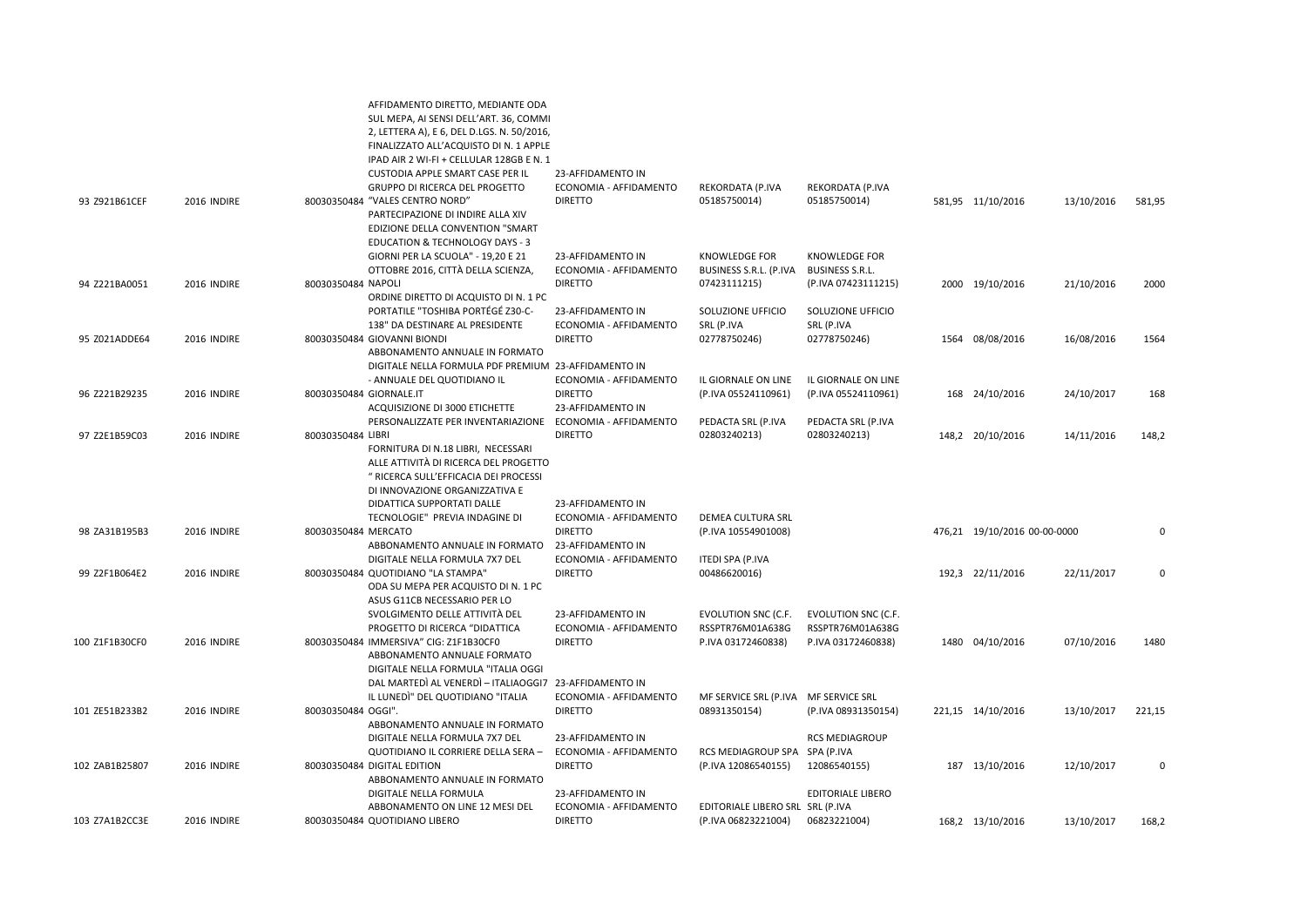| | | | | | | | | | | | |
|---|---|---|---|---|---|---|---|---|---|---|---|
| 93 | Z921B61CEF | 2016 | INDIRE | 80030350484 | AFFIDAMENTO DIRETTO, MEDIANTE ODA SUL MEPA, AI SENSI DELL'ART. 36, COMMI 2, LETTERA A), E 6, DEL D.LGS. N. 50/2016, FINALIZZATO ALL'ACQUISTO DI N. 1 APPLE IPAD AIR 2 WI-FI + CELLULAR 128GB E N. 1 CUSTODIA APPLE SMART CASE PER IL GRUPPO DI RICERCA DEL PROGETTO "VALES CENTRO NORD" | 23-AFFIDAMENTO IN ECONOMIA - AFFIDAMENTO DIRETTO | REKORDATA (P.IVA 05185750014) | REKORDATA (P.IVA 05185750014) | 581,95 | 11/10/2016 | 13/10/2016 | 581,95 |
| 94 | Z221BA0051 | 2016 | INDIRE | 80030350484 | PARTECIPAZIONE DI INDIRE ALLA XIV EDIZIONE DELLA CONVENTION "SMART EDUCATION & TECHNOLOGY DAYS - 3 GIORNI PER LA SCUOLA" - 19,20 E 21 OTTOBRE 2016, CITTÀ DELLA SCIENZA, NAPOLI | 23-AFFIDAMENTO IN ECONOMIA - AFFIDAMENTO DIRETTO | KNOWLEDGE FOR BUSINESS S.R.L. (P.IVA 07423111215) | KNOWLEDGE FOR BUSINESS S.R.L. (P.IVA 07423111215) | 2000 | 19/10/2016 | 21/10/2016 | 2000 |
| 95 | Z021ADDE64 | 2016 | INDIRE | 80030350484 | ORDINE DIRETTO DI ACQUISTO DI N. 1 PC PORTATILE "TOSHIBA PORTÉGÉ Z30-C-138" DA DESTINARE AL PRESIDENTE GIOVANNI BIONDI | 23-AFFIDAMENTO IN ECONOMIA - AFFIDAMENTO DIRETTO | SOLUZIONE UFFICIO SRL (P.IVA 02778750246) | SOLUZIONE UFFICIO SRL (P.IVA 02778750246) | 1564 | 08/08/2016 | 16/08/2016 | 1564 |
| 96 | Z221B29235 | 2016 | INDIRE | 80030350484 | ABBONAMENTO ANNUALE IN FORMATO DIGITALE NELLA FORMULA PDF PREMIUM - ANNUALE DEL QUOTIDIANO IL GIORNALE.IT | 23-AFFIDAMENTO IN ECONOMIA - AFFIDAMENTO DIRETTO | IL GIORNALE ON LINE (P.IVA 05524110961) | IL GIORNALE ON LINE (P.IVA 05524110961) | 168 | 24/10/2016 | 24/10/2017 | 168 |
| 97 | Z2E1B59C03 | 2016 | INDIRE | 80030350484 | ACQUISIZIONE DI 3000 ETICHETTE PERSONALIZZATE PER INVENTARIAZIONE LIBRI | 23-AFFIDAMENTO IN ECONOMIA - AFFIDAMENTO DIRETTO | PEDACTA SRL (P.IVA 02803240213) | PEDACTA SRL (P.IVA 02803240213) | 148,2 | 20/10/2016 | 14/11/2016 | 148,2 |
| 98 | ZA31B195B3 | 2016 | INDIRE | 80030350484 | FORNITURA DI N.18 LIBRI, NECESSARI ALLE ATTIVITÀ DI RICERCA DEL PROGETTO " RICERCA SULL'EFFICACIA DEI PROCESSI DI INNOVAZIONE ORGANIZZATIVA E DIDATTICA SUPPORTATI DALLE TECNOLOGIE" PREVIA INDAGINE DI MERCATO | 23-AFFIDAMENTO IN ECONOMIA - AFFIDAMENTO DIRETTO | DEMEA CULTURA SRL (P.IVA 10554901008) | | 476,21 | 19/10/2016 | 00-00-0000 | 0 |
| 99 | Z2F1B064E2 | 2016 | INDIRE | 80030350484 | ABBONAMENTO ANNUALE IN FORMATO DIGITALE NELLA FORMULA 7X7 DEL QUOTIDIANO "LA STAMPA" | 23-AFFIDAMENTO IN ECONOMIA - AFFIDAMENTO DIRETTO | ITEDI SPA (P.IVA 00486620016) | | 192,3 | 22/11/2016 | 22/11/2017 | 0 |
| 100 | Z1F1B30CF0 | 2016 | INDIRE | 80030350484 | ODA SU MEPA PER ACQUISTO DI N. 1 PC ASUS G11CB NECESSARIO PER LO SVOLGIMENTO DELLE ATTIVITÀ DEL PROGETTO DI RICERCA "DIDATTICA IMMERSIVA" CIG: Z1F1B30CF0 | 23-AFFIDAMENTO IN ECONOMIA - AFFIDAMENTO DIRETTO | EVOLUTION SNC (C.F. RSSPTR76M01A638G P.IVA 03172460838) | EVOLUTION SNC (C.F. RSSPTR76M01A638G P.IVA 03172460838) | 1480 | 04/10/2016 | 07/10/2016 | 1480 |
| 101 | ZE51B233B2 | 2016 | INDIRE | 80030350484 | ABBONAMENTO ANNUALE FORMATO DIGITALE NELLA FORMULA "ITALIA OGGI DAL MARTEDÌ AL VENERDÌ – ITALIAOGGI7 IL LUNEDÌ" DEL QUOTIDIANO "ITALIA OGGI". | 23-AFFIDAMENTO IN ECONOMIA - AFFIDAMENTO DIRETTO | MF SERVICE SRL (P.IVA 08931350154) | MF SERVICE SRL (P.IVA 08931350154) | 221,15 | 14/10/2016 | 13/10/2017 | 221,15 |
| 102 | ZAB1B25807 | 2016 | INDIRE | 80030350484 | ABBONAMENTO ANNUALE IN FORMATO DIGITALE NELLA FORMULA 7X7 DEL QUOTIDIANO IL CORRIERE DELLA SERA – DIGITAL EDITION | 23-AFFIDAMENTO IN ECONOMIA - AFFIDAMENTO DIRETTO | RCS MEDIAGROUP SPA (P.IVA 12086540155) | RCS MEDIAGROUP SPA (P.IVA 12086540155) | 187 | 13/10/2016 | 12/10/2017 | 0 |
| 103 | Z7A1B2CC3E | 2016 | INDIRE | 80030350484 | ABBONAMENTO ANNUALE IN FORMATO DIGITALE NELLA FORMULA ABBONAMENTO ON LINE 12 MESI DEL QUOTIDIANO LIBERO | 23-AFFIDAMENTO IN ECONOMIA - AFFIDAMENTO DIRETTO | EDITORIALE LIBERO SRL (P.IVA 06823221004) | EDITORIALE LIBERO SRL (P.IVA 06823221004) | 168,2 | 13/10/2016 | 13/10/2017 | 168,2 |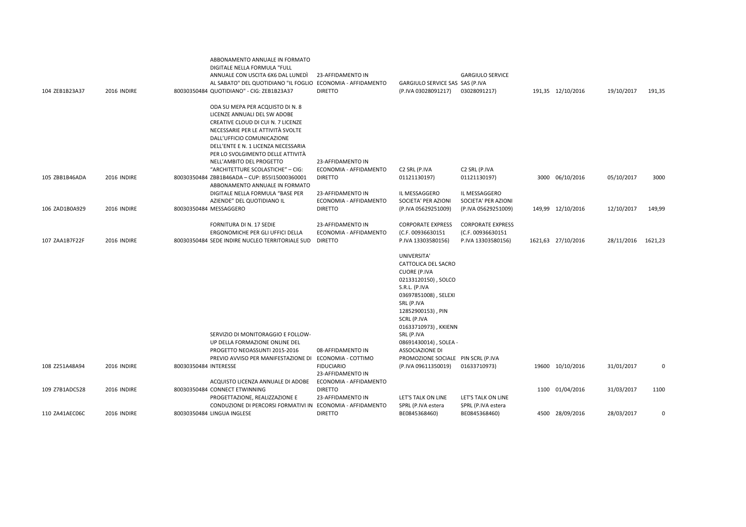| | | | | | | | | | | |
|---|---|---|---|---|---|---|---|---|---|---|
| 104 ZEB1B23A37 | 2016 INDIRE | 80030350484 | ABBONAMENTO ANNUALE IN FORMATO DIGITALE NELLA FORMULA "FULL ANNUALE CON USCITA 6X6 DAL LUNEDÌ AL SABATO" DEL QUOTIDIANO "IL FOGLIO QUOTIDIANO" - CIG: ZEB1B23A37 | 23-AFFIDAMENTO IN ECONOMIA - AFFIDAMENTO DIRETTO | GARGIULO SERVICE SAS (P.IVA 03028091217) | GARGIULO SERVICE SAS (P.IVA 03028091217) | 191,35 | 12/10/2016 | 19/10/2017 | 191,35 |
| 105 ZBB1B46ADA | 2016 INDIRE | 80030350484 | ODA SU MEPA PER ACQUISTO DI N. 8 LICENZE ANNUALI DEL SW ADOBE CREATIVE CLOUD DI CUI N. 7 LICENZE NECESSARIE PER LE ATTIVITÀ SVOLTE DALL'UFFICIO COMUNICAZIONE DELL'ENTE E N. 1 LICENZA NECESSARIA PER LO SVOLGIMENTO DELLE ATTIVITÀ NELL'AMBITO DEL PROGETTO "ARCHITETTURE SCOLASTICHE" – CIG: ZBB1B46ADA – CUP: B55I15000360001 | 23-AFFIDAMENTO IN ECONOMIA - AFFIDAMENTO DIRETTO | C2 SRL (P.IVA 01121130197) | C2 SRL (P.IVA 01121130197) | 3000 | 06/10/2016 | 05/10/2017 | 3000 |
| 106 ZAD1B0A929 | 2016 INDIRE | 80030350484 | ABBONAMENTO ANNUALE IN FORMATO DIGITALE NELLA FORMULA "BASE PER AZIENDE" DEL QUOTIDIANO IL MESSAGGERO | 23-AFFIDAMENTO IN ECONOMIA - AFFIDAMENTO DIRETTO | IL MESSAGGERO SOCIETA' PER AZIONI (P.IVA 05629251009) | IL MESSAGGERO SOCIETA' PER AZIONI (P.IVA 05629251009) | 149,99 | 12/10/2016 | 12/10/2017 | 149,99 |
| 107 ZAA1B7F22F | 2016 INDIRE | 80030350484 | FORNITURA DI N. 17 SEDIE ERGONOMICHE PER GLI UFFICI DELLA SEDE INDIRE NUCLEO TERRITORIALE SUD | 23-AFFIDAMENTO IN ECONOMIA - AFFIDAMENTO DIRETTO | CORPORATE EXPRESS (C.F. 00936630151 P.IVA 13303580156) | CORPORATE EXPRESS (C.F. 00936630151 P.IVA 13303580156) | 1621,63 | 27/10/2016 | 28/11/2016 | 1621,23 |
| 108 Z251A48A94 | 2016 INDIRE | 80030350484 | SERVIZIO DI MONITORAGGIO E FOLLOW-UP DELLA FORMAZIONE ONLINE DEL PROGETTO NEOASSUNTI 2015-2016 PREVIO AVVISO PER MANIFESTAZIONE DI INTERESSE | 08-AFFIDAMENTO IN ECONOMIA - COTTIMO FIDUCIARIO | UNIVERSITA' CATTOLICA DEL SACRO CUORE (P.IVA 02133120150) , SOLCO S.R.L. (P.IVA 03697851008) , SELEXI SRL (P.IVA 12852900153) , PIN SCRL (P.IVA 01633710973) , KKIENN SRL (P.IVA 08691430014) , SOLEA - ASSOCIAZIONE DI PROMOZIONE SOCIALE (P.IVA 09611350019) | PIN SCRL (P.IVA 01633710973) | 19600 | 10/10/2016 | 31/01/2017 | 0 |
| 109 Z7B1ADC528 | 2016 INDIRE | 80030350484 | ACQUISTO LICENZA ANNUALE DI ADOBE CONNECT ETWINNING | 23-AFFIDAMENTO IN ECONOMIA - AFFIDAMENTO DIRETTO | | | 1100 | 01/04/2016 | 31/03/2017 | 1100 |
| 110 ZA41AEC06C | 2016 INDIRE | 80030350484 | PROGETTAZIONE, REALIZZAZIONE E CONDUZIONE DI PERCORSI FORMATIVI IN LINGUA INGLESE | 23-AFFIDAMENTO IN ECONOMIA - AFFIDAMENTO DIRETTO | LET'S TALK ON LINE SPRL (P.IVA estera BE0845368460) | LET'S TALK ON LINE SPRL (P.IVA estera BE0845368460) | 4500 | 28/09/2016 | 28/03/2017 | 0 |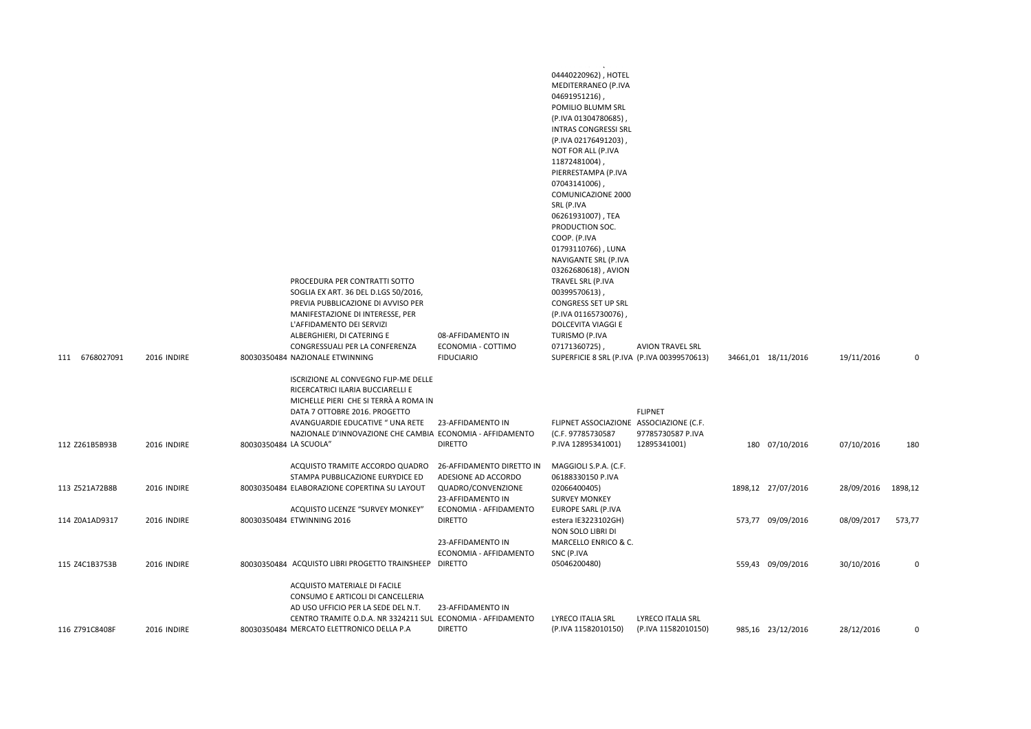| | | | | | | | | | | | |
|---|---|---|---|---|---|---|---|---|---|---|---|
| 111 | 6768027091 | 2016 | INDIRE | 80030350484 | PROCEDURA PER CONTRATTI SOTTO SOGLIA EX ART. 36 DEL D.LGS 50/2016, PREVIA PUBBLICAZIONE DI AVVISO PER MANIFESTAZIONE DI INTERESSE, PER L'AFFIDAMENTO DEI SERVIZI ALBERGHIERI, DI CATERING E CONGRESSUALI PER LA CONFERENZA NAZIONALE ETWINNING | 08-AFFIDAMENTO IN ECONOMIA - COTTIMO FIDUCIARIO | 04440220962) , HOTEL MEDITERRANEO (P.IVA 04691951216) , POMILIO BLUMM SRL (P.IVA 01304780685) , INTRAS CONGRESSI SRL (P.IVA 02176491203) , NOT FOR ALL (P.IVA 11872481004) , PIERRESTAMPA (P.IVA 07043141006) , COMUNICAZIONE 2000 SRL (P.IVA 06261931007) , TEA PRODUCTION SOC. COOP. (P.IVA 01793110766) , LUNA NAVIGANTE SRL (P.IVA 03262680618) , AVION TRAVEL SRL (P.IVA 00399570613) , CONGRESS SET UP SRL (P.IVA 01165730076) , DOLCEVITA VIAGGI E TURISMO (P.IVA 07171360725) , SUPERFICIE 8 SRL (P.IVA | AVION TRAVEL SRL (P.IVA 00399570613) | 34661,01 | 18/11/2016 | 19/11/2016 | 0 |
| 112 | Z261B5B93B | 2016 | INDIRE | 80030350484 | ISCRIZIONE AL CONVEGNO FLIP-ME DELLE RICERCATRICI ILARIA BUCCIARELLI E MICHELLE PIERI CHE SI TERRÀ A ROMA IN DATA 7 OTTOBRE 2016. PROGETTO AVANGUARDIE EDUCATIVE " UNA RETE NAZIONALE D'INNOVAZIONE CHE CAMBIA LA SCUOLA" | 23-AFFIDAMENTO IN ECONOMIA - AFFIDAMENTO DIRETTO | FLIPNET ASSOCIAZIONE (C.F. 97785730587 P.IVA 12895341001) | FLIPNET ASSOCIAZIONE (C.F. 97785730587 P.IVA 12895341001) | 180 | 07/10/2016 | 07/10/2016 | 180 |
| 113 | Z521A72B8B | 2016 | INDIRE | 80030350484 | ACQUISTO TRAMITE ACCORDO QUADRO STAMPA PUBBLICAZIONE EURYDICE ED ELABORAZIONE COPERTINA SU LAYOUT | 26-AFFIDAMENTO DIRETTO IN ADESIONE AD ACCORDO QUADRO/CONVENZIONE | MAGGIOLI S.P.A. (C.F. 06188330150 P.IVA 02066400405) | | 1898,12 | 27/07/2016 | 28/09/2016 | 1898,12 |
| 114 | Z0A1AD9317 | 2016 | INDIRE | 80030350484 | ACQUISTO LICENZE "SURVEY MONKEY" ETWINNING 2016 | 23-AFFIDAMENTO IN ECONOMIA - AFFIDAMENTO DIRETTO | SURVEY MONKEY EUROPE SARL (P.IVA estera IE3223102GH) | | 573,77 | 09/09/2016 | 08/09/2017 | 573,77 |
| 115 | Z4C1B3753B | 2016 | INDIRE | 80030350484 | ACQUISTO LIBRI PROGETTO TRAINSHEEP | 23-AFFIDAMENTO IN ECONOMIA - AFFIDAMENTO DIRETTO | NON SOLO LIBRI DI MARCELLO ENRICO & C. SNC (P.IVA 05046200480) | | 559,43 | 09/09/2016 | 30/10/2016 | 0 |
| 116 | Z791C8408F | 2016 | INDIRE | 80030350484 | ACQUISTO MATERIALE DI FACILE CONSUMO E ARTICOLI DI CANCELLERIA AD USO UFFICIO PER LA SEDE DEL N.T. CENTRO TRAMITE O.D.A. NR 3324211 SUL MERCATO ELETTRONICO DELLA P.A | 23-AFFIDAMENTO IN ECONOMIA - AFFIDAMENTO DIRETTO | LYRECO ITALIA SRL (P.IVA 11582010150) | LYRECO ITALIA SRL (P.IVA 11582010150) | 985,16 | 23/12/2016 | 28/12/2016 | 0 |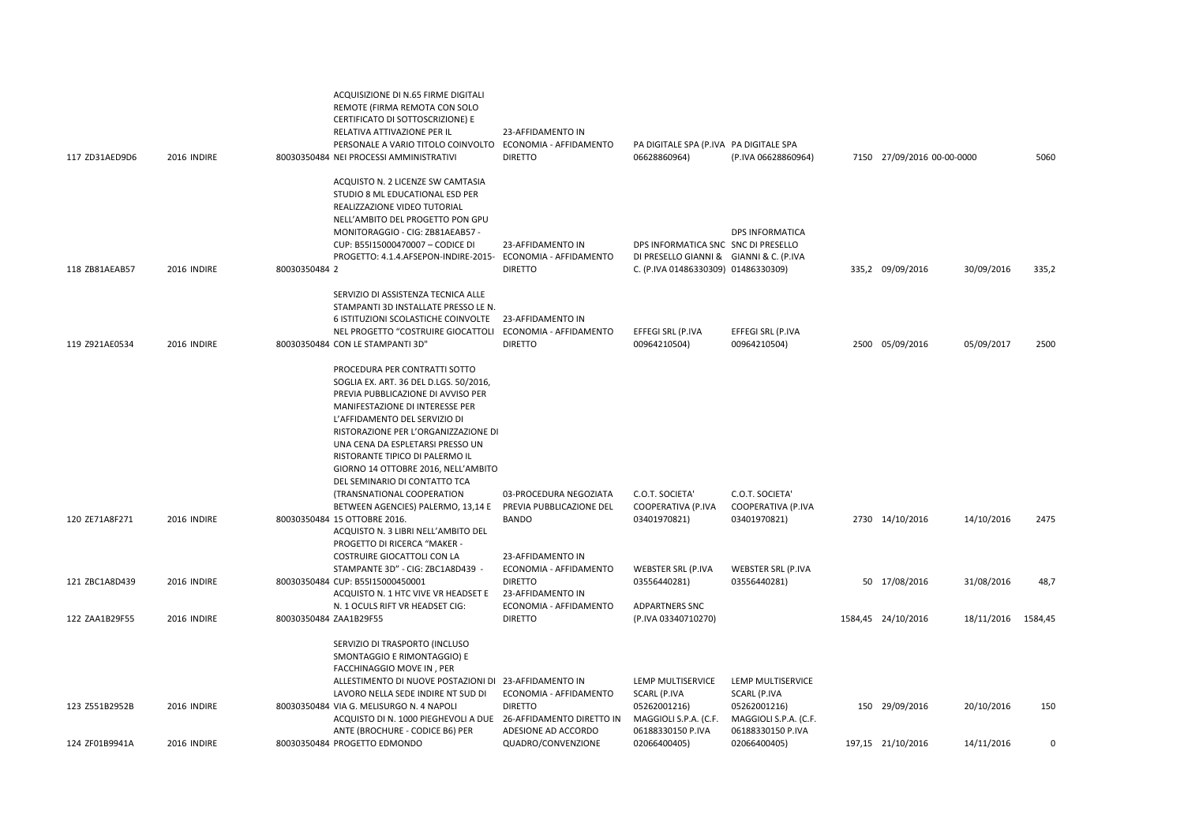| | | | | | | | | | | | |
|---|---|---|---|---|---|---|---|---|---|---|---|
| 117 | ZD31AED9D6 | 2016 | INDIRE | 80030350484 | ACQUISIZIONE DI N.65 FIRME DIGITALI REMOTE (FIRMA REMOTA CON SOLO CERTIFICATO DI SOTTOSCRIZIONE) E RELATIVA ATTIVAZIONE PER IL PERSONALE A VARIO TITOLO COINVOLTO NEI PROCESSI AMMINISTRATIVI | 23-AFFIDAMENTO IN ECONOMIA - AFFIDAMENTO DIRETTO | PA DIGITALE SPA (P.IVA 06628860964) | PA DIGITALE SPA (P.IVA 06628860964) | 7150 | 27/09/2016 | 00-00-0000 | 5060 |
| 118 | ZB81AEAB57 | 2016 | INDIRE | 80030350484 | ACQUISTO N. 2 LICENZE SW CAMTASIA STUDIO 8 ML EDUCATIONAL ESD PER REALIZZAZIONE VIDEO TUTORIAL NELL'AMBITO DEL PROGETTO PON GPU MONITORAGGIO - CIG: ZB81AEAB57 - CUP: B55I15000470007 – CODICE DI PROGETTO: 4.1.4.AFSEPON-INDIRE-2015-2 | 23-AFFIDAMENTO IN ECONOMIA - AFFIDAMENTO DIRETTO | DPS INFORMATICA SNC DI PRESELLO GIANNI & C. (P.IVA 01486330309) | DPS INFORMATICA SNC DI PRESELLO GIANNI & C. (P.IVA 01486330309) | 335,2 | 09/09/2016 | 30/09/2016 | 335,2 |
| 119 | Z921AE0534 | 2016 | INDIRE | 80030350484 | SERVIZIO DI ASSISTENZA TECNICA ALLE STAMPANTI 3D INSTALLATE PRESSO LE N. 6 ISTITUZIONI SCOLASTICHE COINVOLTE NEL PROGETTO "COSTRUIRE GIOCATTOLI CON LE STAMPANTI 3D" | 23-AFFIDAMENTO IN ECONOMIA - AFFIDAMENTO DIRETTO | EFFEGI SRL (P.IVA 00964210504) | EFFEGI SRL (P.IVA 00964210504) | 2500 | 05/09/2016 | 05/09/2017 | 2500 |
| 120 | ZE71A8F271 | 2016 | INDIRE | 80030350484 | PROCEDURA PER CONTRATTI SOTTO SOGLIA EX. ART. 36 DEL D.LGS. 50/2016, PREVIA PUBBLICAZIONE DI AVVISO PER MANIFESTAZIONE DI INTERESSE PER L'AFFIDAMENTO DEL SERVIZIO DI RISTORAZIONE PER L'ORGANIZZAZIONE DI UNA CENA DA ESPLETARSI PRESSO UN RISTORANTE TIPICO DI PALERMO IL GIORNO 14 OTTOBRE 2016, NELL'AMBITO DEL SEMINARIO DI CONTATTO TCA (TRANSNATIONAL COOPERATION BETWEEN AGENCIES) PALERMO, 13,14 E 15 OTTOBRE 2016. | 03-PROCEDURA NEGOZIATA PREVIA PUBBLICAZIONE DEL BANDO | C.O.T. SOCIETA' COOPERATIVA (P.IVA 03401970821) | C.O.T. SOCIETA' COOPERATIVA (P.IVA 03401970821) | 2730 | 14/10/2016 | 14/10/2016 | 2475 |
| 121 | ZBC1A8D439 | 2016 | INDIRE | 80030350484 | ACQUISTO N. 3 LIBRI NELL'AMBITO DEL PROGETTO DI RICERCA "MAKER - COSTRUIRE GIOCATTOLI CON LA STAMPANTE 3D" - CIG: ZBC1A8D439 - CUP: B55I15000450001 | 23-AFFIDAMENTO IN ECONOMIA - AFFIDAMENTO DIRETTO | WEBSTER SRL (P.IVA 03556440281) | WEBSTER SRL (P.IVA 03556440281) | 50 | 17/08/2016 | 31/08/2016 | 48,7 |
| 122 | ZAA1B29F55 | 2016 | INDIRE | 80030350484 | ACQUISTO N. 1 HTC VIVE VR HEADSET E N. 1 OCULS RIFT VR HEADSET CIG: ZAA1B29F55 | 23-AFFIDAMENTO IN ECONOMIA - AFFIDAMENTO DIRETTO | ADPARTNERS SNC (P.IVA 03340710270) | | 1584,45 | 24/10/2016 | 18/11/2016 | 1584,45 |
| 123 | Z551B2952B | 2016 | INDIRE | 80030350484 | SERVIZIO DI TRASPORTO (INCLUSO SMONTAGGIO E RIMONTAGGIO) E FACCHINAGGIO MOVE IN , PER ALLESTIMENTO DI NUOVE POSTAZIONI DI LAVORO NELLA SEDE INDIRE NT SUD DI VIA G. MELISURGO N. 4 NAPOLI | 23-AFFIDAMENTO IN ECONOMIA - AFFIDAMENTO DIRETTO | LEMP MULTISERVICE SCARL (P.IVA 05262001216) | LEMP MULTISERVICE SCARL (P.IVA 05262001216) | 150 | 29/09/2016 | 20/10/2016 | 150 |
| 124 | ZF01B9941A | 2016 | INDIRE | 80030350484 | ACQUISTO DI N. 1000 PIEGHEVOLI A DUE ANTE (BROCHURE - CODICE B6) PER PROGETTO EDMONDO | 26-AFFIDAMENTO DIRETTO IN ADESIONE AD ACCORDO QUADRO/CONVENZIONE | MAGGIOLI S.P.A. (C.F. 06188330150 P.IVA 02066400405) | MAGGIOLI S.P.A. (C.F. 06188330150 P.IVA 02066400405) | 197,15 | 21/10/2016 | 14/11/2016 | 0 |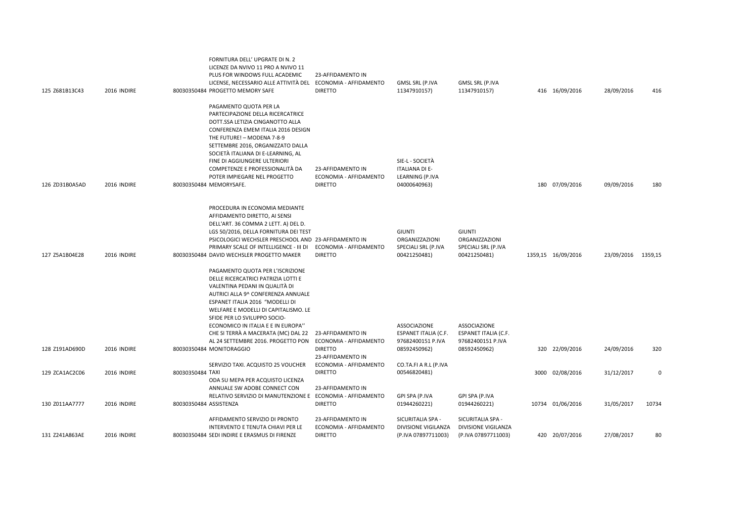| | | | | | | | | | | | |
|---|---|---|---|---|---|---|---|---|---|---|---|
| 125 | Z681B13C43 | 2016 | INDIRE | 80030350484 | FORNITURA DELL' UPGRATE DI N. 2 LICENZE DA NVIVO 11 PRO A NVIVO 11 PLUS FOR WINDOWS FULL ACADEMIC LICENSE, NECESSARIO ALLE ATTIVITÀ DEL PROGETTO MEMORY SAFE | 23-AFFIDAMENTO IN ECONOMIA - AFFIDAMENTO DIRETTO | GMSL SRL (P.IVA 11347910157) | GMSL SRL (P.IVA 11347910157) | 416 | 16/09/2016 | 28/09/2016 | 416 |
| 126 | ZD31B0A5AD | 2016 | INDIRE | 80030350484 | PAGAMENTO QUOTA PER LA PARTECIPAZIONE DELLA RICERCATRICE DOTT.SSA LETIZIA CINGANOTTO ALLA CONFERENZA EMEM ITALIA 2016 DESIGN THE FUTURE! – MODENA 7-8-9 SETTEMBRE 2016, ORGANIZZATO DALLA SOCIETÀ ITALIANA DI E-LEARNING, AL FINE DI AGGIUNGERE ULTERIORI COMPETENZE E PROFESSIONALITÀ DA POTER IMPIEGARE NEL PROGETTO MEMORYSAFE. | 23-AFFIDAMENTO IN ECONOMIA - AFFIDAMENTO DIRETTO | SIE-L - SOCIETÀ ITALIANA DI E-LEARNING (P.IVA 04000640963) | | 180 | 07/09/2016 | 09/09/2016 | 180 |
| 127 | Z5A1B04E28 | 2016 | INDIRE | 80030350484 | PROCEDURA IN ECONOMIA MEDIANTE AFFIDAMENTO DIRETTO, AI SENSI DELL'ART. 36 COMMA 2 LETT. A) DEL D. LGS 50/2016, DELLA FORNITURA DEI TEST PSICOLOGICI WECHSLER PRESCHOOL AND PRIMARY SCALE OF INTELLIGENCE - III DI DAVID WECHSLER PROGETTO MAKER | 23-AFFIDAMENTO IN ECONOMIA - AFFIDAMENTO DIRETTO | GIUNTI ORGANIZZAZIONI SPECIALI SRL (P.IVA 00421250481) | GIUNTI ORGANIZZAZIONI SPECIALI SRL (P.IVA 00421250481) | 1359,15 | 16/09/2016 | 23/09/2016 | 1359,15 |
| 128 | Z191AD690D | 2016 | INDIRE | 80030350484 | PAGAMENTO QUOTA PER L'ISCRIZIONE DELLE RICERCATRICI PATRIZIA LOTTI E VALENTINA PEDANI IN QUALITÀ DI AUTRICI ALLA 9^ CONFERENZA ANNUALE ESPANET ITALIA 2016 "MODELLI DI WELFARE E MODELLI DI CAPITALISMO. LE SFIDE PER LO SVILUPPO SOCIO-ECONOMICO IN ITALIA E IN EUROPA" CHE SI TERRÀ A MACERATA (MC) DAL 22 AL 24 SETTEMBRE 2016. PROGETTO PON MONITORAGGIO | 23-AFFIDAMENTO IN ECONOMIA - AFFIDAMENTO DIRETTO | ASSOCIAZIONE ESPANET ITALIA (C.F. 97682400151 P.IVA 08592450962) | ASSOCIAZIONE ESPANET ITALIA (C.F. 97682400151 P.IVA 08592450962) | 320 | 22/09/2016 | 24/09/2016 | 320 |
| 129 | ZCA1AC2C06 | 2016 | INDIRE | 80030350484 | SERVIZIO TAXI. ACQUISTO 25 VOUCHER TAXI | 23-AFFIDAMENTO IN ECONOMIA - AFFIDAMENTO DIRETTO | CO.TA.FI A R.L (P.IVA 00546820481) | | 3000 | 02/08/2016 | 31/12/2017 | 0 |
| 130 | Z011AA7777 | 2016 | INDIRE | 80030350484 | ODA SU MEPA PER ACQUISTO LICENZA ANNUALE SW ADOBE CONNECT CON RELATIVO SERVIZIO DI MANUTENZIONE E ASSISTENZA | 23-AFFIDAMENTO IN ECONOMIA - AFFIDAMENTO DIRETTO | GPI SPA (P.IVA 01944260221) | GPI SPA (P.IVA 01944260221) | 10734 | 01/06/2016 | 31/05/2017 | 10734 |
| 131 | Z241A863AE | 2016 | INDIRE | 80030350484 | AFFIDAMENTO SERVIZIO DI PRONTO INTERVENTO E TENUTA CHIAVI PER LE SEDI INDIRE E ERASMUS DI FIRENZE | 23-AFFIDAMENTO IN ECONOMIA - AFFIDAMENTO DIRETTO | SICURITALIA SPA - DIVISIONE VIGILANZA (P.IVA 07897711003) | SICURITALIA SPA - DIVISIONE VIGILANZA (P.IVA 07897711003) | 420 | 20/07/2016 | 27/08/2017 | 80 |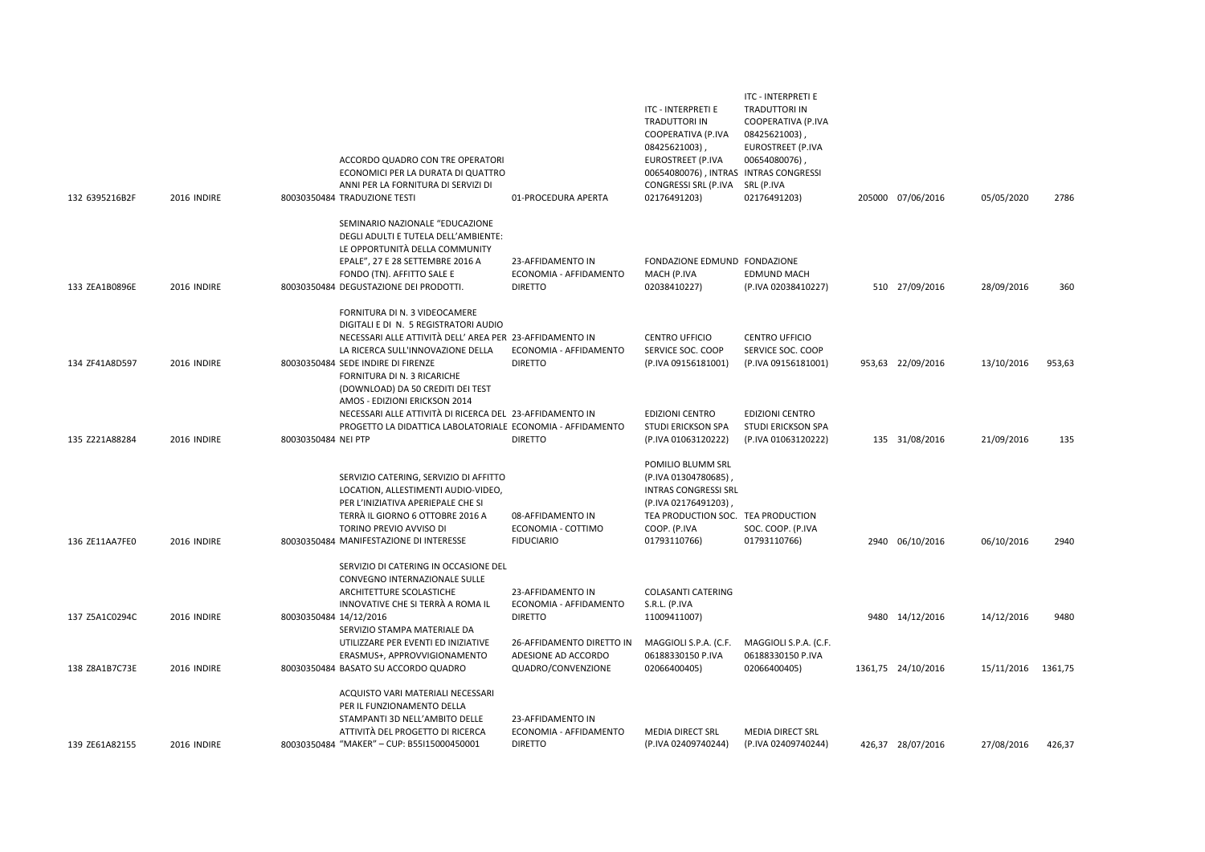| 132 | 6395216B2F | 2016 | INDIRE | 80030350484 | ACCORDO QUADRO CON TRE OPERATORI ECONOMICI PER LA DURATA DI QUATTRO ANNI PER LA FORNITURA DI SERVIZI DI TRADUZIONE TESTI | 01-PROCEDURA APERTA | ITC - INTERPRETI E TRADUTTORI IN COOPERATIVA (P.IVA 08425621003) , EUROSTREET (P.IVA 00654080076) , INTRAS CONGRESSI SRL (P.IVA 02176491203) | ITC - INTERPRETI E TRADUTTORI IN COOPERATIVA (P.IVA 08425621003) , EUROSTREET (P.IVA 00654080076) , INTRAS CONGRESSI SRL (P.IVA 02176491203) | 205000 | 07/06/2016 | 05/05/2020 | 2786 |
|---|---|---|---|---|---|---|---|---|---|---|---|---|
| 133 | ZEA1B0896E | 2016 | INDIRE | 80030350484 | SEMINARIO NAZIONALE "EDUCAZIONE DEGLI ADULTI E TUTELA DELL'AMBIENTE: LE OPPORTUNITÀ DELLA COMMUNITY EPALE", 27 E 28 SETTEMBRE 2016 A FONDO (TN). AFFITTO SALE E DEGUSTAZIONE DEI PRODOTTI. | 23-AFFIDAMENTO IN ECONOMIA - AFFIDAMENTO DIRETTO | FONDAZIONE EDMUND MACH (P.IVA 02038410227) | FONDAZIONE EDMUND MACH (P.IVA 02038410227) | 510 | 27/09/2016 | 28/09/2016 | 360 |
| 134 | ZF41A8D597 | 2016 | INDIRE | 80030350484 | FORNITURA DI N. 3 VIDEOCAMERE DIGITALI E DI N. 5 REGISTRATORI AUDIO NECESSARI ALLE ATTIVITÀ DELL' AREA PER LA RICERCA SULL'INNOVAZIONE DELLA SEDE INDIRE DI FIRENZE | 23-AFFIDAMENTO IN ECONOMIA - AFFIDAMENTO DIRETTO | CENTRO UFFICIO SERVICE SOC. COOP (P.IVA 09156181001) | CENTRO UFFICIO SERVICE SOC. COOP (P.IVA 09156181001) | 953,63 | 22/09/2016 | 13/10/2016 | 953,63 |
| 135 | Z221A88284 | 2016 | INDIRE | 80030350484 | FORNITURA DI N. 3 RICARICHE (DOWNLOAD) DA 50 CREDITI DEI TEST AMOS - EDIZIONI ERICKSON 2014 NECESSARI ALLE ATTIVITÀ DI RICERCA DEL PROGETTO LA DIDATTICA LABOLATORIALE NEI PTP | 23-AFFIDAMENTO IN ECONOMIA - AFFIDAMENTO DIRETTO | EDIZIONI CENTRO STUDI ERICKSON SPA (P.IVA 01063120222) | EDIZIONI CENTRO STUDI ERICKSON SPA (P.IVA 01063120222) | 135 | 31/08/2016 | 21/09/2016 | 135 |
| 136 | ZE11AA7FE0 | 2016 | INDIRE | 80030350484 | SERVIZIO CATERING, SERVIZIO DI AFFITTO LOCATION, ALLESTIMENTI AUDIO-VIDEO, PER L'INIZIATIVA APERIEPALE CHE SI TERRÀ IL GIORNO 6 OTTOBRE 2016 A TORINO PREVIO AVVISO DI MANIFESTAZIONE DI INTERESSE | 08-AFFIDAMENTO IN ECONOMIA - COTTIMO FIDUCIARIO | POMILIO BLUMM SRL (P.IVA 01304780685) , INTRAS CONGRESSI SRL (P.IVA 02176491203) , TEA PRODUCTION SOC. COOP. (P.IVA 01793110766) | TEA PRODUCTION SOC. COOP. (P.IVA 01793110766) | 2940 | 06/10/2016 | 06/10/2016 | 2940 |
| 137 | Z5A1C0294C | 2016 | INDIRE | 80030350484 | SERVIZIO DI CATERING IN OCCASIONE DEL CONVEGNO INTERNAZIONALE SULLE ARCHITETTURE SCOLASTICHE INNOVATIVE CHE SI TERRÀ A ROMA IL 14/12/2016 | 23-AFFIDAMENTO IN ECONOMIA - AFFIDAMENTO DIRETTO | COLASANTI CATERING S.R.L. (P.IVA 11009411007) | | 9480 | 14/12/2016 | 14/12/2016 | 9480 |
| 138 | Z8A1B7C73E | 2016 | INDIRE | 80030350484 | SERVIZIO STAMPA MATERIALE DA UTILIZZARE PER EVENTI ED INIZIATIVE ERASMUS+, APPROVVIGIONAMENTO BASATO SU ACCORDO QUADRO | 26-AFFIDAMENTO DIRETTO IN ADESIONE AD ACCORDO QUADRO/CONVENZIONE | MAGGIOLI S.P.A. (C.F. 06188330150 P.IVA 02066400405) | MAGGIOLI S.P.A. (C.F. 06188330150 P.IVA 02066400405) | 1361,75 | 24/10/2016 | 15/11/2016 | 1361,75 |
| 139 | ZE61A82155 | 2016 | INDIRE | 80030350484 | ACQUISTO VARI MATERIALI NECESSARI PER IL FUNZIONAMENTO DELLA STAMPANTI 3D NELL'AMBITO DELLE ATTIVITÀ DEL PROGETTO DI RICERCA "MAKER" – CUP: B55I15000450001 | 23-AFFIDAMENTO IN ECONOMIA - AFFIDAMENTO DIRETTO | MEDIA DIRECT SRL (P.IVA 02409740244) | MEDIA DIRECT SRL (P.IVA 02409740244) | 426,37 | 28/07/2016 | 27/08/2016 | 426,37 |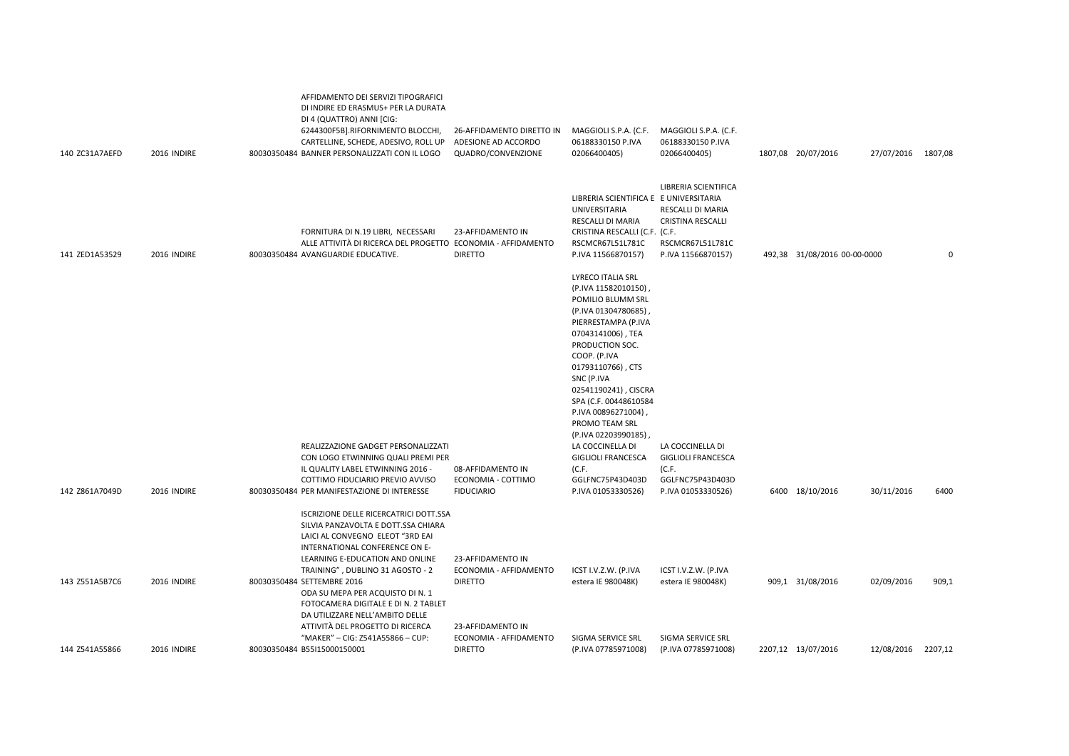| | | | | | | | | | | | |
|---|---|---|---|---|---|---|---|---|---|---|---|
| 140 | ZC31A7AEFD | 2016 | INDIRE | 80030350484 | AFFIDAMENTO DEI SERVIZI TIPOGRAFICI DI INDIRE ED ERASMUS+ PER LA DURATA DI 4 (QUATTRO) ANNI [CIG: 6244300F5B].RIFORNIMENTO BLOCCHI, CARTELLINE, SCHEDE, ADESIVO, ROLL UP BANNER PERSONALIZZATI CON IL LOGO | 26-AFFIDAMENTO DIRETTO IN ADESIONE AD ACCORDO QUADRO/CONVENZIONE | MAGGIOLI S.P.A. (C.F. 06188330150 P.IVA 02066400405) | MAGGIOLI S.P.A. (C.F. 06188330150 P.IVA 02066400405) | 1807,08 | 20/07/2016 | 27/07/2016 | 1807,08 |
| 141 | ZED1A53529 | 2016 | INDIRE | 80030350484 | FORNITURA DI N.19 LIBRI, NECESSARI ALLE ATTIVITÀ DI RICERCA DEL PROGETTO AVANGUARDIE EDUCATIVE. | 23-AFFIDAMENTO IN ECONOMIA - AFFIDAMENTO DIRETTO | LIBRERIA SCIENTIFICA E UNIVERSITARIA RESCALLI DI MARIA CRISTINA RESCALLI (C.F. RSCMCR67L51L781C P.IVA 11566870157) | LIBRERIA SCIENTIFICA E UNIVERSITARIA RESCALLI DI MARIA CRISTINA RESCALLI (C.F. RSCMCR67L51L781C P.IVA 11566870157) | 492,38 | 31/08/2016 | 00-00-0000 | 0 |
| 142 | Z861A7049D | 2016 | INDIRE | 80030350484 | REALIZZAZIONE GADGET PERSONALIZZATI CON LOGO ETWINNING QUALI PREMI PER IL QUALITY LABEL ETWINNING 2016 - COTTIMO FIDUCIARIO PREVIO AVVISO PER MANIFESTAZIONE DI INTERESSE | 08-AFFIDAMENTO IN ECONOMIA - COTTIMO FIDUCIARIO | LYRECO ITALIA SRL (P.IVA 11582010150) , POMILIO BLUMM SRL (P.IVA 01304780685) , PIERRESTAMPA (P.IVA 07043141006) , TEA PRODUCTION SOC. COOP. (P.IVA 01793110766) , CTS SNC (P.IVA 02541190241) , CISCRA SPA (C.F. 00448610584 P.IVA 00896271004) , PROMO TEAM SRL (P.IVA 02203990185) , LA COCCINELLA DI GIGLIOLI FRANCESCA (C.F. GGLFNC75P43D403D P.IVA 01053330526) | LA COCCINELLA DI GIGLIOLI FRANCESCA (C.F. GGLFNC75P43D403D P.IVA 01053330526) | 6400 | 18/10/2016 | 30/11/2016 | 6400 |
| 143 | Z551A5B7C6 | 2016 | INDIRE | 80030350484 | ISCRIZIONE DELLE RICERCATRICI DOTT.SSA SILVIA PANZAVOLTA E DOTT.SSA CHIARA LAICI AL CONVEGNO ELEOT "3RD EAI INTERNATIONAL CONFERENCE ON E-LEARNING E-EDUCATION AND ONLINE TRAINING" , DUBLINO 31 AGOSTO - 2 SETTEMBRE 2016 | 23-AFFIDAMENTO IN ECONOMIA - AFFIDAMENTO DIRETTO | ICST I.V.Z.W. (P.IVA estera IE 980048K) | ICST I.V.Z.W. (P.IVA estera IE 980048K) | 909,1 | 31/08/2016 | 02/09/2016 | 909,1 |
| 144 | Z541A55866 | 2016 | INDIRE | 80030350484 | ODA SU MEPA PER ACQUISTO DI N. 1 FOTOCAMERA DIGITALE E DI N. 2 TABLET DA UTILIZZARE NELL'AMBITO DELLE ATTIVITÀ DEL PROGETTO DI RICERCA "MAKER" – CIG: Z541A55866 – CUP: B55I15000150001 | 23-AFFIDAMENTO IN ECONOMIA - AFFIDAMENTO DIRETTO | SIGMA SERVICE SRL (P.IVA 07785971008) | SIGMA SERVICE SRL (P.IVA 07785971008) | 2207,12 | 13/07/2016 | 12/08/2016 | 2207,12 |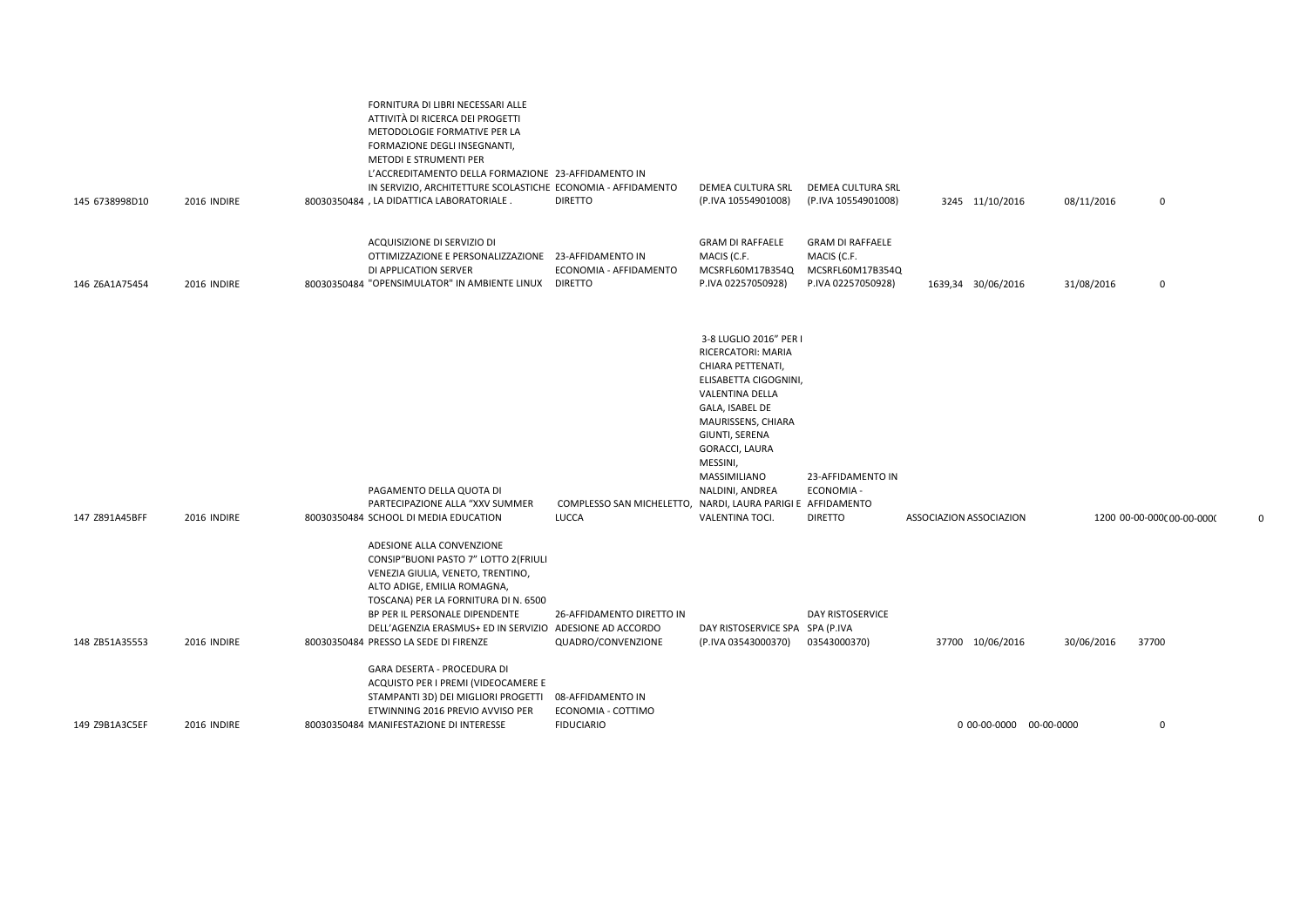| | | | | | | | | | | | | |
|---|---|---|---|---|---|---|---|---|---|---|---|---|
| 145 | 6738998D10 | 2016 | INDIRE | 80030350484 | FORNITURA DI LIBRI NECESSARI ALLE ATTIVITÀ DI RICERCA DEI PROGETTI METODOLOGIE FORMATIVE PER LA FORMAZIONE DEGLI INSEGNANTI, METODI E STRUMENTI PER L'ACCREDITAMENTO DELLA FORMAZIONE IN SERVIZIO, ARCHITETTURE SCOLASTICHE , LA DIDATTICA LABORATORIALE . | 23-AFFIDAMENTO IN ECONOMIA - AFFIDAMENTO DIRETTO | DEMEA CULTURA SRL (P.IVA 10554901008) | DEMEA CULTURA SRL (P.IVA 10554901008) | 3245 | 11/10/2016 | 08/11/2016 | 0 |
| 146 | Z6A1A75454 | 2016 | INDIRE | 80030350484 | ACQUISIZIONE DI SERVIZIO DI OTTIMIZZAZIONE E PERSONALIZZAZIONE DI APPLICATION SERVER "OPENSIMULATOR" IN AMBIENTE LINUX | 23-AFFIDAMENTO IN ECONOMIA - AFFIDAMENTO DIRETTO | GRAM DI RAFFAELE MACIS (C.F. MCSRFL60M17B354Q P.IVA 02257050928) | GRAM DI RAFFAELE MACIS (C.F. MCSRFL60M17B354Q P.IVA 02257050928) | 1639,34 | 30/06/2016 | 31/08/2016 | 0 |
| 147 | Z891A45BFF | 2016 | INDIRE | 80030350484 | PAGAMENTO DELLA QUOTA DI PARTECIPAZIONE ALLA "XXV SUMMER SCHOOL DI MEDIA EDUCATION | COMPLESSO SAN MICHELETTO, LUCCA | 3-8 LUGLIO 2016" PER I RICERCATORI: MARIA CHIARA PETTENATI, ELISABETTA CIGOGNINI, VALENTINA DELLA GALA, ISABEL DE MAURISSENS, CHIARA GIUNTI, SERENA GORACCI, LAURA MESSINI, MASSIMILIANO NALDINI, ANDREA NARDI, LAURA PARIGI E VALENTINA TOCI. | 23-AFFIDAMENTO IN ECONOMIA - AFFIDAMENTO DIRETTO | ASSOCIAZION ASSOCIAZION | 1200 | 00-00-0000 00-00-0000 | 0 |
| 148 | ZB51A35553 | 2016 | INDIRE | 80030350484 | ADESIONE ALLA CONVENZIONE CONSIP"BUONI PASTO 7" LOTTO 2(FRIULI VENEZIA GIULIA, VENETO, TRENTINO, ALTO ADIGE, EMILIA ROMAGNA, TOSCANA) PER LA FORNITURA DI N. 6500 BP PER IL PERSONALE DIPENDENTE DELL'AGENZIA ERASMUS+ ED IN SERVIZIO PRESSO LA SEDE DI FIRENZE | 26-AFFIDAMENTO DIRETTO IN ADESIONE AD ACCORDO QUADRO/CONVENZIONE | DAY RISTOSERVICE SPA (P.IVA 03543000370) | DAY RISTOSERVICE SPA (P.IVA 03543000370) | 37700 | 10/06/2016 | 30/06/2016 | 37700 |
| 149 | Z9B1A3C5EF | 2016 | INDIRE | 80030350484 | GARA DESERTA - PROCEDURA DI ACQUISTO PER I PREMI (VIDEOCAMERE E STAMPANTI 3D) DEI MIGLIORI PROGETTI ETWINNING 2016 PREVIO AVVISO PER MANIFESTAZIONE DI INTERESSE | 08-AFFIDAMENTO IN ECONOMIA - COTTIMO FIDUCIARIO | | | 0 | 00-00-0000 | 00-00-0000 | 0 |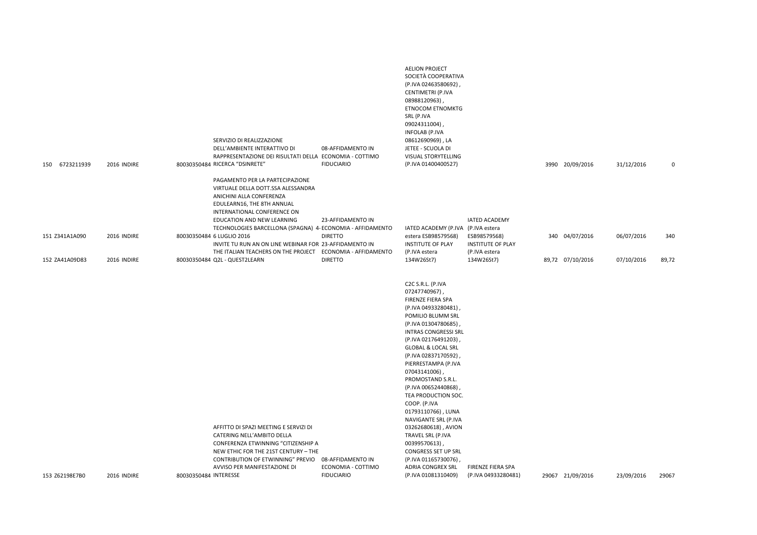| | | | | | | | | | | | |
|---|---|---|---|---|---|---|---|---|---|---|---|
| 150 | 6723211939 | 2016 | INDIRE | 80030350484 | SERVIZIO DI REALIZZAZIONE DELL'AMBIENTE INTERATTIVO DI RAPPRESENTAZIONE DEI RISULTATI DELLA RICERCA "DSINRETE" | 08-AFFIDAMENTO IN ECONOMIA - COTTIMO FIDUCIARIO | AELION PROJECT SOCIETÀ COOPERATIVA (P.IVA 02463580692) , CENTIMETRI (P.IVA 08988120963) , ETNOCOM ETNOMKTG SRL (P.IVA 09024311004) , INFOLAB (P.IVA 08612690969) , LA JETEE - SCUOLA DI VISUAL STORYTELLING (P.IVA 01400400527) | | 3990 | 20/09/2016 | 31/12/2016 | 0 |
| 151 | Z341A1A090 | 2016 | INDIRE | 80030350484 | PAGAMENTO PER LA PARTECIPAZIONE VIRTUALE DELLA DOTT.SSA ALESSANDRA ANICHINI ALLA CONFERENZA EDULEARN16, THE 8TH ANNUAL INTERNATIONAL CONFERENCE ON EDUCATION AND NEW LEARNING TECHNOLOGIES BARCELLONA (SPAGNA) 4-6 LUGLIO 2016 | 23-AFFIDAMENTO IN ECONOMIA - AFFIDAMENTO DIRETTO | IATED ACADEMY (P.IVA estera ESB98579568) | IATED ACADEMY (P.IVA estera ESB98579568) | 340 | 04/07/2016 | 06/07/2016 | 340 |
| 152 | ZA41A09D83 | 2016 | INDIRE | 80030350484 | INVITE TU RUN AN ON LINE WEBINAR FOR THE ITALIAN TEACHERS ON THE PROJECT Q2L - QUEST2LEARN | 23-AFFIDAMENTO IN ECONOMIA - AFFIDAMENTO DIRETTO | INSTITUTE OF PLAY (P.IVA estera 134W26St7) | INSTITUTE OF PLAY (P.IVA estera 134W26St7) | 89,72 | 07/10/2016 | 07/10/2016 | 89,72 |
| 153 | Z62198E7B0 | 2016 | INDIRE | 80030350484 | AFFITTO DI SPAZI MEETING E SERVIZI DI CATERING NELL'AMBITO DELLA CONFERENZA ETWINNING "CITIZENSHIP A NEW ETHIC FOR THE 21ST CENTURY – THE CONTRIBUTION OF ETWINNING" PREVIO AVVISO PER MANIFESTAZIONE DI INTERESSE | 08-AFFIDAMENTO IN ECONOMIA - COTTIMO FIDUCIARIO | C2C S.R.L. (P.IVA 07247740967) , FIRENZE FIERA SPA (P.IVA 04933280481) , POMILIO BLUMM SRL (P.IVA 01304780685) , INTRAS CONGRESSI SRL (P.IVA 02176491203) , GLOBAL & LOCAL SRL (P.IVA 02837170592) , PIERRESTAMPA (P.IVA 07043141006) , PROMOSTAND S.R.L. (P.IVA 00652440868) , TEA PRODUCTION SOC. COOP. (P.IVA 01793110766) , LUNA NAVIGANTE SRL (P.IVA 03262680618) , AVION TRAVEL SRL (P.IVA 00399570613) , CONGRESS SET UP SRL (P.IVA 01165730076) , ADRIA CONGREX SRL (P.IVA 01081310409) | FIRENZE FIERA SPA (P.IVA 04933280481) | 29067 | 21/09/2016 | 23/09/2016 | 29067 |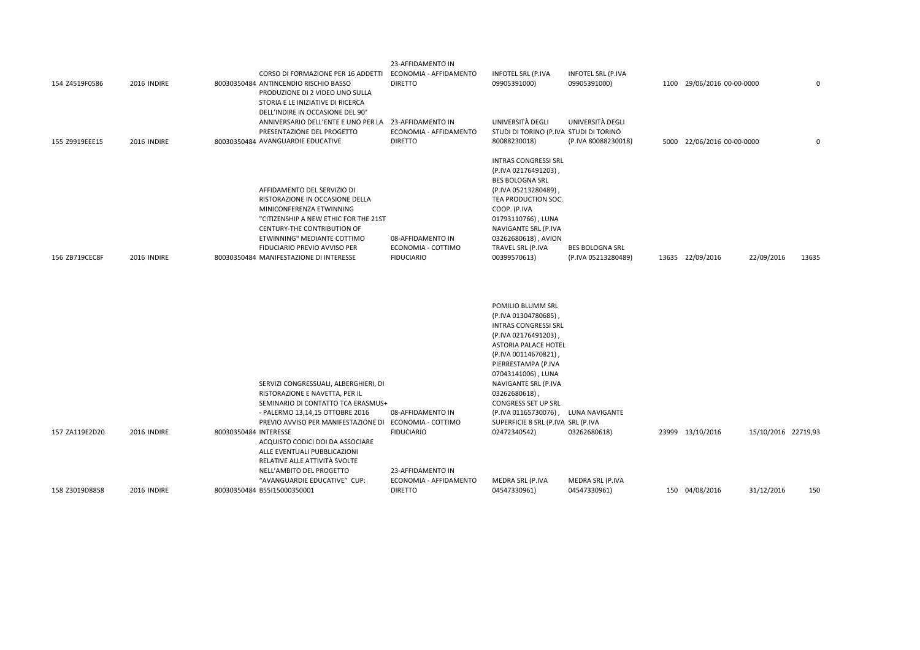| 154 | Z4519F0586 | 2016 | INDIRE | 80030350484 | CORSO DI FORMAZIONE PER 16 ADDETTI ANTINCENDIO RISCHIO BASSO | 23-AFFIDAMENTO IN ECONOMIA - AFFIDAMENTO DIRETTO | INFOTEL SRL (P.IVA 09905391000) | INFOTEL SRL (P.IVA 09905391000) | 1100 | 29/06/2016 | 00-00-0000 | 0 |
|---|---|---|---|---|---|---|---|---|---|---|---|---|
| 155 | Z9919EEE15 | 2016 | INDIRE | 80030350484 | PRODUZIONE DI 2 VIDEO UNO SULLA STORIA E LE INIZIATIVE DI RICERCA DELL'INDIRE IN OCCASIONE DEL 90° ANNIVERSARIO DELL'ENTE E UNO PER LA PRESENTAZIONE DEL PROGETTO AVANGUARDIE EDUCATIVE | 23-AFFIDAMENTO IN ECONOMIA - AFFIDAMENTO DIRETTO | UNIVERSITÀ DEGLI STUDI DI TORINO (P.IVA 80088230018) | UNIVERSITÀ DEGLI STUDI DI TORINO (P.IVA 80088230018) | 5000 | 22/06/2016 | 00-00-0000 | 0 |
| 156 | ZB719CEC8F | 2016 | INDIRE | 80030350484 | AFFIDAMENTO DEL SERVIZIO DI RISTORAZIONE IN OCCASIONE DELLA MINICONFERENZA ETWINNING "CITIZENSHIP A NEW ETHIC FOR THE 21ST CENTURY-THE CONTRIBUTION OF ETWINNING" MEDIANTE COTTIMO FIDUCIARIO PREVIO AVVISO PER MANIFESTAZIONE DI INTERESSE | 08-AFFIDAMENTO IN ECONOMIA - COTTIMO FIDUCIARIO | INTRAS CONGRESSI SRL (P.IVA 02176491203) , BES BOLOGNA SRL (P.IVA 05213280489) , TEA PRODUCTION SOC. COOP. (P.IVA 01793110766) , LUNA NAVIGANTE SRL (P.IVA 03262680618) , AVION TRAVEL SRL (P.IVA 00399570613) | BES BOLOGNA SRL (P.IVA 05213280489) | 13635 | 22/09/2016 | 22/09/2016 | 13635 |
| 157 | ZA119E2D20 | 2016 | INDIRE | 80030350484 | SERVIZI CONGRESSUALI, ALBERGHIERI, DI RISTORAZIONE E NAVETTA, PER IL SEMINARIO DI CONTATTO TCA ERASMUS+ - PALERMO 13,14,15 OTTOBRE 2016 PREVIO AVVISO PER MANIFESTAZIONE DI INTERESSE | 08-AFFIDAMENTO IN ECONOMIA - COTTIMO FIDUCIARIO | POMILIO BLUMM SRL (P.IVA 01304780685) , INTRAS CONGRESSI SRL (P.IVA 02176491203) , ASTORIA PALACE HOTEL (P.IVA 00114670821) , PIERRESTAMPA (P.IVA 07043141006) , LUNA NAVIGANTE SRL (P.IVA 03262680618) , CONGRESS SET UP SRL (P.IVA 01165730076) , SUPERFICIE 8 SRL (P.IVA 02472340542) | LUNA NAVIGANTE SRL (P.IVA 03262680618) | 23999 | 13/10/2016 | 15/10/2016 | 22719,93 |
| 158 | Z3019D8858 | 2016 | INDIRE | 80030350484 | ACQUISTO CODICI DOI DA ASSOCIARE ALLE EVENTUALI PUBBLICAZIONI RELATIVE ALLE ATTIVITÀ SVOLTE NELL'AMBITO DEL PROGETTO "AVANGUARDIE EDUCATIVE" CUP: B55I15000350001 | 23-AFFIDAMENTO IN ECONOMIA - AFFIDAMENTO DIRETTO | MEDRA SRL (P.IVA 04547330961) | MEDRA SRL (P.IVA 04547330961) | 150 | 04/08/2016 | 31/12/2016 | 150 |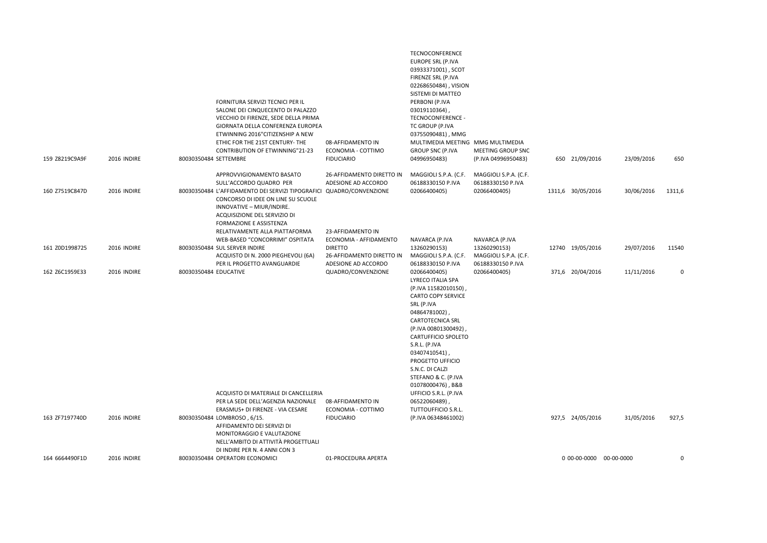| | | | | | | | | | | |
|---|---|---|---|---|---|---|---|---|---|---|
| 159 Z8219C9A9F | 2016 INDIRE | 80030350484 | FORNITURA SERVIZI TECNICI PER IL SALONE DEI CINQUECENTO DI PALAZZO VECCHIO DI FIRENZE, SEDE DELLA PRIMA GIORNATA DELLA CONFERENZA EUROPEA ETWINNING 2016"CITIZENSHIP A NEW ETHIC FOR THE 21ST CENTURY- THE CONTRIBUTION OF ETWINNING"21-23 SETTEMBRE | 08-AFFIDAMENTO IN ECONOMIA - COTTIMO FIDUCIARIO | TECNOCONFERENCE EUROPE SRL (P.IVA 03933371001) , SCOT FIRENZE SRL (P.IVA 02268650484) , VISION SISTEMI DI MATTEO PERBONI (P.IVA 03019110364) , TECNOCONFERENCE - TC GROUP (P.IVA 03755090481) , MMG MULTIMEDIA MEETING GROUP SNC (P.IVA 04996950483) | MMG MULTIMEDIA MEETING GROUP SNC (P.IVA 04996950483) | 650 | 21/09/2016 | 23/09/2016 | 650 |
| 160 Z7519C847D | 2016 INDIRE | 80030350484 | APPROVVIGIONAMENTO BASATO SULL'ACCORDO QUADRO PER L'AFFIDAMENTO DEI SERVIZI TIPOGRAFICI | 26-AFFIDAMENTO DIRETTO IN ADESIONE AD ACCORDO QUADRO/CONVENZIONE | MAGGIOLI S.P.A. (C.F. 06188330150 P.IVA 02066400405) | MAGGIOLI S.P.A. (C.F. 06188330150 P.IVA 02066400405) | 1311,6 | 30/05/2016 | 30/06/2016 | 1311,6 |
| 161 Z0D1998725 | 2016 INDIRE | 80030350484 | CONCORSO DI IDEE ON LINE SU SCUOLE INNOVATIVE – MIUR/INDIRE. ACQUISIZIONE DEL SERVIZIO DI FORMAZIONE E ASSISTENZA RELATIVAMENTE ALLA PIATTAFORMA WEB-BASED "CONCORRIMI" OSPITATA SUL SERVER INDIRE | 23-AFFIDAMENTO IN ECONOMIA - AFFIDAMENTO DIRETTO | NAVARCA (P.IVA 13260290153) | NAVARCA (P.IVA 13260290153) | 12740 | 19/05/2016 | 29/07/2016 | 11540 |
| 162 Z6C1959E33 | 2016 INDIRE | 80030350484 | ACQUISTO DI N. 2000 PIEGHEVOLI (6A) PER IL PROGETTO AVANGUARDIE EDUCATIVE | 26-AFFIDAMENTO DIRETTO IN ADESIONE AD ACCORDO QUADRO/CONVENZIONE | MAGGIOLI S.P.A. (C.F. 06188330150 P.IVA 02066400405) | MAGGIOLI S.P.A. (C.F. 06188330150 P.IVA 02066400405) | 371,6 | 20/04/2016 | 11/11/2016 | 0 |
| 163 ZF7197740D | 2016 INDIRE | 80030350484 | ACQUISTO DI MATERIALE DI CANCELLERIA PER LA SEDE DELL'AGENZIA NAZIONALE ERASMUS+ DI FIRENZE - VIA CESARE LOMBROSO , 6/15. | 08-AFFIDAMENTO IN ECONOMIA - COTTIMO FIDUCIARIO | LYRECO ITALIA SPA (P.IVA 11582010150) , CARTO COPY SERVICE SRL (P.IVA 04864781002) , CARTOTECNICA SRL (P.IVA 00801300492) , CARTUFFICIO SPOLETO S.R.L. (P.IVA 03407410541) , PROGETTO UFFICIO S.N.C. DI CALZI STEFANO & C. (P.IVA 01078000476) , B&B UFFICIO S.R.L. (P.IVA 06522060489) , TUTTOUFFICIO S.R.L. (P.IVA 06348461002) | | 927,5 | 24/05/2016 | 31/05/2016 | 927,5 |
| 164 6664490F1D | 2016 INDIRE | 80030350484 | AFFIDAMENTO DEI SERVIZI DI MONITORAGGIO E VALUTAZIONE NELL'AMBITO DI ATTIVITÀ PROGETTUALI DI INDIRE PER N. 4 ANNI CON 3 OPERATORI ECONOMICI | 01-PROCEDURA APERTA | | | 0 | 00-00-0000 | 00-00-0000 | 0 |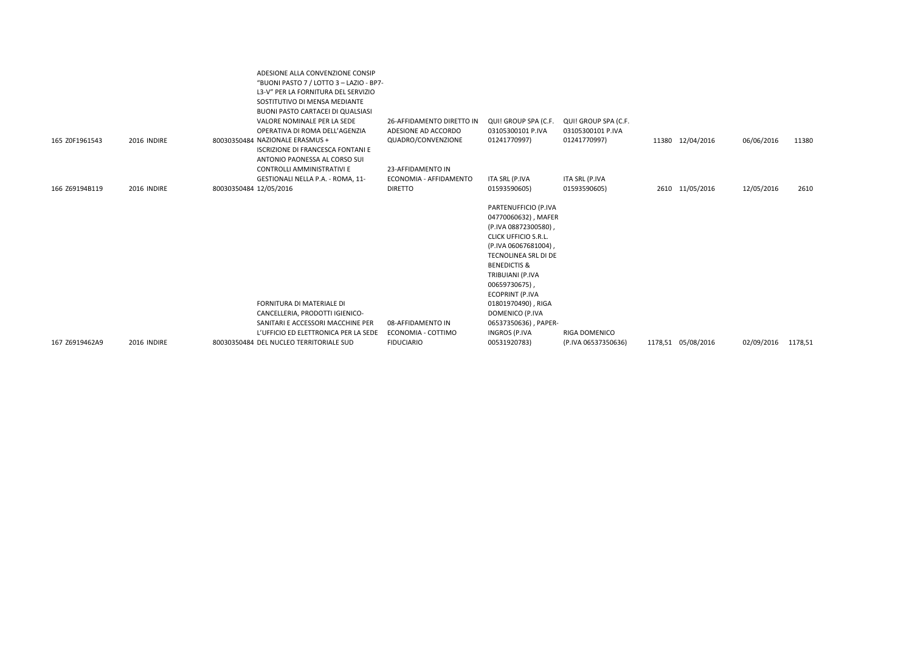| | | | | | | | | | | | |
|---|---|---|---|---|---|---|---|---|---|---|---|
| 165 | Z0F1961543 | 2016 | INDIRE | 80030350484 | ADESIONE ALLA CONVENZIONE CONSIP "BUONI PASTO 7 / LOTTO 3 – LAZIO - BP7-L3-V" PER LA FORNITURA DEL SERVIZIO SOSTITUTIVO DI MENSA MEDIANTE BUONI PASTO CARTACEI DI QUALSIASI VALORE NOMINALE PER LA SEDE OPERATIVA DI ROMA DELL'AGENZIA NAZIONALE ERASMUS + | 26-AFFIDAMENTO DIRETTO IN ADESIONE AD ACCORDO QUADRO/CONVENZIONE | QUI! GROUP SPA (C.F. 03105300101 P.IVA 01241770997) | QUI! GROUP SPA (C.F. 03105300101 P.IVA 01241770997) | 11380 | 12/04/2016 | 06/06/2016 | 11380 |
| 166 | Z69194B119 | 2016 | INDIRE | 80030350484 | ISCRIZIONE DI FRANCESCA FONTANI E ANTONIO PAONESSA AL CORSO SUI CONTROLLI AMMINISTRATIVI E GESTIONALI NELLA P.A. - ROMA, 11-12/05/2016 | 23-AFFIDAMENTO IN ECONOMIA - AFFIDAMENTO DIRETTO | ITA SRL (P.IVA 01593590605) | ITA SRL (P.IVA 01593590605) | 2610 | 11/05/2016 | 12/05/2016 | 2610 |
| 167 | Z6919462A9 | 2016 | INDIRE | 80030350484 | FORNITURA DI MATERIALE DI CANCELLERIA, PRODOTTI IGIENICO-SANITARI E ACCESSORI MACCHINE PER L'UFFICIO ED ELETTRONICA PER LA SEDE DEL NUCLEO TERRITORIALE SUD | 08-AFFIDAMENTO IN ECONOMIA - COTTIMO FIDUCIARIO | PARTENUFFICIO (P.IVA 04770060632) , MAFER (P.IVA 08872300580) , CLICK UFFICIO S.R.L. (P.IVA 06067681004) , TECNOLINEA SRL DI DE BENEDICTIS & TRIBUIANI (P.IVA 00659730675) , ECOPRINT (P.IVA 01801970490) , RIGA DOMENICO (P.IVA 06537350636) , PAPER-INGROS (P.IVA 00531920783) | RIGA DOMENICO (P.IVA 06537350636) | 1178,51 | 05/08/2016 | 02/09/2016 | 1178,51 |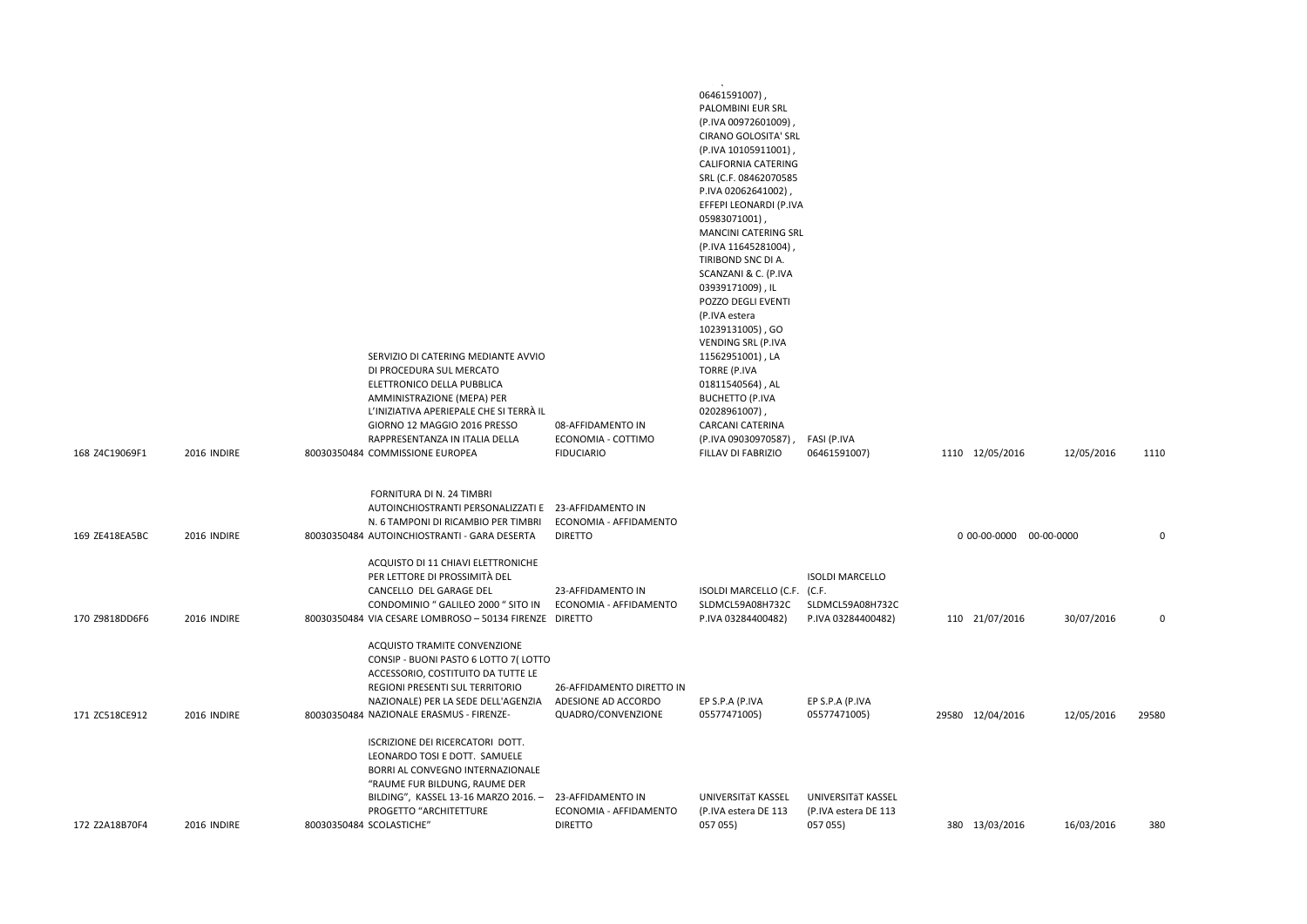| | | | | | | | | | | | |
|---|---|---|---|---|---|---|---|---|---|---|---|
| 168 | Z4C19069F1 | 2016 | INDIRE | 80030350484 | SERVIZIO DI CATERING MEDIANTE AVVIO DI PROCEDURA SUL MERCATO ELETTRONICO DELLA PUBBLICA AMMINISTRAZIONE (MEPA) PER L'INIZIATIVA APERIEPALE CHE SI TERRÀ IL GIORNO 12 MAGGIO 2016 PRESSO RAPPRESENTANZA IN ITALIA DELLA COMMISSIONE EUROPEA | 08-AFFIDAMENTO IN ECONOMIA - COTTIMO FIDUCIARIO | 06461591007) , PALOMBINI EUR SRL (P.IVA 00972601009) , CIRANO GOLOSITA' SRL (P.IVA 10105911001) , CALIFORNIA CATERING SRL (C.F. 08462070585 P.IVA 02062641002) , EFFEPI LEONARDI (P.IVA 05983071001) , MANCINI CATERING SRL (P.IVA 11645281004) , TIRIBOND SNC DI A. SCANZANI & C. (P.IVA 03939171009) , IL POZZO DEGLI EVENTI (P.IVA estera 10239131005) , GO VENDING SRL (P.IVA 11562951001) , LA TORRE (P.IVA 01811540564) , AL BUCHETTO (P.IVA 02028961007) , CARCANI CATERINA (P.IVA 09030970587) , FILLAV DI FABRIZIO | FASI (P.IVA 06461591007) | 1110 | 12/05/2016 | 12/05/2016 | 1110 |
| 169 | ZE418EA5BC | 2016 | INDIRE | 80030350484 | FORNITURA DI N. 24 TIMBRI AUTOINCHIOSTRANTI PERSONALIZZATI E N. 6 TAMPONI DI RICAMBIO PER TIMBRI AUTOINCHIOSTRANTI - GARA DESERTA | 23-AFFIDAMENTO IN ECONOMIA - AFFIDAMENTO DIRETTO | | | 0 | 00-00-0000 | 00-00-0000 | 0 |
| 170 | Z9818DD6F6 | 2016 | INDIRE | 80030350484 | ACQUISTO DI 11 CHIAVI ELETTRONICHE PER LETTORE DI PROSSIMITÀ DEL CANCELLO DEL GARAGE DEL CONDOMINIO " GALILEO 2000 " SITO IN VIA CESARE LOMBROSO – 50134 FIRENZE | 23-AFFIDAMENTO IN ECONOMIA - AFFIDAMENTO DIRETTO | ISOLDI MARCELLO (C.F. SLDMCL59A08H732C P.IVA 03284400482) | ISOLDI MARCELLO (C.F. SLDMCL59A08H732C P.IVA 03284400482) | 110 | 21/07/2016 | 30/07/2016 | 0 |
| 171 | ZC518CE912 | 2016 | INDIRE | 80030350484 | ACQUISTO TRAMITE CONVENZIONE CONSIP - BUONI PASTO 6 LOTTO 7( LOTTO ACCESSORIO, COSTITUITO DA TUTTE LE REGIONI PRESENTI SUL TERRITORIO NAZIONALE) PER LA SEDE DELL'AGENZIA NAZIONALE ERASMUS - FIRENZE- | 26-AFFIDAMENTO DIRETTO IN ADESIONE AD ACCORDO QUADRO/CONVENZIONE | EP S.P.A (P.IVA 05577471005) | EP S.P.A (P.IVA 05577471005) | 29580 | 12/04/2016 | 12/05/2016 | 29580 |
| 172 | Z2A18B70F4 | 2016 | INDIRE | 80030350484 | ISCRIZIONE DEI RICERCATORI DOTT. LEONARDO TOSI E DOTT. SAMUELE BORRI AL CONVEGNO INTERNAZIONALE "RAUME FUR BILDUNG, RAUME DER BILDUNG", KASSEL 13-16 MARZO 2016. – PROGETTO "ARCHITETTURE SCOLASTICHE" | 23-AFFIDAMENTO IN ECONOMIA - AFFIDAMENTO DIRETTO | UNIVERSITäT KASSEL (P.IVA estera DE 113 057 055) | UNIVERSITäT KASSEL (P.IVA estera DE 113 057 055) | 380 | 13/03/2016 | 16/03/2016 | 380 |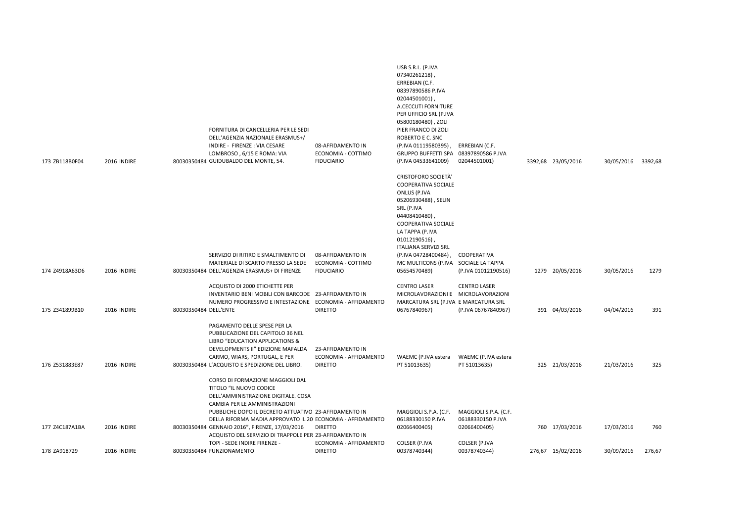| | | | | | | | | | | | | |
|---|---|---|---|---|---|---|---|---|---|---|---|---|
| 173 | ZB118B0F04 | 2016 | INDIRE | 80030350484 | FORNITURA DI CANCELLERIA PER LE SEDI DELL'AGENZIA NAZIONALE ERASMUS+/ INDIRE - FIRENZE : VIA CESARE LOMBROSO , 6/15 E ROMA: VIA GUIDUBALDO DEL MONTE, 54. | 08-AFFIDAMENTO IN ECONOMIA - COTTIMO FIDUCIARIO | USB S.R.L. (P.IVA 07340261218) , ERREBIAN (C.F. 08397890586 P.IVA 02044501001) , A.CECCUTI FORNITURE PER UFFICIO SRL (P.IVA 05800180480) , ZOLI PIER FRANCO DI ZOLI ROBERTO E C. SNC (P.IVA 01119580395) , GRUPPO BUFFETTI SPA (P.IVA 04533641009) | ERREBIAN (C.F. 08397890586 P.IVA 02044501001) | 3392,68 | 23/05/2016 | 30/05/2016 | 3392,68 |
| 174 | Z4918A63D6 | 2016 | INDIRE | 80030350484 | SERVIZIO DI RITIRO E SMALTIMENTO DI MATERIALE DI SCARTO PRESSO LA SEDE DELL'AGENZIA ERASMUS+ DI FIRENZE | 08-AFFIDAMENTO IN ECONOMIA - COTTIMO FIDUCIARIO | CRISTOFORO SOCIETÀ' COOPERATIVA SOCIALE ONLUS (P.IVA 05206930488) , SELIN SRL (P.IVA 04408410480) , COOPERATIVA SOCIALE LA TAPPA (P.IVA 01012190516) , ITALIANA SERVIZI SRL (P.IVA 04728400484) , MC MULTICONS (P.IVA 05654570489) | COOPERATIVA SOCIALE LA TAPPA (P.IVA 01012190516) | 1279 | 20/05/2016 | 30/05/2016 | 1279 |
| 175 | Z341899B10 | 2016 | INDIRE | 80030350484 | ACQUISTO DI 2000 ETICHETTE PER INVENTARIO BENI MOBILI CON BARCODE NUMERO PROGRESSIVO E INTESTAZIONE DELL'ENTE | 23-AFFIDAMENTO IN ECONOMIA - AFFIDAMENTO DIRETTO | CENTRO LASER MICROLAVORAZIONI E MARCATURA SRL (P.IVA 06767840967) | CENTRO LASER MICROLAVORAZIONI E MARCATURA SRL (P.IVA 06767840967) | 391 | 04/03/2016 | 04/04/2016 | 391 |
| 176 | Z531883E87 | 2016 | INDIRE | 80030350484 | PAGAMENTO DELLE SPESE PER LA PUBBLICAZIONE DEL CAPITOLO 36 NEL LIBRO "EDUCATION APPLICATIONS & DEVELOPMENTS II" EDIZIONE MAFALDA CARMO, WIARS, PORTUGAL, E PER L'ACQUISTO E SPEDIZIONE DEL LIBRO. | 23-AFFIDAMENTO IN ECONOMIA - AFFIDAMENTO DIRETTO | WAEMC (P.IVA estera PT 51013635) | WAEMC (P.IVA estera PT 51013635) | 325 | 21/03/2016 | 21/03/2016 | 325 |
| 177 | Z4C187A1BA | 2016 | INDIRE | 80030350484 | CORSO DI FORMAZIONE MAGGIOLI DAL TITOLO "IL NUOVO CODICE DELL'AMMINISTRAZIONE DIGITALE. COSA CAMBIA PER LE AMMINISTRAZIONI PUBBLICHE DOPO IL DECRETO ATTUATIVO DELLA RIFORMA MADIA APPROVATO IL 20 GENNAIO 2016", FIRENZE, 17/03/2016 | 23-AFFIDAMENTO IN ECONOMIA - AFFIDAMENTO DIRETTO | MAGGIOLI S.P.A. (C.F. 06188330150 P.IVA 02066400405) | MAGGIOLI S.P.A. (C.F. 06188330150 P.IVA 02066400405) | 760 | 17/03/2016 | 17/03/2016 | 760 |
| 178 | ZA918729 | 2016 | INDIRE | 80030350484 | ACQUISTO DEL SERVIZIO DI TRAPPOLE PER TOPI - SEDE INDIRE FIRENZE - FUNZIONAMENTO | 23-AFFIDAMENTO IN ECONOMIA - AFFIDAMENTO DIRETTO | COLSER (P.IVA 00378740344) | COLSER (P.IVA 00378740344) | 276,67 | 15/02/2016 | 30/09/2016 | 276,67 |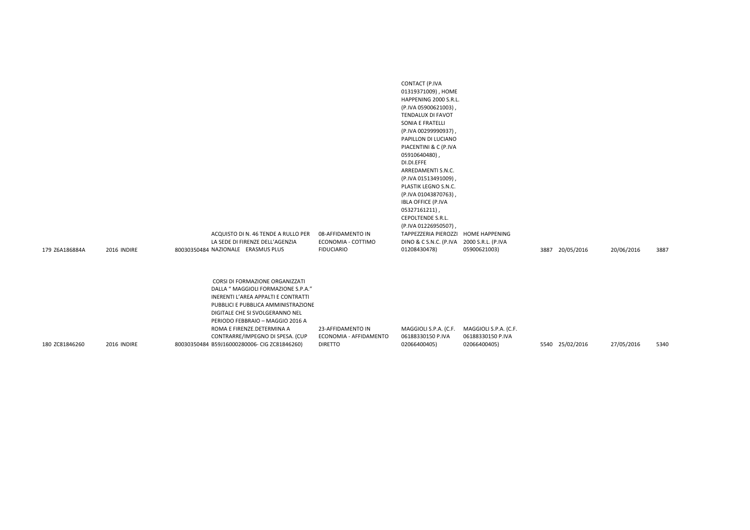| | | | | | | | | | | | | |
|---|---|---|---|---|---|---|---|---|---|---|---|---|
| 179 | Z6A186884A | 2016 | INDIRE | 80030350484 | ACQUISTO DI N. 46 TENDE A RULLO PER LA SEDE DI FIRENZE DELL'AGENZIA NAZIONALE ERASMUS PLUS | 08-AFFIDAMENTO IN ECONOMIA - COTTIMO FIDUCIARIO | CONTACT (P.IVA 01319371009) , HOME HAPPENING 2000 S.R.L. (P.IVA 05900621003) , TENDALUX DI FAVOT SONIA E FRATELLI (P.IVA 00299990937) , PAPILLON DI LUCIANO PIACENTINI & C (P.IVA 05910640480) , DI.DI.EFFE ARREDAMENTI S.N.C. (P.IVA 01513491009) , PLASTIK LEGNO S.N.C. (P.IVA 01043870763) , IBLA OFFICE (P.IVA 05327161211) , CEPOLTENDE S.R.L. (P.IVA 01226950507) , TAPPEZZERIA PIEROZZI DINO & C S.N.C. (P.IVA 01208430478) | HOME HAPPENING 2000 S.R.L. (P.IVA 05900621003) | 3887 | 20/05/2016 | 20/06/2016 | 3887 |
| 180 | ZC81846260 | 2016 | INDIRE | 80030350484 | CORSI DI FORMAZIONE ORGANIZZATI DALLA " MAGGIOLI FORMAZIONE S.P.A." INERENTI L'AREA APPALTI E CONTRATTI PUBBLICI E PUBBLICA AMMINISTRAZIONE DIGITALE CHE SI SVOLGERANNO NEL PERIODO FEBBRAIO – MAGGIO 2016 A ROMA E FIRENZE.DETERMINA A CONTRARRE/IMPEGNO DI SPESA. (CUP B59J16000280006- CIG ZC81846260) | 23-AFFIDAMENTO IN ECONOMIA - AFFIDAMENTO DIRETTO | MAGGIOLI S.P.A. (C.F. 06188330150 P.IVA 02066400405) | MAGGIOLI S.P.A. (C.F. 06188330150 P.IVA 02066400405) | 5540 | 25/02/2016 | 27/05/2016 | 5340 |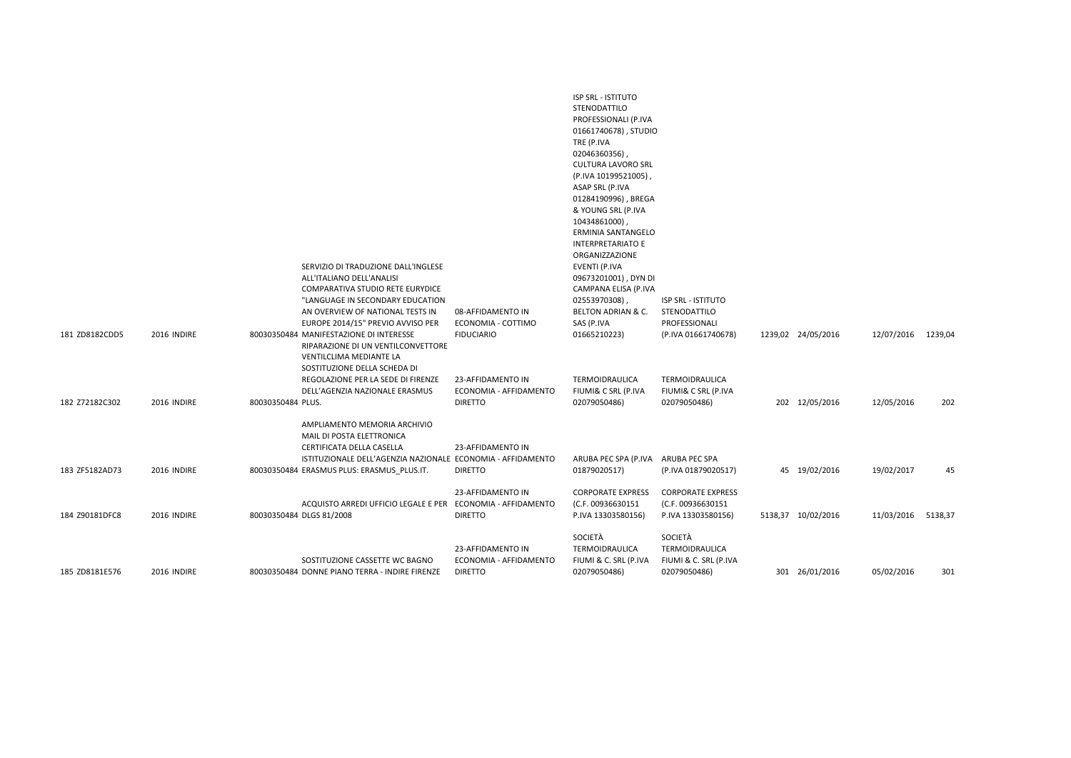| | | | | | | | | | | | |
|---|---|---|---|---|---|---|---|---|---|---|---|
| 181 | ZD8182CDD5 | 2016 | INDIRE | 80030350484 | SERVIZIO DI TRADUZIONE DALL'INGLESE ALL'ITALIANO DELL'ANALISI COMPARATIVA STUDIO RETE EURYDICE "LANGUAGE IN SECONDARY EDUCATION AN OVERVIEW OF NATIONAL TESTS IN EUROPE 2014/15" PREVIO AVVISO PER MANIFESTAZIONE DI INTERESSE | 08-AFFIDAMENTO IN ECONOMIA - COTTIMO FIDUCIARIO | ISP SRL - ISTITUTO STENODATTILO PROFESSIONALI (P.IVA 01661740678) , STUDIO TRE (P.IVA 02046360356) , CULTURA LAVORO SRL (P.IVA 10199521005) , ASAP SRL (P.IVA 01284190996) , BREGA & YOUNG SRL (P.IVA 10434861000) , ERMINIA SANTANGELO INTERPRETARIATO E ORGANIZZAZIONE EVENTI (P.IVA 09673201001) , DYN DI CAMPANA ELISA (P.IVA 02553970308) , BELTON ADRIAN & C. SAS (P.IVA 01665210223) | ISP SRL - ISTITUTO STENODATTILO PROFESSIONALI (P.IVA 01661740678) | 1239,02 | 24/05/2016 | 12/07/2016 | 1239,04 |
| 182 | Z72182C302 | 2016 | INDIRE | 80030350484 | RIPARAZIONE DI UN VENTILCONVETTORE VENTILCLIMA MEDIANTE LA SOSTITUZIONE DELLA SCHEDA DI REGOLAZIONE PER LA SEDE DI FIRENZE DELL'AGENZIA NAZIONALE ERASMUS PLUS. | 23-AFFIDAMENTO IN ECONOMIA - AFFIDAMENTO DIRETTO | TERMOIDRAULICA FIUMI& C SRL (P.IVA 02079050486) | TERMOIDRAULICA FIUMI& C SRL (P.IVA 02079050486) | 202 | 12/05/2016 | 12/05/2016 | 202 |
| 183 | ZF5182AD73 | 2016 | INDIRE | 80030350484 | AMPLIAMENTO MEMORIA ARCHIVIO MAIL DI POSTA ELETTRONICA CERTIFICATA DELLA CASELLA ISTITUZIONALE DELL'AGENZIA NAZIONALE ERASMUS PLUS: ERASMUS_PLUS.IT. | 23-AFFIDAMENTO IN ECONOMIA - AFFIDAMENTO DIRETTO | ARUBA PEC SPA (P.IVA 01879020517) | ARUBA PEC SPA (P.IVA 01879020517) | 45 | 19/02/2016 | 19/02/2017 | 45 |
| 184 | Z90181DFC8 | 2016 | INDIRE | 80030350484 | ACQUISTO ARREDI UFFICIO LEGALE E PER DLGS 81/2008 | 23-AFFIDAMENTO IN ECONOMIA - AFFIDAMENTO DIRETTO | CORPORATE EXPRESS (C.F. 00936630151 P.IVA 13303580156) | CORPORATE EXPRESS (C.F. 00936630151 P.IVA 13303580156) | 5138,37 | 10/02/2016 | 11/03/2016 | 5138,37 |
| 185 | ZD8181E576 | 2016 | INDIRE | 80030350484 | SOSTITUZIONE CASSETTE WC BAGNO DONNE PIANO TERRA - INDIRE FIRENZE | 23-AFFIDAMENTO IN ECONOMIA - AFFIDAMENTO DIRETTO | SOCIETÀ TERMOIDRAULICA FIUMI & C. SRL (P.IVA 02079050486) | SOCIETÀ TERMOIDRAULICA FIUMI & C. SRL (P.IVA 02079050486) | 301 | 26/01/2016 | 05/02/2016 | 301 |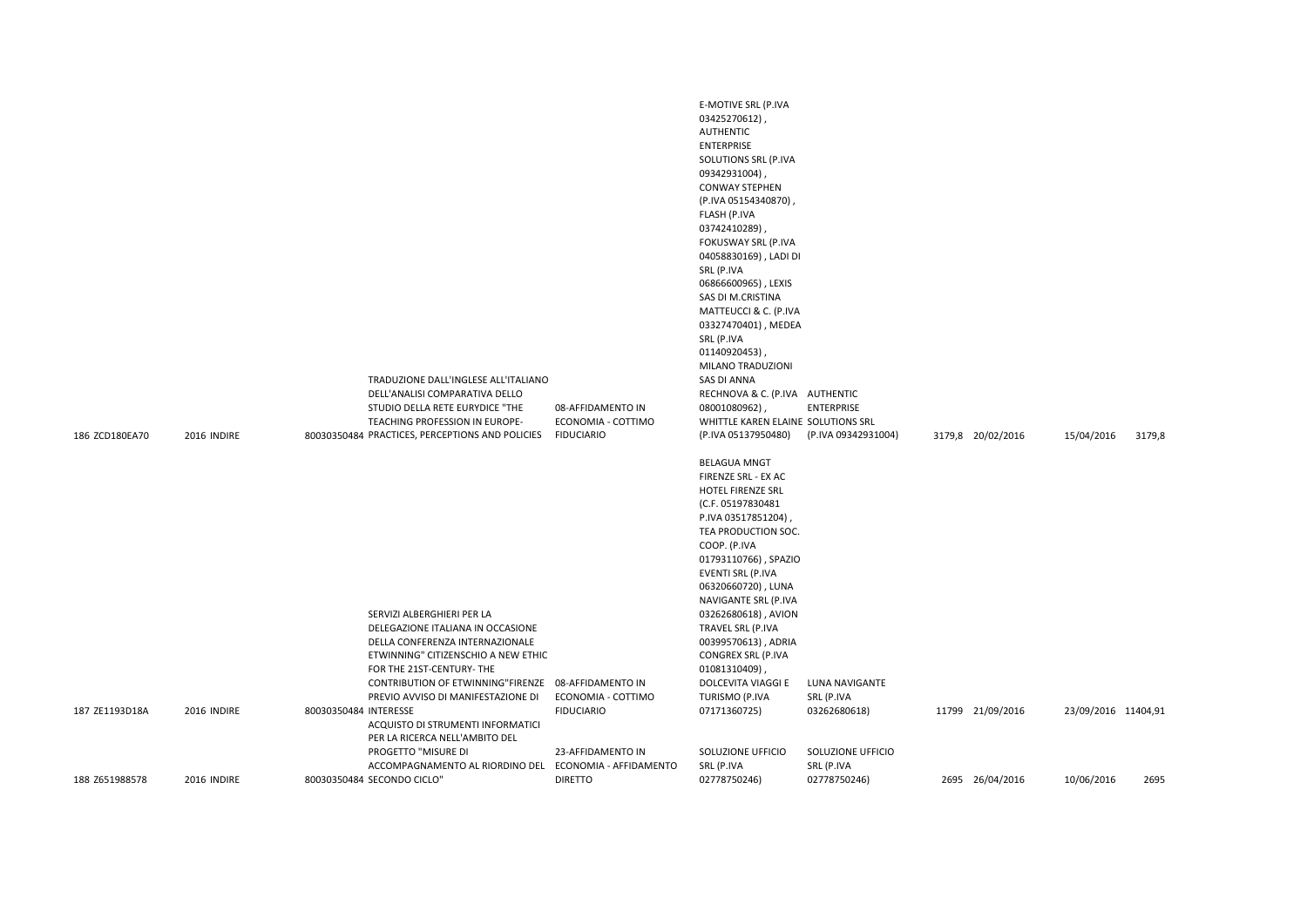| | | | | | | | | | | | |
|---|---|---|---|---|---|---|---|---|---|---|---|
| 186 | ZCD180EA70 | 2016 | INDIRE | 80030350484 | TRADUZIONE DALL'INGLESE ALL'ITALIANO DELL'ANALISI COMPARATIVA DELLO STUDIO DELLA RETE EURYDICE "THE TEACHING PROFESSION IN EUROPE- PRACTICES, PERCEPTIONS AND POLICIES | 08-AFFIDAMENTO IN ECONOMIA - COTTIMO FIDUCIARIO | E-MOTIVE SRL (P.IVA 03425270612) , AUTHENTIC ENTERPRISE SOLUTIONS SRL (P.IVA 09342931004) , CONWAY STEPHEN (P.IVA 05154340870) , FLASH (P.IVA 03742410289) , FOKUSWAY SRL (P.IVA 04058830169) , LADI DI SRL (P.IVA 06866600965) , LEXIS SAS DI M.CRISTINA MATTEUCCI & C. (P.IVA 03327470401) , MEDEA SRL (P.IVA 01140920453) , MILANO TRADUZIONI SAS DI ANNA RECHNOVA & C. (P.IVA 08001080962) , WHITTLE KAREN ELAINE (P.IVA 05137950480) | AUTHENTIC ENTERPRISE SOLUTIONS SRL (P.IVA 09342931004) | 3179,8 | 20/02/2016 | 15/04/2016 | 3179,8 |
| 187 | ZE1193D18A | 2016 | INDIRE | 80030350484 | SERVIZI ALBERGHIERI PER LA DELEGAZIONE ITALIANA IN OCCASIONE DELLA CONFERENZA INTERNAZIONALE ETWINNING" CITIZENSCHIO A NEW ETHIC FOR THE 21ST-CENTURY- THE CONTRIBUTION OF ETWINNING"FIRENZE PREVIO AVVISO DI MANIFESTAZIONE DI INTERESSE | 08-AFFIDAMENTO IN ECONOMIA - COTTIMO FIDUCIARIO | BELAGUA MNGT FIRENZE SRL - EX AC HOTEL FIRENZE SRL (C.F. 05197830481 P.IVA 03517851204) , TEA PRODUCTION SOC. COOP. (P.IVA 01793110766) , SPAZIO EVENTI SRL (P.IVA 06320660720) , LUNA NAVIGANTE SRL (P.IVA 03262680618) , AVION TRAVEL SRL (P.IVA 00399570613) , ADRIA CONGREX SRL (P.IVA 01081310409) , DOLCEVITA VIAGGI E TURISMO (P.IVA 07171360725) | LUNA NAVIGANTE SRL (P.IVA 03262680618) | 11799 | 21/09/2016 | 23/09/2016 | 11404,91 |
| 188 | Z651988578 | 2016 | INDIRE | 80030350484 | ACQUISTO DI STRUMENTI INFORMATICI PER LA RICERCA NELL'AMBITO DEL PROGETTO "MISURE DI ACCOMPAGNAMENTO AL RIORDINO DEL SECONDO CICLO" | 23-AFFIDAMENTO IN ECONOMIA - AFFIDAMENTO DIRETTO | SOLUZIONE UFFICIO SRL (P.IVA 02778750246) | SOLUZIONE UFFICIO SRL (P.IVA 02778750246) | 2695 | 26/04/2016 | 10/06/2016 | 2695 |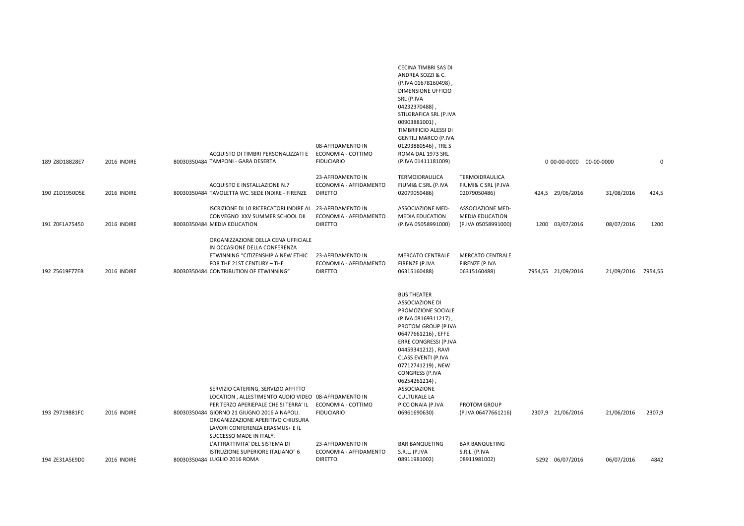| | | | | | | | | | | | |
|---|---|---|---|---|---|---|---|---|---|---|---|
| 189 | Z8D18828E7 | 2016 | INDIRE | 80030350484 | ACQUISTO DI TIMBRI PERSONALIZZATI E TAMPONI - GARA DESERTA | 08-AFFIDAMENTO IN ECONOMIA - COTTIMO FIDUCIARIO | CECINA TIMBRI SAS DI ANDREA SOZZI & C. (P.IVA 01678160498) , DIMENSIONE UFFICIO SRL (P.IVA 04232370488) , STILGRAFICA SRL (P.IVA 00903881001) , TIMBRIFICIO ALESSI DI GENTILI MARCO (P.IVA 01293880546) , TRE S ROMA DAL 1973 SRL (P.IVA 01411181009) | | 0 | 00-00-0000 | 00-00-0000 | 0 |
| 190 | Z1D1950D5E | 2016 | INDIRE | 80030350484 | ACQUISTO E INSTALLAZIONE N.7 TAVOLETTA WC. SEDE INDIRE - FIRENZE | 23-AFFIDAMENTO IN ECONOMIA - AFFIDAMENTO DIRETTO | TERMOIDRAULICA FIUMI& C SRL (P.IVA 02079050486) | TERMOIDRAULICA FIUMI& C SRL (P.IVA 02079050486) | 424,5 | 29/06/2016 | 31/08/2016 | 424,5 |
| 191 | Z0F1A75450 | 2016 | INDIRE | 80030350484 | ISCRIZIONE DI 10 RICERCATORI INDIRE AL CONVEGNO XXV SUMMER SCHOOL DII MEDIA EDUCATION | 23-AFFIDAMENTO IN ECONOMIA - AFFIDAMENTO DIRETTO | ASSOCIAZIONE MED-MEDIA EDUCATION (P.IVA 05058991000) | ASSOCIAZIONE MED-MEDIA EDUCATION (P.IVA 05058991000) | 1200 | 03/07/2016 | 08/07/2016 | 1200 |
| 192 | Z5619F77EB | 2016 | INDIRE | 80030350484 | ORGANIZZAZIONE DELLA CENA UFFICIALE IN OCCASIONE DELLA CONFERENZA ETWINNING "CITIZENSHIP A NEW ETHIC FOR THE 21ST CENTURY – THE CONTRIBUTION OF ETWINNING" | 23-AFFIDAMENTO IN ECONOMIA - AFFIDAMENTO DIRETTO | MERCATO CENTRALE FIRENZE (P.IVA 06315160488) | MERCATO CENTRALE FIRENZE (P.IVA 06315160488) | 7954,55 | 21/09/2016 | 21/09/2016 | 7954,55 |
| 193 | Z9719B81FC | 2016 | INDIRE | 80030350484 | SERVIZIO CATERING, SERVIZIO AFFITTO LOCATION , ALLESTIMENTO AUDIO VIDEO PER TERZO APERIEPALE CHE SI TERRA' IL GIORNO 21 GIUGNO 2016 A NAPOLI. | 08-AFFIDAMENTO IN ECONOMIA - COTTIMO FIDUCIARIO | BUS THEATER ASSOCIAZIONE DI PROMOZIONE SOCIALE (P.IVA 08169311217) , PROTOM GROUP (P.IVA 06477661216) , EFFE ERRE CONGRESSI (P.IVA 04459341212) , RAVI CLASS EVENTI (P.IVA 07712741219) , NEW CONGRESS (P.IVA 06254261214) , ASSOCIAZIONE CULTURALE LA PICCIONAIA (P.IVA 06961690630) | PROTOM GROUP (P.IVA 06477661216) | 2307,9 | 21/06/2016 | 21/06/2016 | 2307,9 |
| 194 | ZE31A5E9D0 | 2016 | INDIRE | 80030350484 | ORGANIZZAZIONE APERITIVO CHIUSURA LAVORI CONFERENZA ERASMUS+ E IL SUCCESSO MADE IN ITALY. L'ATTRATTIVITA' DEL SISTEMA DI ISTRUZIONE SUPERIORE ITALIANO" 6 LUGLIO 2016 ROMA | 23-AFFIDAMENTO IN ECONOMIA - AFFIDAMENTO DIRETTO | BAR BANQUETING S.R.L. (P.IVA 08911981002) | BAR BANQUETING S.R.L. (P.IVA 08911981002) | 5292 | 06/07/2016 | 06/07/2016 | 4842 |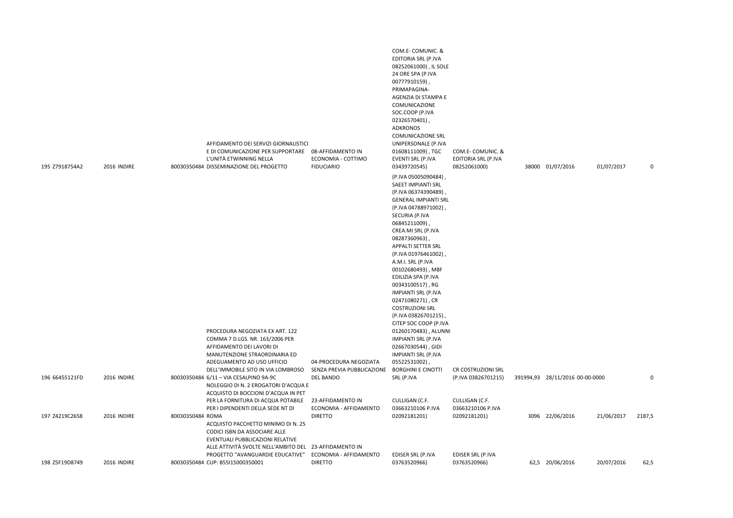| | | | | | | | | | | | |
|---|---|---|---|---|---|---|---|---|---|---|---|
| 195 | Z7918754A2 | 2016 | INDIRE | 80030350484 | AFFIDAMENTO DEI SERVIZI GIORNALISTICI E DI COMUNICAZIONE PER SUPPORTARE L'UNITÀ ETWINNING NELLA DISSEMINAZIONE DEL PROGETTO | 08-AFFIDAMENTO IN ECONOMIA - COTTIMO FIDUCIARIO | COM.E- COMUNIC. & EDITORIA SRL (P.IVA 08252061000) , IL SOLE 24 ORE SPA (P.IVA 00777910159) , PRIMAPAGINA- AGENZIA DI STAMPA E COMUNICAZIONE SOC.COOP (P.IVA 02326570401) , ADKRONOS COMUNICAZIONE SRL UNIPERSONALE (P.IVA 01608111009) , TGC EVENTI SRL (P.IVA 03439720545) | COM.E- COMUNIC. & EDITORIA SRL (P.IVA 08252061000) | 38000 | 01/07/2016 | 01/07/2017 | 0 |
| 196 | 66455121FD | 2016 | INDIRE | 80030350484 | PROCEDURA NEGOZIATA EX ART. 122 COMMA 7 D.LGS. NR. 163/2006 PER AFFIDAMENTO DEI LAVORI DI MANUTENZIONE STRAORDINARIA ED ADEGUAMENTO AD USO UFFICIO DELL'IMMOBILE SITO IN VIA LOMBROSO 6/11 – VIA CESALPINO 9A-9C | 04-PROCEDURA NEGOZIATA SENZA PREVIA PUBBLICAZIONE DEL BANDO | (P.IVA 05005090484) , SAEET IMPIANTI SRL (P.IVA 06374390489) , GENERAL IMPIANTI SRL (P.IVA 04788971002) , SECURIA (P.IVA 06845211009) , CREA.MI SRL (P.IVA 08287360963) , APPALTI SETTER SRL (P.IVA 01976461002) , A.M.I. SRL (P.IVA 00102680493) , MBF EDILIZIA SPA (P.IVA 00343100517) , RG IMPIANTI SRL (P.IVA 02471080271) , CR COSTRUZIONI SRL (P.IVA 03826701215) , CITEP SOC COOP (P.IVA 01260170483) , ALUNNI IMPIANTI SRL (P.IVA 02667030544) , GIDI IMPIANTI SRL (P.IVA 05522531002) , BORGHINI E CINOTTI SRL (P.IVA | CR COSTRUZIONI SRL (P.IVA 03826701215) | 391994,93 | 28/11/2016 00-00-0000 | | 0 |
| 197 | Z4219C2658 | 2016 | INDIRE | 80030350484 | NOLEGGIO DI N. 2 EROGATORI D'ACQUA E ACQUISTO DI BOCCIONI D'ACQUA IN PET PER LA FORNITURA DI ACQUA POTABILE PER I DIPENDENTI DELLA SEDE NT DI ROMA | 23-AFFIDAMENTO IN ECONOMIA - AFFIDAMENTO DIRETTO | CULLIGAN (C.F. 03663210106 P.IVA 02092181201) | CULLIGAN (C.F. 03663210106 P.IVA 02092181201) | 3096 | 22/06/2016 | 21/06/2017 | 2187,5 |
| 198 | Z5F19D8749 | 2016 | INDIRE | 80030350484 | ACQUISTO PACCHETTO MINIMO DI N. 25 CODICI ISBN DA ASSOCIARE ALLE EVENTUALI PUBBLICAZIONI RELATIVE ALLE ATTIVITÀ SVOLTE NELL'AMBITO DEL PROGETTO "AVANGUARDIE EDUCATIVE" CUP: B55I15000350001 | 23-AFFIDAMENTO IN ECONOMIA - AFFIDAMENTO DIRETTO | EDISER SRL (P.IVA 03763520966) | EDISER SRL (P.IVA 03763520966) | 62,5 | 20/06/2016 | 20/07/2016 | 62,5 |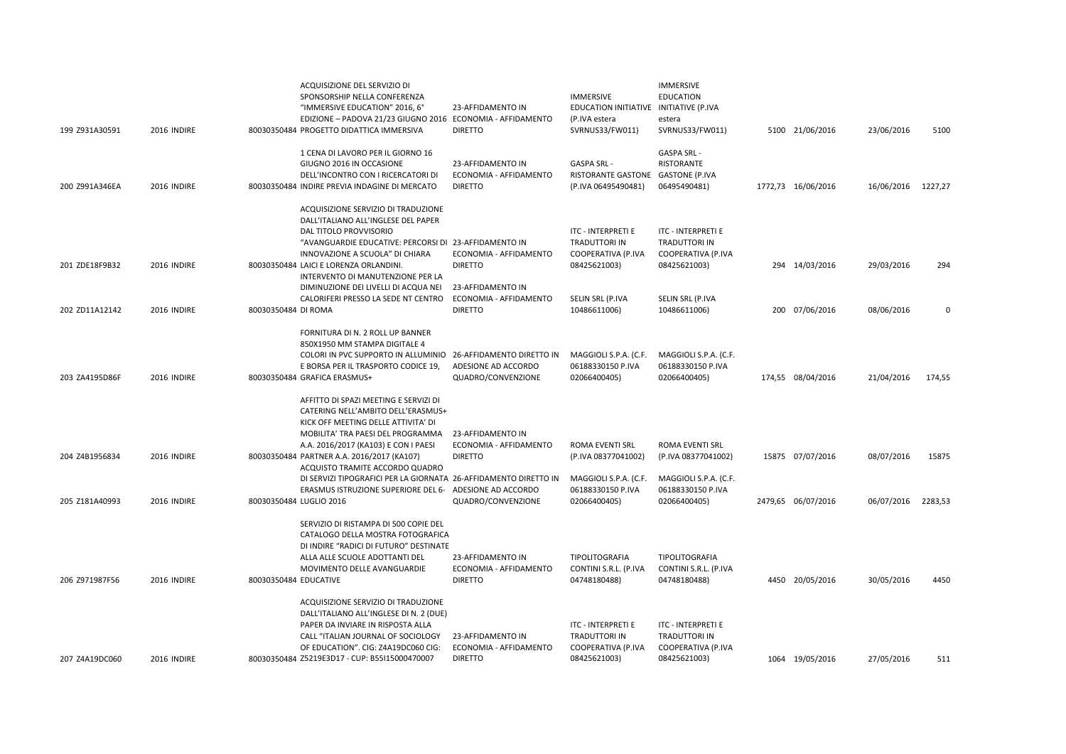| | | | | | | | | | | | |
|---|---|---|---|---|---|---|---|---|---|---|---|
| 199 | Z931A30591 | 2016 | INDIRE | 80030350484 | ACQUISIZIONE DEL SERVIZIO DI SPONSORSHIP NELLA CONFERENZA "IMMERSIVE EDUCATION" 2016, 6° EDIZIONE – PADOVA 21/23 GIUGNO 2016 PROGETTO DIDATTICA IMMERSIVA | 23-AFFIDAMENTO IN ECONOMIA - AFFIDAMENTO DIRETTO | IMMERSIVE EDUCATION INITIATIVE (P.IVA estera SVRNUS33/FW011) | IMMERSIVE EDUCATION INITIATIVE (P.IVA estera SVRNUS33/FW011) | 5100 | 21/06/2016 | 23/06/2016 | 5100 |
| 200 | Z991A346EA | 2016 | INDIRE | 80030350484 | 1 CENA DI LAVORO PER IL GIORNO 16 GIUGNO 2016 IN OCCASIONE DELL'INCONTRO CON I RICERCATORI DI INDIRE PREVIA INDAGINE DI MERCATO | 23-AFFIDAMENTO IN ECONOMIA - AFFIDAMENTO DIRETTO | GASPA SRL - RISTORANTE GASTONE (P.IVA 06495490481) | GASPA SRL - RISTORANTE GASTONE (P.IVA 06495490481) | 1772,73 | 16/06/2016 | 16/06/2016 | 1227,27 |
| 201 | ZDE18F9B32 | 2016 | INDIRE | 80030350484 | ACQUISIZIONE SERVIZIO DI TRADUZIONE DALL'ITALIANO ALL'INGLESE DEL PAPER DAL TITOLO PROVVISORIO "AVANGUARDIE EDUCATIVE: PERCORSI DI INNOVAZIONE A SCUOLA" DI CHIARA LAICI E LORENZA ORLANDINI. | 23-AFFIDAMENTO IN ECONOMIA - AFFIDAMENTO DIRETTO | ITC - INTERPRETI E TRADUTTORI IN COOPERATIVA (P.IVA 08425621003) | ITC - INTERPRETI E TRADUTTORI IN COOPERATIVA (P.IVA 08425621003) | 294 | 14/03/2016 | 29/03/2016 | 294 |
| 202 | ZD11A12142 | 2016 | INDIRE | 80030350484 | INTERVENTO DI MANUTENZIONE PER LA DIMINUZIONE DEI LIVELLI DI ACQUA NEI CALORIFERI PRESSO LA SEDE NT CENTRO DI ROMA | 23-AFFIDAMENTO IN ECONOMIA - AFFIDAMENTO DIRETTO | SELIN SRL (P.IVA 10486611006) | SELIN SRL (P.IVA 10486611006) | 200 | 07/06/2016 | 08/06/2016 | 0 |
| 203 | ZA4195D86F | 2016 | INDIRE | 80030350484 | FORNITURA DI N. 2 ROLL UP BANNER 850X1950 MM STAMPA DIGITALE 4 COLORI IN PVC SUPPORTO IN ALLUMINIO E BORSA PER IL TRASPORTO CODICE 19, GRAFICA ERASMUS+ | 26-AFFIDAMENTO DIRETTO IN ADESIONE AD ACCORDO QUADRO/CONVENZIONE | MAGGIOLI S.P.A. (C.F. 06188330150 P.IVA 02066400405) | MAGGIOLI S.P.A. (C.F. 06188330150 P.IVA 02066400405) | 174,55 | 08/04/2016 | 21/04/2016 | 174,55 |
| 204 | Z4B1956834 | 2016 | INDIRE | 80030350484 | AFFITTO DI SPAZI MEETING E SERVIZI DI CATERING NELL'AMBITO DELL'ERASMUS+ KICK OFF MEETING DELLE ATTIVITA' DI MOBILITA' TRA PAESI DEL PROGRAMMA A.A. 2016/2017 (KA103) E CON I PAESI PARTNER A.A. 2016/2017 (KA107) | 23-AFFIDAMENTO IN ECONOMIA - AFFIDAMENTO DIRETTO | ROMA EVENTI SRL (P.IVA 08377041002) | ROMA EVENTI SRL (P.IVA 08377041002) | 15875 | 07/07/2016 | 08/07/2016 | 15875 |
| 205 | Z181A40993 | 2016 | INDIRE | 80030350484 | ACQUISTO TRAMITE ACCORDO QUADRO DI SERVIZI TIPOGRAFICI PER LA GIORNATA ERASMUS ISTRUZIONE SUPERIORE DEL 6-LUGLIO 2016 | 26-AFFIDAMENTO DIRETTO IN ADESIONE AD ACCORDO QUADRO/CONVENZIONE | MAGGIOLI S.P.A. (C.F. 06188330150 P.IVA 02066400405) | MAGGIOLI S.P.A. (C.F. 06188330150 P.IVA 02066400405) | 2479,65 | 06/07/2016 | 06/07/2016 | 2283,53 |
| 206 | Z971987F56 | 2016 | INDIRE | 80030350484 | SERVIZIO DI RISTAMPA DI 500 COPIE DEL CATALOGO DELLA MOSTRA FOTOGRAFICA DI INDIRE "RADICI DI FUTURO" DESTINATE ALLA ALLE SCUOLE ADOTTANTI DEL MOVIMENTO DELLE AVANGUARDIE EDUCATIVE | 23-AFFIDAMENTO IN ECONOMIA - AFFIDAMENTO DIRETTO | TIPOLITOGRAFIA CONTINI S.R.L. (P.IVA 04748180488) | TIPOLITOGRAFIA CONTINI S.R.L. (P.IVA 04748180488) | 4450 | 20/05/2016 | 30/05/2016 | 4450 |
| 207 | Z4A19DC060 | 2016 | INDIRE | 80030350484 | ACQUISIZIONE SERVIZIO DI TRADUZIONE DALL'ITALIANO ALL'INGLESE DI N. 2 (DUE) PAPER DA INVIARE IN RISPOSTA ALLA CALL "ITALIAN JOURNAL OF SOCIOLOGY OF EDUCATION". CIG: Z4A19DC060 CIG: Z5219E3D17 - CUP: B55I15000470007 | 23-AFFIDAMENTO IN ECONOMIA - AFFIDAMENTO DIRETTO | ITC - INTERPRETI E TRADUTTORI IN COOPERATIVA (P.IVA 08425621003) | ITC - INTERPRETI E TRADUTTORI IN COOPERATIVA (P.IVA 08425621003) | 1064 | 19/05/2016 | 27/05/2016 | 511 |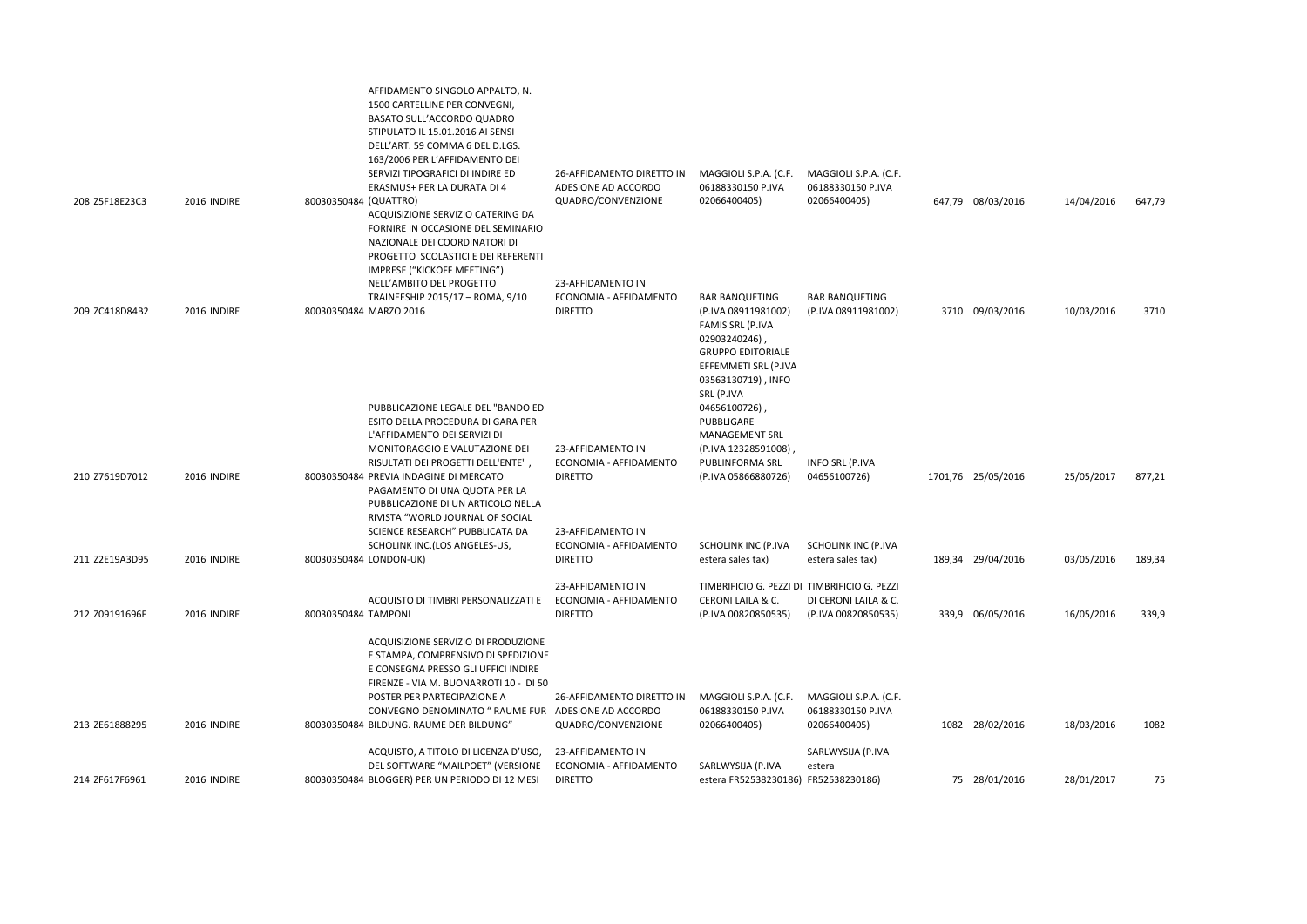| | | | | | | | | | | |
|---|---|---|---|---|---|---|---|---|---|---|
| 208 Z5F18E23C3 | 2016 | INDIRE | 80030350484 | AFFIDAMENTO SINGOLO APPALTO, N. 1500 CARTELLINE PER CONVEGNI, BASATO SULL'ACCORDO QUADRO STIPULATO IL 15.01.2016 AI SENSI DELL'ART. 59 COMMA 6 DEL D.LGS. 163/2006 PER L'AFFIDAMENTO DEI SERVIZI TIPOGRAFICI DI INDIRE ED ERASMUS+ PER LA DURATA DI 4 (QUATTRO) | 26-AFFIDAMENTO DIRETTO IN ADESIONE AD ACCORDO QUADRO/CONVENZIONE | MAGGIOLI S.P.A. (C.F. 06188330150 P.IVA 02066400405) | MAGGIOLI S.P.A. (C.F. 06188330150 P.IVA 02066400405) | 647,79 | 08/03/2016 | 14/04/2016 | 647,79 |
| 209 ZC418D84B2 | 2016 | INDIRE | 80030350484 | ACQUISIZIONE SERVIZIO CATERING DA FORNIRE IN OCCASIONE DEL SEMINARIO NAZIONALE DEI COORDINATORI DI PROGETTO SCOLASTICI E DEI REFERENTI IMPRESE ("KICKOFF MEETING") NELL'AMBITO DEL PROGETTO TRAINEESHIP 2015/17 – ROMA, 9/10 MARZO 2016 | 23-AFFIDAMENTO IN ECONOMIA - AFFIDAMENTO DIRETTO | BAR BANQUETING (P.IVA 08911981002) | BAR BANQUETING (P.IVA 08911981002) | 3710 | 09/03/2016 | 10/03/2016 | 3710 |
| 210 Z7619D7012 | 2016 | INDIRE | 80030350484 | PUBBLICAZIONE LEGALE DEL "BANDO ED ESITO DELLA PROCEDURA DI GARA PER L'AFFIDAMENTO DEI SERVIZI DI MONITORAGGIO E VALUTAZIONE DEI RISULTATI DEI PROGETTI DELL'ENTE" , PREVIA INDAGINE DI MERCATO | 23-AFFIDAMENTO IN ECONOMIA - AFFIDAMENTO DIRETTO | FAMIS SRL (P.IVA 02903240246) , GRUPPO EDITORIALE EFFEMMETI SRL (P.IVA 03563130719) , INFO SRL (P.IVA 04656100726) , PUBBLIGARE MANAGEMENT SRL (P.IVA 12328591008) , PUBLINFORMA SRL (P.IVA 05866880726) | INFO SRL (P.IVA 04656100726) | 1701,76 | 25/05/2016 | 25/05/2017 | 877,21 |
| 211 Z2E19A3D95 | 2016 | INDIRE | 80030350484 | PAGAMENTO DI UNA QUOTA PER LA PUBBLICAZIONE DI UN ARTICOLO NELLA RIVISTA "WORLD JOURNAL OF SOCIAL SCIENCE RESEARCH" PUBBLICATA DA SCHOLINK INC.(LOS ANGELES-US, LONDON-UK) | 23-AFFIDAMENTO IN ECONOMIA - AFFIDAMENTO DIRETTO | SCHOLINK INC (P.IVA estera sales tax) | SCHOLINK INC (P.IVA estera sales tax) | 189,34 | 29/04/2016 | 03/05/2016 | 189,34 |
| 212 Z09191696F | 2016 | INDIRE | 80030350484 | ACQUISTO DI TIMBRI PERSONALIZZATI E TAMPONI | 23-AFFIDAMENTO IN ECONOMIA - AFFIDAMENTO DIRETTO | TIMBRIFICIO G. PEZZI DI CERONI LAILA & C. (P.IVA 00820850535) | TIMBRIFICIO G. PEZZI DI CERONI LAILA & C. (P.IVA 00820850535) | 339,9 | 06/05/2016 | 16/05/2016 | 339,9 |
| 213 ZE61888295 | 2016 | INDIRE | 80030350484 | ACQUISIZIONE SERVIZIO DI PRODUZIONE E STAMPA, COMPRENSIVO DI SPEDIZIONE E CONSEGNA PRESSO GLI UFFICI INDIRE FIRENZE - VIA M. BUONARROTI 10 - DI 50 POSTER PER PARTECIPAZIONE A CONVEGNO DENOMINATO " RAUME FUR BILDUNG. RAUME DER BILDUNG" | 26-AFFIDAMENTO DIRETTO IN ADESIONE AD ACCORDO QUADRO/CONVENZIONE | MAGGIOLI S.P.A. (C.F. 06188330150 P.IVA 02066400405) | MAGGIOLI S.P.A. (C.F. 06188330150 P.IVA 02066400405) | 1082 | 28/02/2016 | 18/03/2016 | 1082 |
| 214 ZF617F6961 | 2016 | INDIRE | 80030350484 | ACQUISTO, A TITOLO DI LICENZA D'USO, DEL SOFTWARE "MAILPOET" (VERSIONE BLOGGER) PER UN PERIODO DI 12 MESI | 23-AFFIDAMENTO IN ECONOMIA - AFFIDAMENTO DIRETTO | SARLWYSIJA (P.IVA estera FR52538230186) | SARLWYSIJA (P.IVA estera FR52538230186) | 75 | 28/01/2016 | 28/01/2017 | 75 |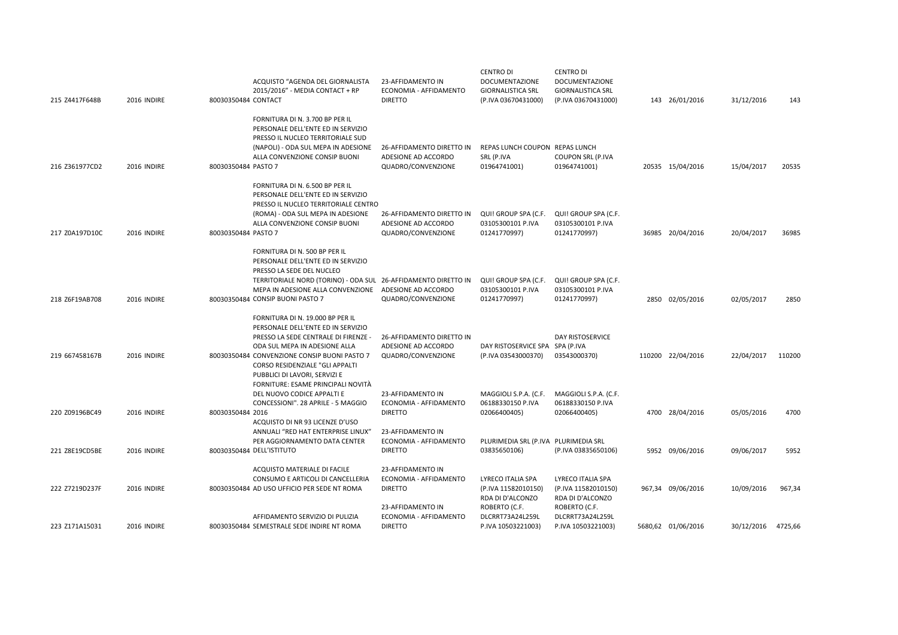| | | | | | | | | | | | |
|---|---|---|---|---|---|---|---|---|---|---|---|
| 215 | Z4417F648B | 2016 | INDIRE | 80030350484 | ACQUISTO "AGENDA DEL GIORNALISTA 2015/2016" - MEDIA CONTACT + RP CONTACT | 23-AFFIDAMENTO IN ECONOMIA - AFFIDAMENTO DIRETTO | CENTRO DI DOCUMENTAZIONE GIORNALISTICA SRL (P.IVA 03670431000) | CENTRO DI DOCUMENTAZIONE GIORNALISTICA SRL (P.IVA 03670431000) | 143 | 26/01/2016 | 31/12/2016 | 143 |
| 216 | Z361977CD2 | 2016 | INDIRE | 80030350484 | FORNITURA DI N. 3.700 BP PER IL PERSONALE DELL'ENTE ED IN SERVIZIO PRESSO IL NUCLEO TERRITORIALE SUD (NAPOLI) - ODA SUL MEPA IN ADESIONE ALLA CONVENZIONE CONSIP BUONI PASTO 7 | 26-AFFIDAMENTO DIRETTO IN ADESIONE AD ACCORDO QUADRO/CONVENZIONE | REPAS LUNCH COUPON SRL (P.IVA 01964741001) | REPAS LUNCH COUPON SRL (P.IVA 01964741001) | 20535 | 15/04/2016 | 15/04/2017 | 20535 |
| 217 | Z0A197D10C | 2016 | INDIRE | 80030350484 | FORNITURA DI N. 6.500 BP PER IL PERSONALE DELL'ENTE ED IN SERVIZIO PRESSO IL NUCLEO TERRITORIALE CENTRO (ROMA) - ODA SUL MEPA IN ADESIONE ALLA CONVENZIONE CONSIP BUONI PASTO 7 | 26-AFFIDAMENTO DIRETTO IN ADESIONE AD ACCORDO QUADRO/CONVENZIONE | QUI! GROUP SPA (C.F. 03105300101 P.IVA 01241770997) | QUI! GROUP SPA (C.F. 03105300101 P.IVA 01241770997) | 36985 | 20/04/2016 | 20/04/2017 | 36985 |
| 218 | Z6F19AB708 | 2016 | INDIRE | 80030350484 | FORNITURA DI N. 500 BP PER IL PERSONALE DELL'ENTE ED IN SERVIZIO PRESSO LA SEDE DEL NUCLEO TERRITORIALE NORD (TORINO) - ODA SUL MEPA IN ADESIONE ALLA CONVENZIONE CONSIP BUONI PASTO 7 | 26-AFFIDAMENTO DIRETTO IN ADESIONE AD ACCORDO QUADRO/CONVENZIONE | QUI! GROUP SPA (C.F. 03105300101 P.IVA 01241770997) | QUI! GROUP SPA (C.F. 03105300101 P.IVA 01241770997) | 2850 | 02/05/2016 | 02/05/2017 | 2850 |
| 219 | 667458167B | 2016 | INDIRE | 80030350484 | FORNITURA DI N. 19.000 BP PER IL PERSONALE DELL'ENTE ED IN SERVIZIO PRESSO LA SEDE CENTRALE DI FIRENZE - ODA SUL MEPA IN ADESIONE ALLA CONVENZIONE CONSIP BUONI PASTO 7 | 26-AFFIDAMENTO DIRETTO IN ADESIONE AD ACCORDO QUADRO/CONVENZIONE | DAY RISTOSERVICE SPA (P.IVA 03543000370) | DAY RISTOSERVICE SPA (P.IVA 03543000370) | 110200 | 22/04/2016 | 22/04/2017 | 110200 |
| 220 | Z09196BC49 | 2016 | INDIRE | 80030350484 | CORSO RESIDENZIALE "GLI APPALTI PUBBLICI DI LAVORI, SERVIZI E FORNITURE: ESAME PRINCIPALI NOVITÀ DEL NUOVO CODICE APPALTI E CONCESSIONI". 28 APRILE - 5 MAGGIO 2016 | 23-AFFIDAMENTO IN ECONOMIA - AFFIDAMENTO DIRETTO | MAGGIOLI S.P.A. (C.F. 06188330150 P.IVA 02066400405) | MAGGIOLI S.P.A. (C.F. 06188330150 P.IVA 02066400405) | 4700 | 28/04/2016 | 05/05/2016 | 4700 |
| 221 | Z8E19CD5BE | 2016 | INDIRE | 80030350484 | ACQUISTO DI NR 93 LICENZE D'USO ANNUALI "RED HAT ENTERPRISE LINUX" PER AGGIORNAMENTO DATA CENTER DELL'ISTITUTO | 23-AFFIDAMENTO IN ECONOMIA - AFFIDAMENTO DIRETTO | PLURIMEDIA SRL (P.IVA 03835650106) | PLURIMEDIA SRL (P.IVA 03835650106) | 5952 | 09/06/2016 | 09/06/2017 | 5952 |
| 222 | Z7219D237F | 2016 | INDIRE | 80030350484 | ACQUISTO MATERIALE DI FACILE CONSUMO E ARTICOLI DI CANCELLERIA AD USO UFFICIO PER SEDE NT ROMA | 23-AFFIDAMENTO IN ECONOMIA - AFFIDAMENTO DIRETTO | LYRECO ITALIA SPA (P.IVA 11582010150) | LYRECO ITALIA SPA (P.IVA 11582010150) | 967,34 | 09/06/2016 | 10/09/2016 | 967,34 |
| 223 | Z171A15031 | 2016 | INDIRE | 80030350484 | AFFIDAMENTO SERVIZIO DI PULIZIA SEMESTRALE SEDE INDIRE NT ROMA | 23-AFFIDAMENTO IN ECONOMIA - AFFIDAMENTO DIRETTO | RDA DI D'ALCONZO ROBERTO (C.F. DLCRRT73A24L259L P.IVA 10503221003) | RDA DI D'ALCONZO ROBERTO (C.F. DLCRRT73A24L259L P.IVA 10503221003) | 5680,62 | 01/06/2016 | 30/12/2016 | 4725,66 |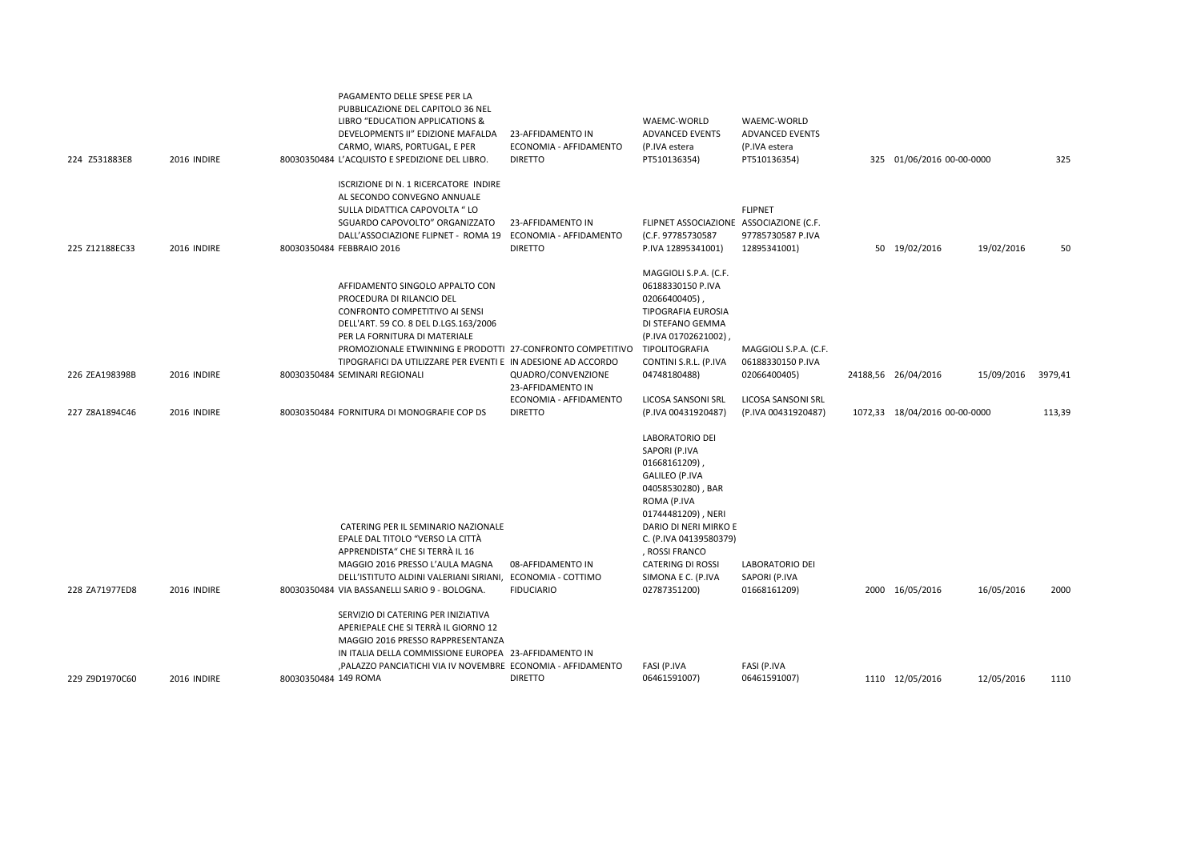| | | | | | | | | | | | |
|---|---|---|---|---|---|---|---|---|---|---|---|
| 224 | Z531883E8 | 2016 | INDIRE | 80030350484 | PAGAMENTO DELLE SPESE PER LA PUBBLICAZIONE DEL CAPITOLO 36 NEL LIBRO "EDUCATION APPLICATIONS & DEVELOPMENTS II" EDIZIONE MAFALDA CARMO, WIARS, PORTUGAL, E PER L'ACQUISTO E SPEDIZIONE DEL LIBRO. | 23-AFFIDAMENTO IN ECONOMIA - AFFIDAMENTO DIRETTO | WAEMC-WORLD ADVANCED EVENTS (P.IVA estera PT510136354) | WAEMC-WORLD ADVANCED EVENTS (P.IVA estera PT510136354) | 325 | 01/06/2016 00-00-0000 | | 325 |
| 225 | Z12188EC33 | 2016 | INDIRE | 80030350484 | ISCRIZIONE DI N. 1 RICERCATORE INDIRE AL SECONDO CONVEGNO ANNUALE SULLA DIDATTICA CAPOVOLTA " LO SGUARDO CAPOVOLTO" ORGANIZZATO DALL'ASSOCIAZIONE FLIPNET - ROMA 19 FEBBRAIO 2016 | 23-AFFIDAMENTO IN ECONOMIA - AFFIDAMENTO DIRETTO | FLIPNET ASSOCIAZIONE (C.F. 97785730587 P.IVA 12895341001) | FLIPNET ASSOCIAZIONE (C.F. 97785730587 P.IVA 12895341001) | 50 | 19/02/2016 | 19/02/2016 | 50 |
| 226 | ZEA198398B | 2016 | INDIRE | 80030350484 | AFFIDAMENTO SINGOLO APPALTO CON PROCEDURA DI RILANCIO DEL CONFRONTO COMPETITIVO AI SENSI DELL'ART. 59 CO. 8 DEL D.LGS.163/2006 PER LA FORNITURA DI MATERIALE PROMOZIONALE ETWINNING E PRODOTTI TIPOGRAFICI DA UTILIZZARE PER EVENTI E SEMINARI REGIONALI | 27-CONFRONTO COMPETITIVO IN ADESIONE AD ACCORDO QUADRO/CONVENZIONE | MAGGIOLI S.P.A. (C.F. 06188330150 P.IVA 02066400405) , TIPOGRAFIA EUROSIA DI STEFANO GEMMA (P.IVA 01702621002) , TIPOLITOGRAFIA CONTINI S.R.L. (P.IVA 04748180488) | MAGGIOLI S.P.A. (C.F. 06188330150 P.IVA 02066400405) | 24188,56 | 26/04/2016 | 15/09/2016 | 3979,41 |
| 227 | Z8A1894C46 | 2016 | INDIRE | 80030350484 | FORNITURA DI MONOGRAFIE COP DS | 23-AFFIDAMENTO IN ECONOMIA - AFFIDAMENTO DIRETTO | LICOSA SANSONI SRL (P.IVA 00431920487) | LICOSA SANSONI SRL (P.IVA 00431920487) | 1072,33 | 18/04/2016 00-00-0000 | | 113,39 |
| 228 | ZA71977ED8 | 2016 | INDIRE | 80030350484 | CATERING PER IL SEMINARIO NAZIONALE EPALE DAL TITOLO "VERSO LA CITTÀ APPRENDISTA" CHE SI TERRÀ IL 16 MAGGIO 2016 PRESSO L'AULA MAGNA DELL'ISTITUTO ALDINI VALERIANI SIRIANI, VIA BASSANELLI SARIO 9 - BOLOGNA. | 08-AFFIDAMENTO IN ECONOMIA - COTTIMO FIDUCIARIO | LABORATORIO DEI SAPORI (P.IVA 01668161209) , GALILEO (P.IVA 04058530280) , BAR ROMA (P.IVA 01744481209) , NERI DARIO DI NERI MIRKO E C. (P.IVA 04139580379) , ROSSI FRANCO CATERING DI ROSSI SIMONA E C. (P.IVA 02787351200) | LABORATORIO DEI SAPORI (P.IVA 01668161209) | 2000 | 16/05/2016 | 16/05/2016 | 2000 |
| 229 | Z9D1970C60 | 2016 | INDIRE | 80030350484 | SERVIZIO DI CATERING PER INIZIATIVA APERIEPALE CHE SI TERRÀ IL GIORNO 12 MAGGIO 2016 PRESSO RAPPRESENTANZA IN ITALIA DELLA COMMISSIONE EUROPEA ,PALAZZO PANCIATICHI VIA IV NOVEMBRE 149 ROMA | 23-AFFIDAMENTO IN ECONOMIA - AFFIDAMENTO DIRETTO | FASI (P.IVA 06461591007) | FASI (P.IVA 06461591007) | 1110 | 12/05/2016 | 12/05/2016 | 1110 |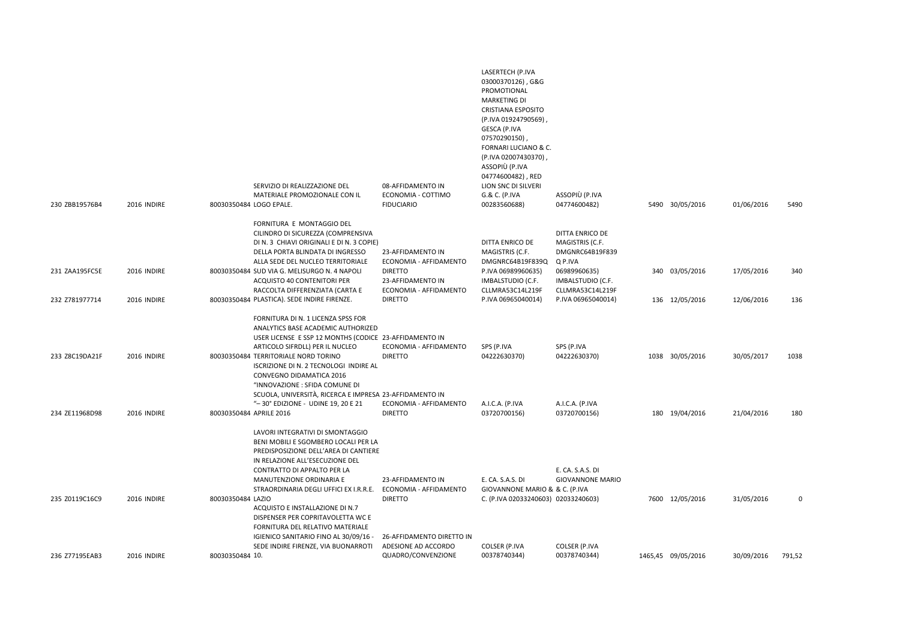| | | | | | | | | | | | |
|---|---|---|---|---|---|---|---|---|---|---|---|
| 230 | ZBB19576B4 | 2016 | INDIRE | 80030350484 | SERVIZIO DI REALIZZAZIONE DEL MATERIALE PROMOZIONALE CON IL LOGO EPALE. | 08-AFFIDAMENTO IN ECONOMIA - COTTIMO FIDUCIARIO | LASERTECH (P.IVA 03000370126) , G&G PROMOTIONAL MARKETING DI CRISTIANA ESPOSITO (P.IVA 01924790569) , GESCA (P.IVA 07570290150) , FORNARI LUCIANO & C. (P.IVA 02007430370) , ASSOPIÙ (P.IVA 04774600482) , RED LION SNC DI SILVERI G.& C. (P.IVA 00283560688) | ASSOPIÙ (P.IVA 04774600482) | 5490 | 30/05/2016 | 01/06/2016 | 5490 |
| 231 | ZAA195FC5E | 2016 | INDIRE | 80030350484 | FORNITURA E MONTAGGIO DEL CILINDRO DI SICUREZZA (COMPRENSIVA DI N. 3 CHIAVI ORIGINALI E DI N. 3 COPIE) DELLA PORTA BLINDATA DI INGRESSO ALLA SEDE DEL NUCLEO TERRITORIALE SUD VIA G. MELISURGO N. 4 NAPOLI | 23-AFFIDAMENTO IN ECONOMIA - AFFIDAMENTO DIRETTO | DITTA ENRICO DE MAGISTRIS (C.F. DMGNRC64B19F839Q P.IVA 06989960635) | DITTA ENRICO DE MAGISTRIS (C.F. DMGNRC64B19F839Q P.IVA 06989960635) | 340 | 03/05/2016 | 17/05/2016 | 340 |
| 232 | Z781977714 | 2016 | INDIRE | 80030350484 | ACQUISTO 40 CONTENITORI PER RACCOLTA DIFFERENZIATA (CARTA E PLASTICA). SEDE INDIRE FIRENZE. | 23-AFFIDAMENTO IN ECONOMIA - AFFIDAMENTO DIRETTO | IMBALSTUDIO (C.F. CLLMRA53C14L219F P.IVA 06965040014) | IMBALSTUDIO (C.F. CLLMRA53C14L219F P.IVA 06965040014) | 136 | 12/05/2016 | 12/06/2016 | 136 |
| 233 | Z8C19DA21F | 2016 | INDIRE | 80030350484 | FORNITURA DI N. 1 LICENZA SPSS FOR ANALYTICS BASE ACADEMIC AUTHORIZED USER LICENSE E SSP 12 MONTHS (CODICE ARTICOLO SIFRDLL) PER IL NUCLEO TERRITORIALE NORD TORINO | 23-AFFIDAMENTO IN ECONOMIA - AFFIDAMENTO DIRETTO | SPS (P.IVA 04222630370) | SPS (P.IVA 04222630370) | 1038 | 30/05/2016 | 30/05/2017 | 1038 |
| 234 | ZE11968D98 | 2016 | INDIRE | 80030350484 | ISCRIZIONE DI N. 2 TECNOLOGI INDIRE AL CONVEGNO DIDAMATICA 2016 "INNOVAZIONE : SFIDA COMUNE DI SCUOLA, UNIVERSITÀ, RICERCA E IMPRESA "– 30° EDIZIONE - UDINE 19, 20 E 21 APRILE 2016 | 23-AFFIDAMENTO IN ECONOMIA - AFFIDAMENTO DIRETTO | A.I.C.A. (P.IVA 03720700156) | A.I.C.A. (P.IVA 03720700156) | 180 | 19/04/2016 | 21/04/2016 | 180 |
| 235 | Z0119C16C9 | 2016 | INDIRE | 80030350484 | LAVORI INTEGRATIVI DI SMONTAGGIO BENI MOBILI E SGOMBERO LOCALI PER LA PREDISPOSIZIONE DELL'AREA DI CANTIERE IN RELAZIONE ALL'ESECUZIONE DEL CONTRATTO DI APPALTO PER LA MANUTENZIONE ORDINARIA E STRAORDINARIA DEGLI UFFICI EX I.R.R.E. LAZIO | 23-AFFIDAMENTO IN ECONOMIA - AFFIDAMENTO DIRETTO | E. CA. S.A.S. DI GIOVANNONE MARIO & C. (P.IVA 02033240603) | E. CA. S.A.S. DI GIOVANNONE MARIO & C. (P.IVA 02033240603) | 7600 | 12/05/2016 | 31/05/2016 | 0 |
| 236 | Z77195EAB3 | 2016 | INDIRE | 80030350484 | ACQUISTO E INSTALLAZIONE DI N.7 DISPENSER PER COPRITAVOLETTA WC E FORNITURA DEL RELATIVO MATERIALE IGIENICO SANITARIO FINO AL 30/09/16 - SEDE INDIRE FIRENZE, VIA BUONARROTI 10. | 26-AFFIDAMENTO DIRETTO IN ADESIONE AD ACCORDO QUADRO/CONVENZIONE | COLSER (P.IVA 00378740344) | COLSER (P.IVA 00378740344) | 1465,45 | 09/05/2016 | 30/09/2016 | 791,52 |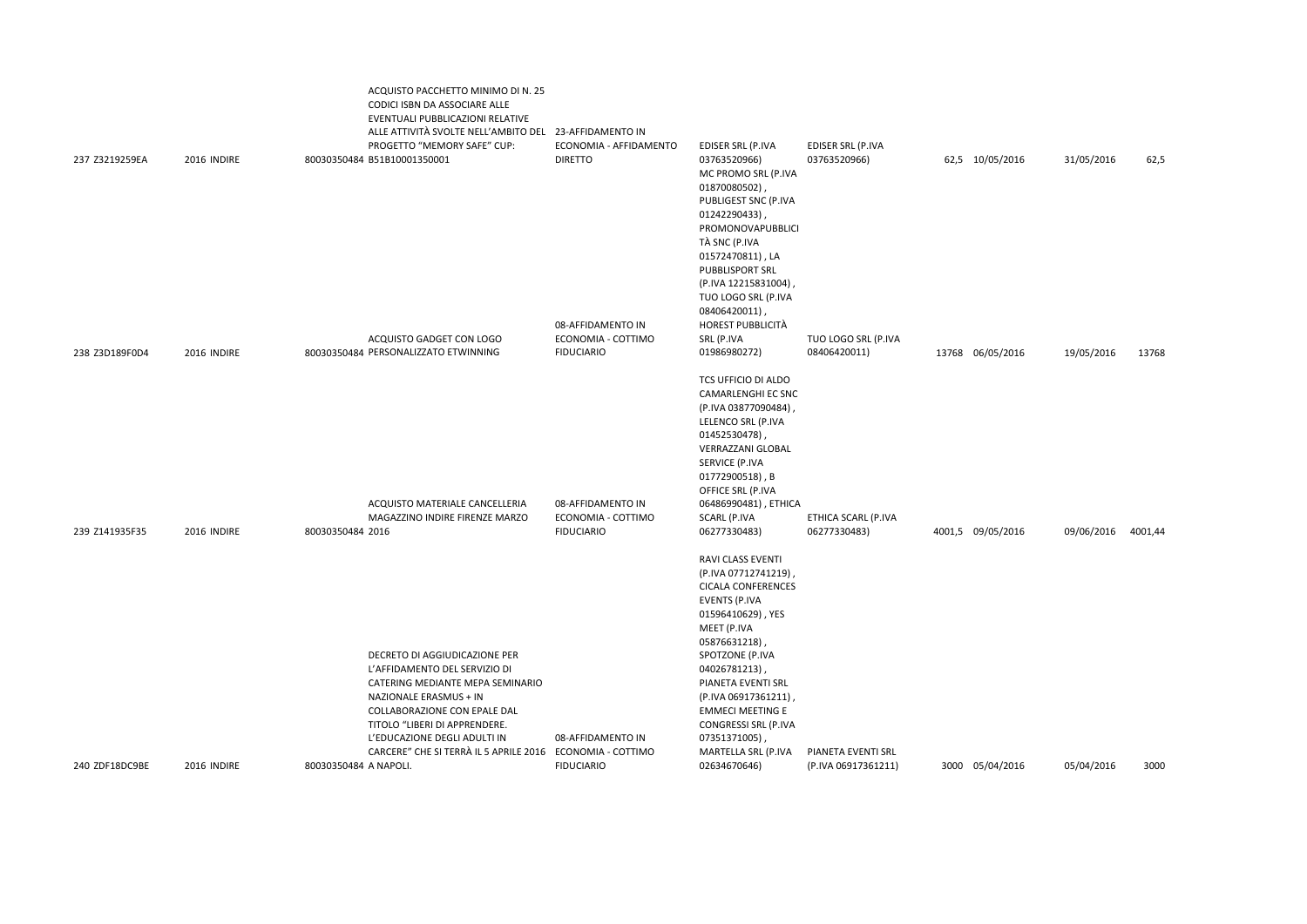| | | | | | | | | | | |
|---|---|---|---|---|---|---|---|---|---|---|
| 237 | Z3219259EA | 2016 | INDIRE | 80030350484 | ACQUISTO PACCHETTO MINIMO DI N. 25 CODICI ISBN DA ASSOCIARE ALLE EVENTUALI PUBBLICAZIONI RELATIVE ALLE ATTIVITÀ SVOLTE NELL'AMBITO DEL PROGETTO "MEMORY SAFE" CUP: B51B10001350001 | 23-AFFIDAMENTO IN ECONOMIA - AFFIDAMENTO DIRETTO | EDISER SRL (P.IVA 03763520966) | EDISER SRL (P.IVA 03763520966) | 62,5 | 10/05/2016 | 31/05/2016 | 62,5 |
| 238 | Z3D189F0D4 | 2016 | INDIRE | 80030350484 | ACQUISTO GADGET CON LOGO PERSONALIZZATO ETWINNING | 08-AFFIDAMENTO IN ECONOMIA - COTTIMO FIDUCIARIO | MC PROMO SRL (P.IVA 01870080502) , PUBLIGEST SNC (P.IVA 01242290433) , PROMONOVAPUBBLICITÀ SNC (P.IVA 01572470811) , LA PUBBLISPORT SRL (P.IVA 12215831004) , TUO LOGO SRL (P.IVA 08406420011) , HOREST PUBBLICITÀ SRL (P.IVA 01986980272) | TUO LOGO SRL (P.IVA 08406420011) | 13768 | 06/05/2016 | 19/05/2016 | 13768 |
| 239 | Z141935F35 | 2016 | INDIRE | 80030350484 | ACQUISTO MATERIALE CANCELLERIA MAGAZZINO INDIRE FIRENZE MARZO 2016 | 08-AFFIDAMENTO IN ECONOMIA - COTTIMO FIDUCIARIO | TCS UFFICIO DI ALDO CAMARLENGHI EC SNC (P.IVA 03877090484) , LELENCO SRL (P.IVA 01452530478) , VERRAZZANI GLOBAL SERVICE (P.IVA 01772900518) , B OFFICE SRL (P.IVA 06486990481) , ETHICA SCARL (P.IVA 06277330483) | ETHICA SCARL (P.IVA 06277330483) | 4001,5 | 09/05/2016 | 09/06/2016 | 4001,44 |
| 240 | ZDF18DC9BE | 2016 | INDIRE | 80030350484 | DECRETO DI AGGIUDICAZIONE PER L'AFFIDAMENTO DEL SERVIZIO DI CATERING MEDIANTE MEPA SEMINARIO NAZIONALE ERASMUS + IN COLLABORAZIONE CON EPALE DAL TITOLO "LIBERI DI APPRENDERE. L'EDUCAZIONE DEGLI ADULTI IN CARCERE" CHE SI TERRÀ IL 5 APRILE 2016 A NAPOLI. | 08-AFFIDAMENTO IN ECONOMIA - COTTIMO FIDUCIARIO | RAVI CLASS EVENTI (P.IVA 07712741219) , CICALA CONFERENCES EVENTS (P.IVA 01596410629) , YES MEET (P.IVA 05876631218) , SPOTZONE (P.IVA 04026781213) , PIANETA EVENTI SRL (P.IVA 06917361211) , EMMECI MEETING E CONGRESSI SRL (P.IVA 07351371005) , MARTELLA SRL (P.IVA 02634670646) | PIANETA EVENTI SRL (P.IVA 06917361211) | 3000 | 05/04/2016 | 05/04/2016 | 3000 |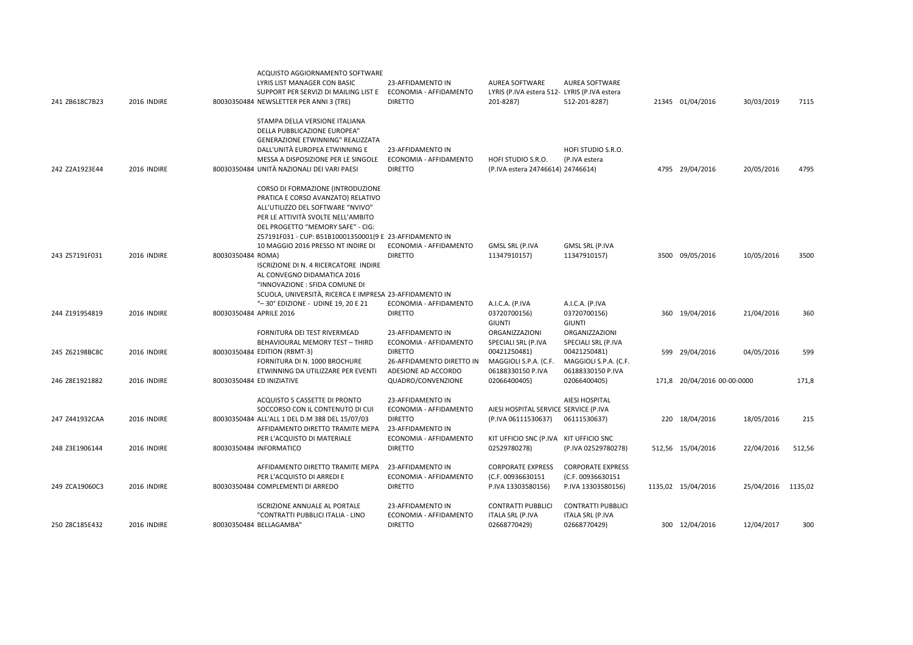| | | | | | | | | | | | |
|---|---|---|---|---|---|---|---|---|---|---|---|
| 241 | ZB618C7B23 | 2016 INDIRE | 80030350484 | ACQUISTO AGGIORNAMENTO SOFTWARE LYRIS LIST MANAGER CON BASIC SUPPORT PER SERVIZI DI MAILING LIST E NEWSLETTER PER ANNI 3 (TRE) | 23-AFFIDAMENTO IN ECONOMIA - AFFIDAMENTO DIRETTO | AUREA SOFTWARE LYRIS (P.IVA estera 512-201-8287) | AUREA SOFTWARE LYRIS (P.IVA estera 512-201-8287) | 21345 | 01/04/2016 | 30/03/2019 | 7115 |
| 242 | Z2A1923E44 | 2016 INDIRE | 80030350484 | STAMPA DELLA VERSIONE ITALIANA DELLA PUBBLICAZIONE EUROPEA" GENERAZIONE ETWINNING" REALIZZATA DALL'UNITÀ EUROPEA ETWINNING E MESSA A DISPOSIZIONE PER LE SINGOLE UNITÀ NAZIONALI DEI VARI PAESI | 23-AFFIDAMENTO IN ECONOMIA - AFFIDAMENTO DIRETTO | HOFI STUDIO S.R.O. (P.IVA estera 24746614) | HOFI STUDIO S.R.O. (P.IVA estera 24746614) | 4795 | 29/04/2016 | 20/05/2016 | 4795 |
| 243 | Z57191F031 | 2016 INDIRE | 80030350484 | CORSO DI FORMAZIONE (INTRODUZIONE PRATICA E CORSO AVANZATO) RELATIVO ALL'UTILIZZO DEL SOFTWARE "NVIVO" PER LE ATTIVITÀ SVOLTE NELL'AMBITO DEL PROGETTO "MEMORY SAFE" - CIG: Z57191F031 - CUP: B51B10001350001(9 E 10 MAGGIO 2016 PRESSO NT INDIRE DI ROMA) | 23-AFFIDAMENTO IN ECONOMIA - AFFIDAMENTO DIRETTO | GMSL SRL (P.IVA 11347910157) | GMSL SRL (P.IVA 11347910157) | 3500 | 09/05/2016 | 10/05/2016 | 3500 |
| 244 | Z191954819 | 2016 INDIRE | 80030350484 | ISCRIZIONE DI N. 4 RICERCATORE INDIRE AL CONVEGNO DIDAMATICA 2016 "INNOVAZIONE : SFIDA COMUNE DI SCUOLA, UNIVERSITÀ, RICERCA E IMPRESA "– 30° EDIZIONE - UDINE 19, 20 E 21 APRILE 2016 | 23-AFFIDAMENTO IN ECONOMIA - AFFIDAMENTO DIRETTO | A.I.C.A. (P.IVA 03720700156) | A.I.C.A. (P.IVA 03720700156) | 360 | 19/04/2016 | 21/04/2016 | 360 |
| 245 | Z62198BC8C | 2016 INDIRE | 80030350484 | FORNITURA DEI TEST RIVERMEAD BEHAVIOURAL MEMORY TEST – THIRD EDITION (RBMT-3) | 23-AFFIDAMENTO IN ECONOMIA - AFFIDAMENTO DIRETTO | GIUNTI ORGANIZZAZIONI SPECIALI SRL (P.IVA 00421250481) | GIUNTI ORGANIZZAZIONI SPECIALI SRL (P.IVA 00421250481) | 599 | 29/04/2016 | 04/05/2016 | 599 |
| 246 | Z8E1921882 | 2016 INDIRE | 80030350484 | FORNITURA DI N. 1000 BROCHURE ETWINNING DA UTILIZZARE PER EVENTI ED INIZIATIVE | 26-AFFIDAMENTO DIRETTO IN ADESIONE AD ACCORDO QUADRO/CONVENZIONE | MAGGIOLI S.P.A. (C.F. 06188330150 P.IVA 02066400405) | MAGGIOLI S.P.A. (C.F. 06188330150 P.IVA 02066400405) | 171,8 | 20/04/2016 | 00-00-0000 | 171,8 |
| 247 | Z441932CAA | 2016 INDIRE | 80030350484 | ACQUISTO 5 CASSETTE DI PRONTO SOCCORSO CON IL CONTENUTO DI CUI ALL'ALL 1 DEL D.M 388 DEL 15/07/03 | 23-AFFIDAMENTO IN ECONOMIA - AFFIDAMENTO DIRETTO | AIESI HOSPITAL SERVICE (P.IVA 06111530637) | AIESI HOSPITAL SERVICE (P.IVA 06111530637) | 220 | 18/04/2016 | 18/05/2016 | 215 |
| 248 | Z3E1906144 | 2016 INDIRE | 80030350484 | AFFIDAMENTO DIRETTO TRAMITE MEPA PER L'ACQUISTO DI MATERIALE INFORMATICO | 23-AFFIDAMENTO IN ECONOMIA - AFFIDAMENTO DIRETTO | KIT UFFICIO SNC (P.IVA 02529780278) | KIT UFFICIO SNC (P.IVA 02529780278) | 512,56 | 15/04/2016 | 22/04/2016 | 512,56 |
| 249 | ZCA19060C3 | 2016 INDIRE | 80030350484 | AFFIDAMENTO DIRETTO TRAMITE MEPA PER L'ACQUISTO DI ARREDI E COMPLEMENTI DI ARREDO | 23-AFFIDAMENTO IN ECONOMIA - AFFIDAMENTO DIRETTO | CORPORATE EXPRESS (C.F. 00936630151 P.IVA 13303580156) | CORPORATE EXPRESS (C.F. 00936630151 P.IVA 13303580156) | 1135,02 | 15/04/2016 | 25/04/2016 | 1135,02 |
| 250 | Z8C185E432 | 2016 INDIRE | 80030350484 | ISCRIZIONE ANNUALE AL PORTALE "CONTRATTI PUBBLICI ITALIA - LINO BELLAGAMBA" | 23-AFFIDAMENTO IN ECONOMIA - AFFIDAMENTO DIRETTO | CONTRATTI PUBBLICI ITALA SRL (P.IVA 02668770429) | CONTRATTI PUBBLICI ITALA SRL (P.IVA 02668770429) | 300 | 12/04/2016 | 12/04/2017 | 300 |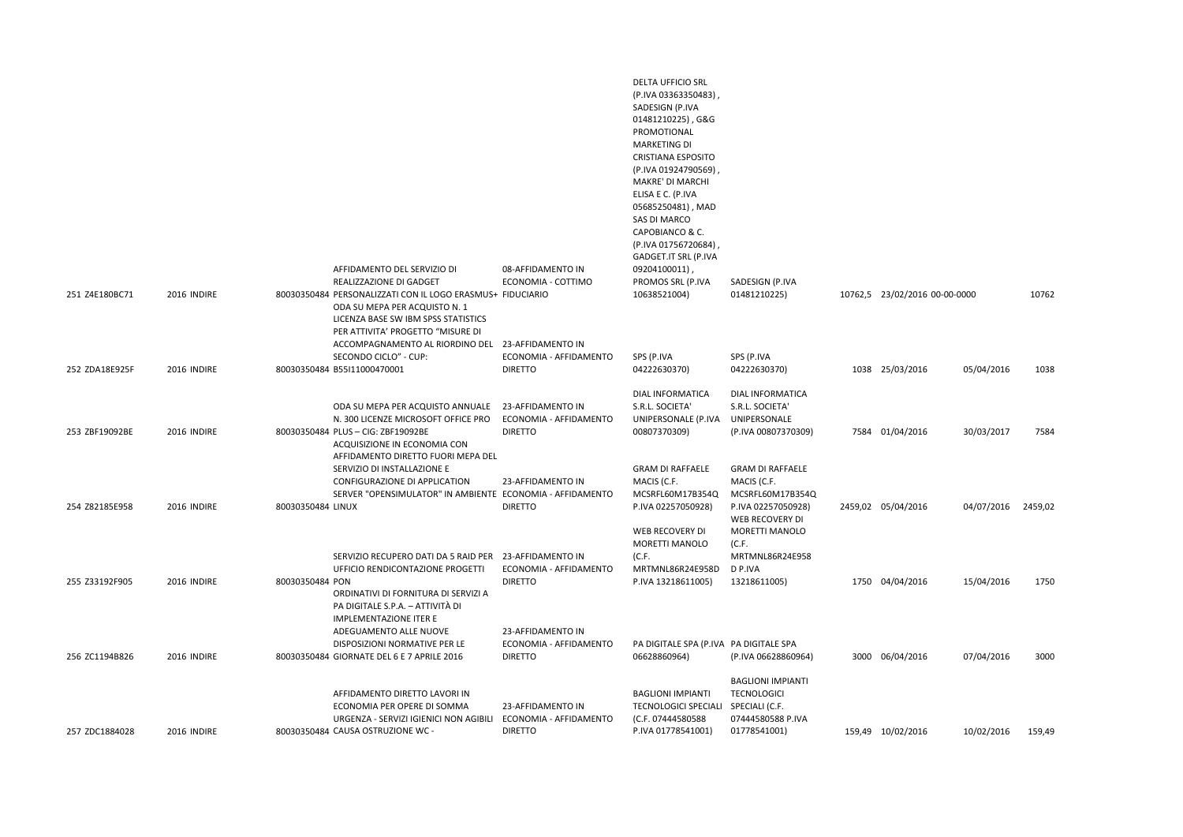| | | | | | | | | | | | |
|---|---|---|---|---|---|---|---|---|---|---|---|
| 251 | Z4E180BC71 | 2016 | INDIRE | 80030350484 | AFFIDAMENTO DEL SERVIZIO DI REALIZZAZIONE DI GADGET PERSONALIZZATI CON IL LOGO ERASMUS+ | 08-AFFIDAMENTO IN ECONOMIA - COTTIMO FIDUCIARIO | DELTA UFFICIO SRL (P.IVA 03363350483) , SADESIGN (P.IVA 01481210225) , G&G PROMOTIONAL MARKETING DI CRISTIANA ESPOSITO (P.IVA 01924790569) , MAKRE' DI MARCHI ELISA E C. (P.IVA 05685250481) , MAD SAS DI MARCO CAPOBIANCO & C. (P.IVA 01756720684) , GADGET.IT SRL (P.IVA 09204100011) , PROMOS SRL (P.IVA 10638521004) | SADESIGN (P.IVA 01481210225) | 10762,5 | 23/02/2016 | 00-00-0000 | 10762 |
| 252 | ZDA18E925F | 2016 | INDIRE | 80030350484 | ODA SU MEPA PER ACQUISTO N. 1 LICENZA BASE SW IBM SPSS STATISTICS PER ATTIVITA' PROGETTO "MISURE DI ACCOMPAGNAMENTO AL RIORDINO DEL SECONDO CICLO" - CUP: B55I11000470001 | 23-AFFIDAMENTO IN ECONOMIA - AFFIDAMENTO DIRETTO | SPS (P.IVA 04222630370) | SPS (P.IVA 04222630370) | 1038 | 25/03/2016 | 05/04/2016 | 1038 |
| 253 | ZBF19092BE | 2016 | INDIRE | 80030350484 | ODA SU MEPA PER ACQUISTO ANNUALE N. 300 LICENZE MICROSOFT OFFICE PRO PLUS – CIG: ZBF19092BE | 23-AFFIDAMENTO IN ECONOMIA - AFFIDAMENTO DIRETTO | DIAL INFORMATICA S.R.L. SOCIETA' UNIPERSONALE (P.IVA 00807370309) | DIAL INFORMATICA S.R.L. SOCIETA' UNIPERSONALE (P.IVA 00807370309) | 7584 | 01/04/2016 | 30/03/2017 | 7584 |
| 254 | Z82185E958 | 2016 | INDIRE | 80030350484 | ACQUISIZIONE IN ECONOMIA CON AFFIDAMENTO DIRETTO FUORI MEPA DEL SERVIZIO DI INSTALLAZIONE E CONFIGURAZIONE DI APPLICATION SERVER "OPENSIMULATOR" IN AMBIENTE LINUX | 23-AFFIDAMENTO IN ECONOMIA - AFFIDAMENTO DIRETTO | GRAM DI RAFFAELE MACIS (C.F. MCSRFL60M17B354Q P.IVA 02257050928) | GRAM DI RAFFAELE MACIS (C.F. MCSRFL60M17B354Q P.IVA 02257050928) | 2459,02 | 05/04/2016 | 04/07/2016 | 2459,02 |
| 255 | Z33192F905 | 2016 | INDIRE | 80030350484 | SERVIZIO RECUPERO DATI DA 5 RAID PER UFFICIO RENDICONTAZIONE PROGETTI PON | 23-AFFIDAMENTO IN ECONOMIA - AFFIDAMENTO DIRETTO | WEB RECOVERY DI MORETTI MANOLO (C.F. MRTMNL86R24E958D P.IVA 13218611005) | WEB RECOVERY DI MORETTI MANOLO (C.F. MRTMNL86R24E958 D P.IVA 13218611005) | 1750 | 04/04/2016 | 15/04/2016 | 1750 |
| 256 | ZC1194B826 | 2016 | INDIRE | 80030350484 | ORDINATIVI DI FORNITURA DI SERVIZI A PA DIGITALE S.P.A. – ATTIVITÀ DI IMPLEMENTAZIONE ITER E ADEGUAMENTO ALLE NUOVE DISPOSIZIONI NORMATIVE PER LE GIORNATE DEL 6 E 7 APRILE 2016 | 23-AFFIDAMENTO IN ECONOMIA - AFFIDAMENTO DIRETTO | PA DIGITALE SPA (P.IVA 06628860964) | PA DIGITALE SPA (P.IVA 06628860964) | 3000 | 06/04/2016 | 07/04/2016 | 3000 |
| 257 | ZDC1884028 | 2016 | INDIRE | 80030350484 | AFFIDAMENTO DIRETTO LAVORI IN ECONOMIA PER OPERE DI SOMMA URGENZA - SERVIZI IGIENICI NON AGIBILI CAUSA OSTRUZIONE WC - | 23-AFFIDAMENTO IN ECONOMIA - AFFIDAMENTO DIRETTO | BAGLIONI IMPIANTI TECNOLOGICI SPECIALI (C.F. 07444580588 P.IVA 01778541001) | BAGLIONI IMPIANTI TECNOLOGICI SPECIALI (C.F. 07444580588 P.IVA 01778541001) | 159,49 | 10/02/2016 | 10/02/2016 | 159,49 |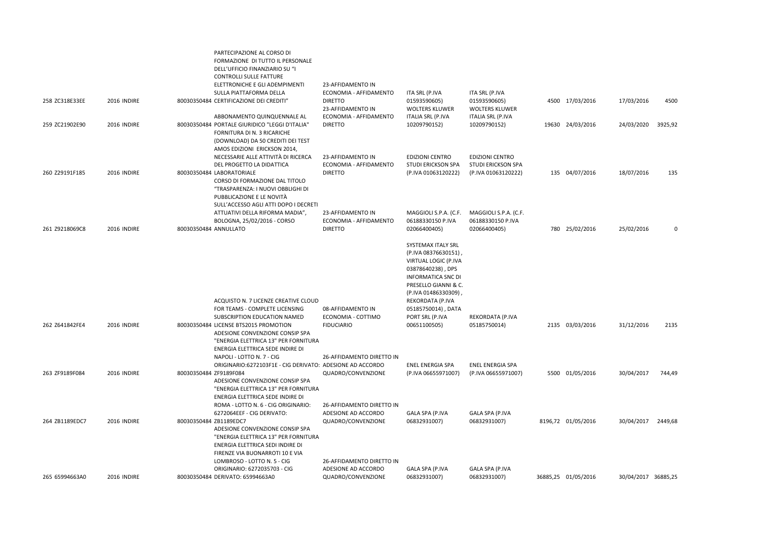| | | | | | | | | | | | |
|---|---|---|---|---|---|---|---|---|---|---|---|
| 258 | ZC318E33EE | 2016 | INDIRE | 80030350484 | PARTECIPAZIONE AL CORSO DI FORMAZIONE DI TUTTO IL PERSONALE DELL'UFFICIO FINANZIARIO SU "I CONTROLLI SULLE FATTURE ELETTRONICHE E GLI ADEMPIMENTI SULLA PIATTAFORMA DELLA CERTIFICAZIONE DEI CREDITI" | 23-AFFIDAMENTO IN ECONOMIA - AFFIDAMENTO DIRETTO | ITA SRL (P.IVA 01593590605) | ITA SRL (P.IVA 01593590605) | 4500 | 17/03/2016 | 17/03/2016 | 4500 |
| 259 | ZC21902E90 | 2016 | INDIRE | 80030350484 | ABBONAMENTO QUINQUENNALE AL PORTALE GIURIDICO "LEGGI D'ITALIA" | 23-AFFIDAMENTO IN ECONOMIA - AFFIDAMENTO DIRETTO | WOLTERS KLUWER ITALIA SRL (P.IVA 10209790152) | WOLTERS KLUWER ITALIA SRL (P.IVA 10209790152) | 19630 | 24/03/2016 | 24/03/2020 | 3925,92 |
| 260 | Z29191F185 | 2016 | INDIRE | 80030350484 | FORNITURA DI N. 3 RICARICHE (DOWNLOAD) DA 50 CREDITI DEI TEST AMOS EDIZIONI ERICKSON 2014, NECESSARIE ALLE ATTIVITÀ DI RICERCA DEL PROGETTO LA DIDATTICA LABORATORIALE | 23-AFFIDAMENTO IN ECONOMIA - AFFIDAMENTO DIRETTO | EDIZIONI CENTRO STUDI ERICKSON SPA (P.IVA 01063120222) | EDIZIONI CENTRO STUDI ERICKSON SPA (P.IVA 01063120222) | 135 | 04/07/2016 | 18/07/2016 | 135 |
| 261 | Z9218069C8 | 2016 | INDIRE | 80030350484 | CORSO DI FORMAZIONE DAL TITOLO "TRASPARENZA: I NUOVI OBBLIGHI DI PUBBLICAZIONE E LE NOVITÀ SULL'ACCESSO AGLI ATTI DOPO I DECRETI ATTUATIVI DELLA RIFORMA MADIA", BOLOGNA, 25/02/2016 - CORSO ANNULLATO | 23-AFFIDAMENTO IN ECONOMIA - AFFIDAMENTO DIRETTO | MAGGIOLI S.P.A. (C.F. 06188330150 P.IVA 02066400405) | MAGGIOLI S.P.A. (C.F. 06188330150 P.IVA 02066400405) | 780 | 25/02/2016 | 25/02/2016 | 0 |
| 262 | Z641842FE4 | 2016 | INDIRE | 80030350484 | ACQUISTO N. 7 LICENZE CREATIVE CLOUD FOR TEAMS - COMPLETE LICENSING SUBSCRIPTION EDUCATION NAMED LICENSE BTS2015 PROMOTION | 08-AFFIDAMENTO IN ECONOMIA - COTTIMO FIDUCIARIO | SYSTEMAX ITALY SRL (P.IVA 08376630151), VIRTUAL LOGIC (P.IVA 03878640238), DPS INFORMATICA SNC DI PRESELLO GIANNI & C. (P.IVA 01486330309), REKORDATA (P.IVA 05185750014), DATA PORT SRL (P.IVA 00651100505) | REKORDATA (P.IVA 05185750014) | 2135 | 03/03/2016 | 31/12/2016 | 2135 |
| 263 | ZF9189F084 | 2016 | INDIRE | 80030350484 | ADESIONE CONVENZIONE CONSIP SPA "ENERGIA ELETTRICA 13" PER FORNITURA ENERGIA ELETTRICA SEDE INDIRE DI NAPOLI - LOTTO N. 7 - CIG ORIGINARIO:6272103F1E - CIG DERIVATO: ZF9189F084 | 26-AFFIDAMENTO DIRETTO IN ADESIONE AD ACCORDO QUADRO/CONVENZIONE | ENEL ENERGIA SPA (P.IVA 06655971007) | ENEL ENERGIA SPA (P.IVA 06655971007) | 5500 | 01/05/2016 | 30/04/2017 | 744,49 |
| 264 | ZB1189EDC7 | 2016 | INDIRE | 80030350484 | ADESIONE CONVENZIONE CONSIP SPA "ENERGIA ELETTRICA 13" PER FORNITURA ENERGIA ELETTRICA SEDE INDIRE DI ROMA - LOTTO N. 6 - CIG ORIGINARIO: 6272064EEF - CIG DERIVATO: ZB1189EDC7 | 26-AFFIDAMENTO DIRETTO IN ADESIONE AD ACCORDO QUADRO/CONVENZIONE | GALA SPA (P.IVA 06832931007) | GALA SPA (P.IVA 06832931007) | 8196,72 | 01/05/2016 | 30/04/2017 | 2449,68 |
| 265 | 65994663A0 | 2016 | INDIRE | 80030350484 | ADESIONE CONVENZIONE CONSIP SPA "ENERGIA ELETTRICA 13" PER FORNITURA ENERGIA ELETTRICA SEDI INDIRE DI FIRENZE VIA BUONARROTI 10 E VIA LOMBROSO - LOTTO N. 5 - CIG ORIGINARIO: 6272035703 - CIG DERIVATO: 65994663A0 | 26-AFFIDAMENTO DIRETTO IN ADESIONE AD ACCORDO QUADRO/CONVENZIONE | GALA SPA (P.IVA 06832931007) | GALA SPA (P.IVA 06832931007) | 36885,25 | 01/05/2016 | 30/04/2017 | 36885,25 |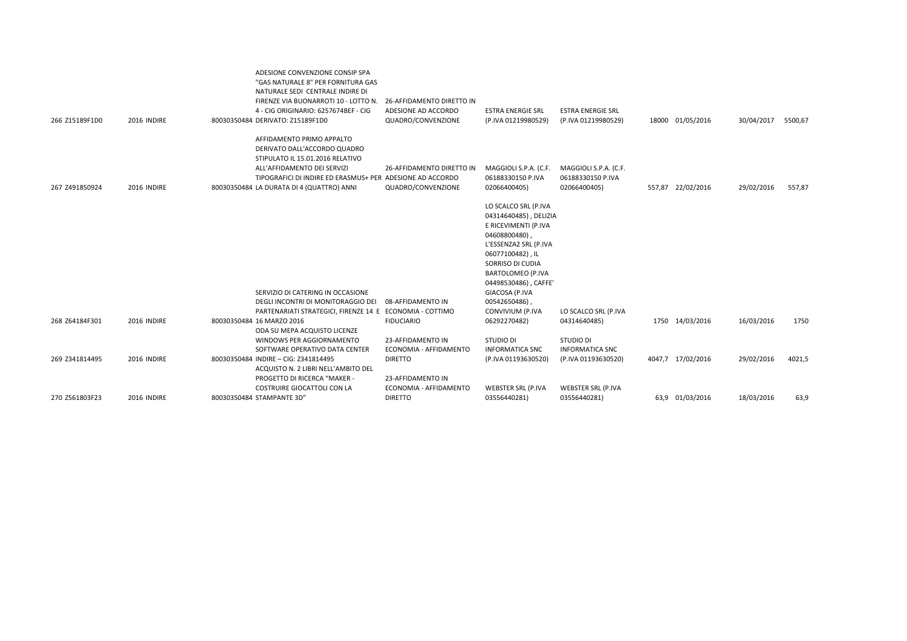| 266 | Z15189F1D0 | 2016 | INDIRE | 80030350484 | ADESIONE CONVENZIONE CONSIP SPA "GAS NATURALE 8" PER FORNITURA GAS NATURALE SEDI CENTRALE INDIRE DI FIRENZE VIA BUONARROTI 10 - LOTTO N. 4 - CIG ORIGINARIO: 6257674BEF - CIG DERIVATO: Z15189F1D0 | 26-AFFIDAMENTO DIRETTO IN ADESIONE AD ACCORDO QUADRO/CONVENZIONE | ESTRA ENERGIE SRL (P.IVA 01219980529) | ESTRA ENERGIE SRL (P.IVA 01219980529) | 18000 | 01/05/2016 | 30/04/2017 | 5500,67 |
|---|---|---|---|---|---|---|---|---|---|---|---|---|
| 267 | Z491850924 | 2016 | INDIRE | 80030350484 | AFFIDAMENTO PRIMO APPALTO DERIVATO DALL'ACCORDO QUADRO STIPULATO IL 15.01.2016 RELATIVO ALL'AFFIDAMENTO DEI SERVIZI TIPOGRAFICI DI INDIRE ED ERASMUS+ PER LA DURATA DI 4 (QUATTRO) ANNI | 26-AFFIDAMENTO DIRETTO IN ADESIONE AD ACCORDO QUADRO/CONVENZIONE | MAGGIOLI S.P.A. (C.F. 06188330150 P.IVA 02066400405) | MAGGIOLI S.P.A. (C.F. 06188330150 P.IVA 02066400405) | 557,87 | 22/02/2016 | 29/02/2016 | 557,87 |
| 268 | Z64184F301 | 2016 | INDIRE | 80030350484 | SERVIZIO DI CATERING IN OCCASIONE DEGLI INCONTRI DI MONITORAGGIO DEI PARTENARIATI STRATEGICI, FIRENZE 14 E 16 MARZO 2016 | 08-AFFIDAMENTO IN ECONOMIA - COTTIMO FIDUCIARIO | LO SCALCO SRL (P.IVA 04314640485) , DELIZIA E RICEVIMENTI (P.IVA 04608800480) , L'ESSENZA2 SRL (P.IVA 06077100482) , IL SORRISO DI CUDIA BARTOLOMEO (P.IVA 04498530486) , CAFFE' GIACOSA (P.IVA 00542650486) , CONVIVIUM (P.IVA 06292270482) | LO SCALCO SRL (P.IVA 04314640485) | 1750 | 14/03/2016 | 16/03/2016 | 1750 |
| 269 | Z341814495 | 2016 | INDIRE | 80030350484 | ODA SU MEPA ACQUISTO LICENZE WINDOWS PER AGGIORNAMENTO SOFTWARE OPERATIVO DATA CENTER INDIRE – CIG: Z341814495 | 23-AFFIDAMENTO IN ECONOMIA - AFFIDAMENTO DIRETTO | STUDIO DI INFORMATICA SNC (P.IVA 01193630520) | STUDIO DI INFORMATICA SNC (P.IVA 01193630520) | 4047,7 | 17/02/2016 | 29/02/2016 | 4021,5 |
| 270 | Z561803F23 | 2016 | INDIRE | 80030350484 | ACQUISTO N. 2 LIBRI NELL'AMBITO DEL PROGETTO DI RICERCA "MAKER - COSTRUIRE GIOCATTOLI CON LA STAMPANTE 3D" | 23-AFFIDAMENTO IN ECONOMIA - AFFIDAMENTO DIRETTO | WEBSTER SRL (P.IVA 03556440281) | WEBSTER SRL (P.IVA 03556440281) | 63,9 | 01/03/2016 | 18/03/2016 | 63,9 |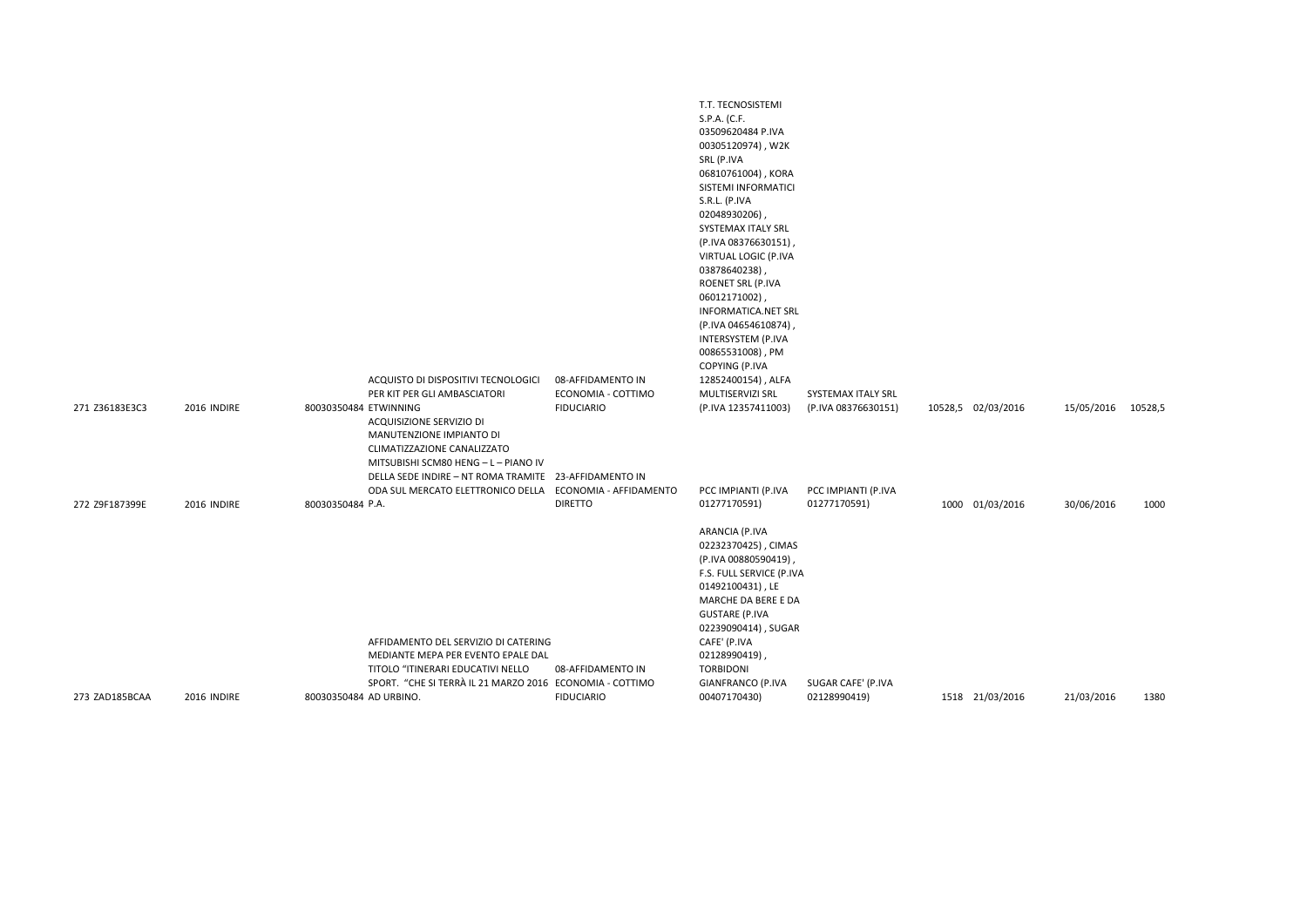| 271 | Z36183E3C3 | 2016 | INDIRE | 80030350484 | ACQUISTO DI DISPOSITIVI TECNOLOGICI PER KIT PER GLI AMBASCIATORI ETWINNING | 08-AFFIDAMENTO IN ECONOMIA - COTTIMO FIDUCIARIO | T.T. TECNOSISTEMI S.P.A. (C.F. 03509620484 P.IVA 00305120974) , W2K SRL (P.IVA 06810761004) , KORA SISTEMI INFORMATICI S.R.L. (P.IVA 02048930206) , SYSTEMAX ITALY SRL (P.IVA 08376630151) , VIRTUAL LOGIC (P.IVA 03878640238) , ROENET SRL (P.IVA 06012171002) , INFORMATICA.NET SRL (P.IVA 04654610874) , INTERSYSTEM (P.IVA 00865531008) , PM COPYING (P.IVA 12852400154) , ALFA MULTISERVIZI SRL (P.IVA 12357411003) | SYSTEMAX ITALY SRL (P.IVA 08376630151) | 10528,5 | 02/03/2016 | 15/05/2016 | 10528,5 |
|---|---|---|---|---|---|---|---|---|---|---|---|---|
| 272 | Z9F187399E | 2016 | INDIRE | 80030350484 | ACQUISIZIONE SERVIZIO DI MANUTENZIONE IMPIANTO DI CLIMATIZZAZIONE CANALIZZATO MITSUBISHI SCM80 HENG – L – PIANO IV DELLA SEDE INDIRE – NT ROMA TRAMITE ODA SUL MERCATO ELETTRONICO DELLA P.A. | 23-AFFIDAMENTO IN ECONOMIA - AFFIDAMENTO DIRETTO | PCC IMPIANTI (P.IVA 01277170591) | PCC IMPIANTI (P.IVA 01277170591) | 1000 | 01/03/2016 | 30/06/2016 | 1000 |
| 273 | ZAD185BCAA | 2016 | INDIRE | 80030350484 | AFFIDAMENTO DEL SERVIZIO DI CATERING MEDIANTE MEPA PER EVENTO EPALE DAL TITOLO "ITINERARI EDUCATIVI NELLO SPORT. "CHE SI TERRÀ IL 21 MARZO 2016 AD URBINO. | 08-AFFIDAMENTO IN ECONOMIA - COTTIMO FIDUCIARIO | ARANCIA (P.IVA 02232370425) , CIMAS (P.IVA 00880590419) , F.S. FULL SERVICE (P.IVA 01492100431) , LE MARCHE DA BERE E DA GUSTARE (P.IVA 02239090414) , SUGAR CAFE' (P.IVA 02128990419) , TORBIDONI GIANFRANCO (P.IVA 00407170430) | SUGAR CAFE' (P.IVA 02128990419) | 1518 | 21/03/2016 | 21/03/2016 | 1380 |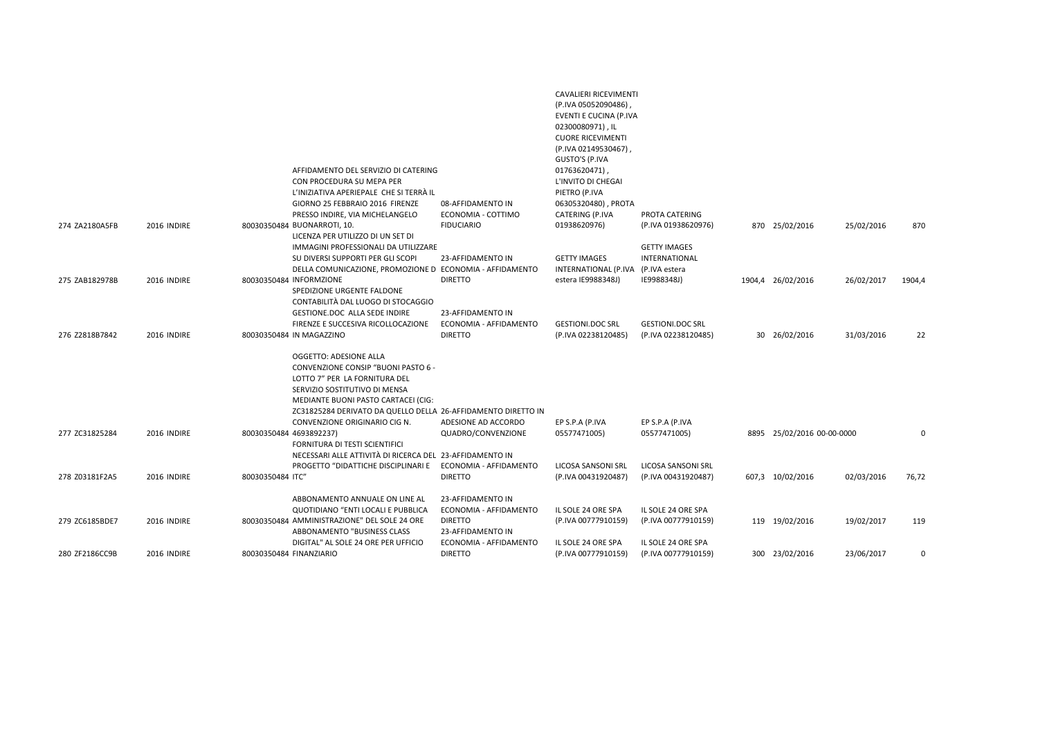| | | | | | | | | | | | | |
|---|---|---|---|---|---|---|---|---|---|---|---|---|
| 274 | ZA2180A5FB | 2016 | INDIRE | 80030350484 | AFFIDAMENTO DEL SERVIZIO DI CATERING CON PROCEDURA SU MEPA PER L'INIZIATIVA APERIEPALE CHE SI TERRÀ IL GIORNO 25 FEBBRAIO 2016 FIRENZE PRESSO INDIRE, VIA MICHELANGELO BUONARROTI, 10. | 08-AFFIDAMENTO IN ECONOMIA - COTTIMO FIDUCIARIO | CAVALIERI RICEVIMENTI (P.IVA 05052090486) , EVENTI E CUCINA (P.IVA 02300080971) , IL CUORE RICEVIMENTI (P.IVA 02149530467) , GUSTO'S (P.IVA 01763620471) , L'INVITO DI CHEGAI PIETRO (P.IVA 06305320480) , PROTA CATERING (P.IVA 01938620976) | PROTA CATERING (P.IVA 01938620976) | 870 | 25/02/2016 | 25/02/2016 | 870 |
| 275 | ZAB182978B | 2016 | INDIRE | 80030350484 | LICENZA PER UTILIZZO DI UN SET DI IMMAGINI PROFESSIONALI DA UTILIZZARE SU DIVERSI SUPPORTI PER GLI SCOPI DELLA COMUNICAZIONE, PROMOZIONE D INFORMZIONE | 23-AFFIDAMENTO IN ECONOMIA - AFFIDAMENTO DIRETTO | GETTY IMAGES INTERNATIONAL (P.IVA estera IE9988348J) | GETTY IMAGES INTERNATIONAL (P.IVA estera IE9988348J) | 1904,4 | 26/02/2016 | 26/02/2017 | 1904,4 |
| 276 | Z2818B7842 | 2016 | INDIRE | 80030350484 | SPEDIZIONE URGENTE FALDONE CONTABILITÀ DAL LUOGO DI STOCAGGIO GESTIONE.DOC ALLA SEDE INDIRE FIRENZE E SUCCESIVA RICOLLOCAZIONE IN MAGAZZINO | 23-AFFIDAMENTO IN ECONOMIA - AFFIDAMENTO DIRETTO | GESTIONI.DOC SRL (P.IVA 02238120485) | GESTIONI.DOC SRL (P.IVA 02238120485) | 30 | 26/02/2016 | 31/03/2016 | 22 |
| 277 | ZC31825284 | 2016 | INDIRE | 80030350484 | OGGETTO: ADESIONE ALLA CONVENZIONE CONSIP "BUONI PASTO 6 - LOTTO 7" PER LA FORNITURA DEL SERVIZIO SOSTITUTIVO DI MENSA MEDIANTE BUONI PASTO CARTACEI (CIG: ZC31825284 DERIVATO DA QUELLO DELLA CONVENZIONE ORIGINARIO CIG N. 4693892237) | 26-AFFIDAMENTO DIRETTO IN ADESIONE AD ACCORDO QUADRO/CONVENZIONE | EP S.P.A (P.IVA 05577471005) | EP S.P.A (P.IVA 05577471005) | 8895 | 25/02/2016 | 00-00-0000 | 0 |
| 278 | Z03181F2A5 | 2016 | INDIRE | 80030350484 | FORNITURA DI TESTI SCIENTIFICI NECESSARI ALLE ATTIVITÀ DI RICERCA DEL PROGETTO "DIDATTICHE DISCIPLINARI E ITC" | 23-AFFIDAMENTO IN ECONOMIA - AFFIDAMENTO DIRETTO | LICOSA SANSONI SRL (P.IVA 00431920487) | LICOSA SANSONI SRL (P.IVA 00431920487) | 607,3 | 10/02/2016 | 02/03/2016 | 76,72 |
| 279 | ZC6185BDE7 | 2016 | INDIRE | 80030350484 | ABBONAMENTO ANNUALE ON LINE AL QUOTIDIANO "ENTI LOCALI E PUBBLICA AMMINISTRAZIONE" DEL SOLE 24 ORE | 23-AFFIDAMENTO IN ECONOMIA - AFFIDAMENTO DIRETTO | IL SOLE 24 ORE SPA (P.IVA 00777910159) | IL SOLE 24 ORE SPA (P.IVA 00777910159) | 119 | 19/02/2016 | 19/02/2017 | 119 |
| 280 | ZF2186CC9B | 2016 | INDIRE | 80030350484 | ABBONAMENTO "BUSINESS CLASS DIGITAL" AL SOLE 24 ORE PER UFFICIO FINANZIARIO | 23-AFFIDAMENTO IN ECONOMIA - AFFIDAMENTO DIRETTO | IL SOLE 24 ORE SPA (P.IVA 00777910159) | IL SOLE 24 ORE SPA (P.IVA 00777910159) | 300 | 23/02/2016 | 23/06/2017 | 0 |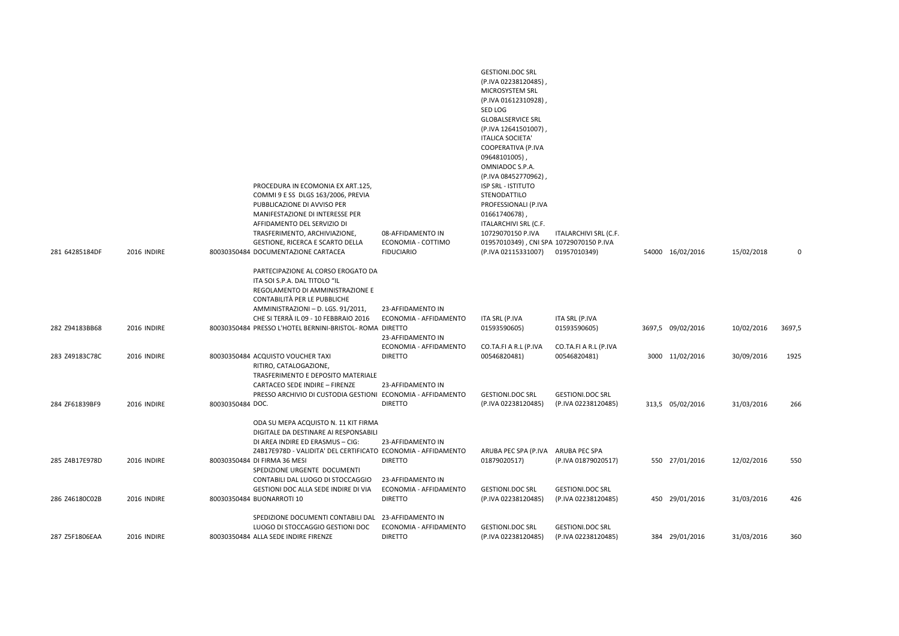| | | | | | | | | | | | |
|---|---|---|---|---|---|---|---|---|---|---|---|
| 281 | 64285184DF | 2016 | INDIRE | 80030350484 | PROCEDURA IN ECOMONIA EX ART.125, COMMI 9 E SS DLGS 163/2006, PREVIA PUBBLICAZIONE DI AVVISO PER MANIFESTAZIONE DI INTERESSE PER AFFIDAMENTO DEL SERVIZIO DI TRASFERIMENTO, ARCHIVIAZIONE, GESTIONE, RICERCA E SCARTO DELLA DOCUMENTAZIONE CARTACEA | 08-AFFIDAMENTO IN ECONOMIA - COTTIMO FIDUCIARIO | GESTIONI.DOC SRL (P.IVA 02238120485) , MICROSYSTEM SRL (P.IVA 01612310928) , SED LOG GLOBALSERVICE SRL (P.IVA 12641501007) , ITALICA SOCIETA' COOPERATIVA (P.IVA 09648101005) , OMNIADOC S.P.A. (P.IVA 08452770962) , ISP SRL - ISTITUTO STENODATTILO PROFESSIONALI (P.IVA 01661740678) , ITALARCHIVI SRL (C.F. 10729070150 P.IVA 01957010349) , CNI SPA (P.IVA 02115331007) | ITALARCHIVI SRL (C.F. 10729070150 P.IVA 01957010349) | 54000 | 16/02/2016 | 15/02/2018 | 0 |
| 282 | Z94183BB68 | 2016 | INDIRE | 80030350484 | PARTECIPAZIONE AL CORSO EROGATO DA ITA SOI S.P.A. DAL TITOLO "IL REGOLAMENTO DI AMMINISTRAZIONE E CONTABILITÀ PER LE PUBBLICHE AMMINISTRAZIONI – D. LGS. 91/2011, CHE SI TERRÀ IL 09 - 10 FEBBRAIO 2016 PRESSO L'HOTEL BERNINI-BRISTOL- ROMA | 23-AFFIDAMENTO IN ECONOMIA - AFFIDAMENTO DIRETTO | ITA SRL (P.IVA 01593590605) | ITA SRL (P.IVA 01593590605) | 3697,5 | 09/02/2016 | 10/02/2016 | 3697,5 |
| 283 | Z49183C78C | 2016 | INDIRE | 80030350484 | ACQUISTO VOUCHER TAXI | 23-AFFIDAMENTO IN ECONOMIA - AFFIDAMENTO DIRETTO | CO.TA.FI A R.L (P.IVA 00546820481) | CO.TA.FI A R.L (P.IVA 00546820481) | 3000 | 11/02/2016 | 30/09/2016 | 1925 |
| 284 | ZF61839BF9 | 2016 | INDIRE | 80030350484 | RITIRO, CATALOGAZIONE, TRASFERIMENTO E DEPOSITO MATERIALE CARTACEO SEDE INDIRE – FIRENZE PRESSO ARCHIVIO DI CUSTODIA GESTIONI DOC. | 23-AFFIDAMENTO IN ECONOMIA - AFFIDAMENTO DIRETTO | GESTIONI.DOC SRL (P.IVA 02238120485) | GESTIONI.DOC SRL (P.IVA 02238120485) | 313,5 | 05/02/2016 | 31/03/2016 | 266 |
| 285 | Z4B17E978D | 2016 | INDIRE | 80030350484 | ODA SU MEPA ACQUISTO N. 11 KIT FIRMA DIGITALE DA DESTINARE AI RESPONSABILI DI AREA INDIRE ED ERASMUS – CIG: Z4B17E978D - VALIDITA' DEL CERTIFICATO DI FIRMA 36 MESI | 23-AFFIDAMENTO IN ECONOMIA - AFFIDAMENTO DIRETTO | ARUBA PEC SPA (P.IVA 01879020517) | ARUBA PEC SPA (P.IVA 01879020517) | 550 | 27/01/2016 | 12/02/2016 | 550 |
| 286 | Z46180C02B | 2016 | INDIRE | 80030350484 | SPEDIZIONE URGENTE DOCUMENTI CONTABILI DAL LUOGO DI STOCCAGGIO GESTIONI DOC ALLA SEDE INDIRE DI VIA BUONARROTI 10 | 23-AFFIDAMENTO IN ECONOMIA - AFFIDAMENTO DIRETTO | GESTIONI.DOC SRL (P.IVA 02238120485) | GESTIONI.DOC SRL (P.IVA 02238120485) | 450 | 29/01/2016 | 31/03/2016 | 426 |
| 287 | Z5F1806EAA | 2016 | INDIRE | 80030350484 | SPEDIZIONE DOCUMENTI CONTABILI DAL LUOGO DI STOCCAGGIO GESTIONI DOC ALLA SEDE INDIRE FIRENZE | 23-AFFIDAMENTO IN ECONOMIA - AFFIDAMENTO DIRETTO | GESTIONI.DOC SRL (P.IVA 02238120485) | GESTIONI.DOC SRL (P.IVA 02238120485) | 384 | 29/01/2016 | 31/03/2016 | 360 |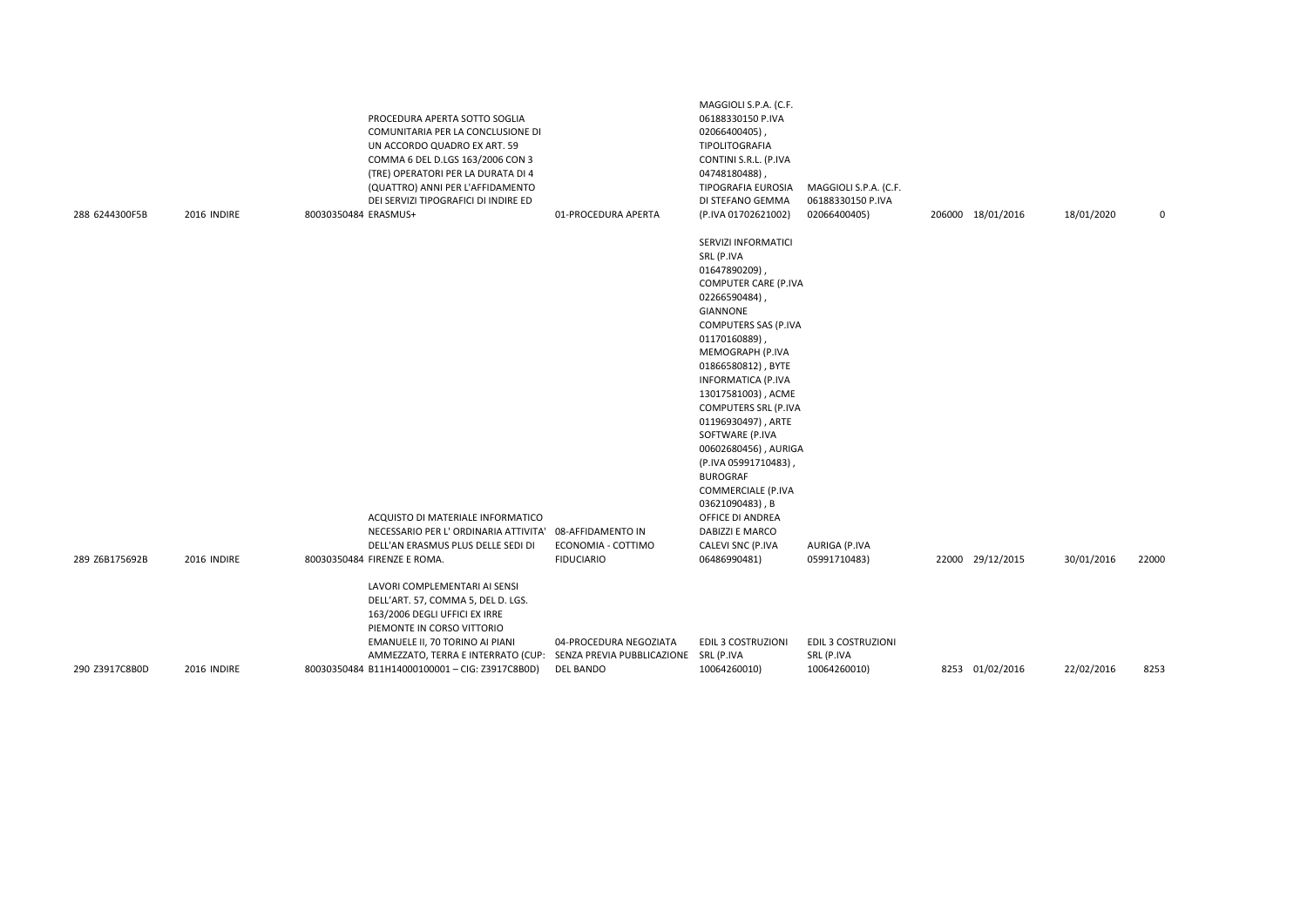| | | | | | | | | | | | |
|---|---|---|---|---|---|---|---|---|---|---|---|
| 288 | 6244300F5B | 2016 | INDIRE | 80030350484 | PROCEDURA APERTA SOTTO SOGLIA COMUNITARIA PER LA CONCLUSIONE DI UN ACCORDO QUADRO EX ART. 59 COMMA 6 DEL D.LGS 163/2006 CON 3 (TRE) OPERATORI PER LA DURATA DI 4 (QUATTRO) ANNI PER L'AFFIDAMENTO DEI SERVIZI TIPOGRAFICI DI INDIRE ED ERASMUS+ | 01-PROCEDURA APERTA | MAGGIOLI S.P.A. (C.F. 06188330150 P.IVA 02066400405) , TIPOLITOGRAFIA CONTINI S.R.L. (P.IVA 04748180488) , TIPOGRAFIA EUROSIA DI STEFANO GEMMA (P.IVA 01702621002) | MAGGIOLI S.P.A. (C.F. 06188330150 P.IVA 02066400405) | 206000 | 18/01/2016 | 18/01/2020 | 0 |
| 289 | Z6B175692B | 2016 | INDIRE | 80030350484 | ACQUISTO DI MATERIALE INFORMATICO NECESSARIO PER L' ORDINARIA ATTIVITA' DELL'AN ERASMUS PLUS DELLE SEDI DI FIRENZE E ROMA. | 08-AFFIDAMENTO IN ECONOMIA - COTTIMO FIDUCIARIO | SERVIZI INFORMATICI SRL (P.IVA 01647890209) , COMPUTER CARE (P.IVA 02266590484) , GIANNONE COMPUTERS SAS (P.IVA 01170160889) , MEMOGRAPH (P.IVA 01866580812) , BYTE INFORMATICA (P.IVA 13017581003) , ACME COMPUTERS SRL (P.IVA 01196930497) , ARTE SOFTWARE (P.IVA 00602680456) , AURIGA (P.IVA 05991710483) , BUROGRAF COMMERCIALE (P.IVA 03621090483) , B OFFICE DI ANDREA DABIZZI E MARCO CALEVI SNC (P.IVA 06486990481) | AURIGA (P.IVA 05991710483) | 22000 | 29/12/2015 | 30/01/2016 | 22000 |
| 290 | Z3917C8B0D | 2016 | INDIRE | 80030350484 | LAVORI COMPLEMENTARI AI SENSI DELL'ART. 57, COMMA 5, DEL D. LGS. 163/2006 DEGLI UFFICI EX IRRE PIEMONTE IN CORSO VITTORIO EMANUELE II, 70 TORINO AI PIANI AMMEZZATO, TERRA E INTERRATO (CUP: B11H14000100001 – CIG: Z3917C8B0D) | 04-PROCEDURA NEGOZIATA SENZA PREVIA PUBBLICAZIONE DEL BANDO | EDIL 3 COSTRUZIONI SRL (P.IVA 10064260010) | EDIL 3 COSTRUZIONI SRL (P.IVA 10064260010) | 8253 | 01/02/2016 | 22/02/2016 | 8253 |